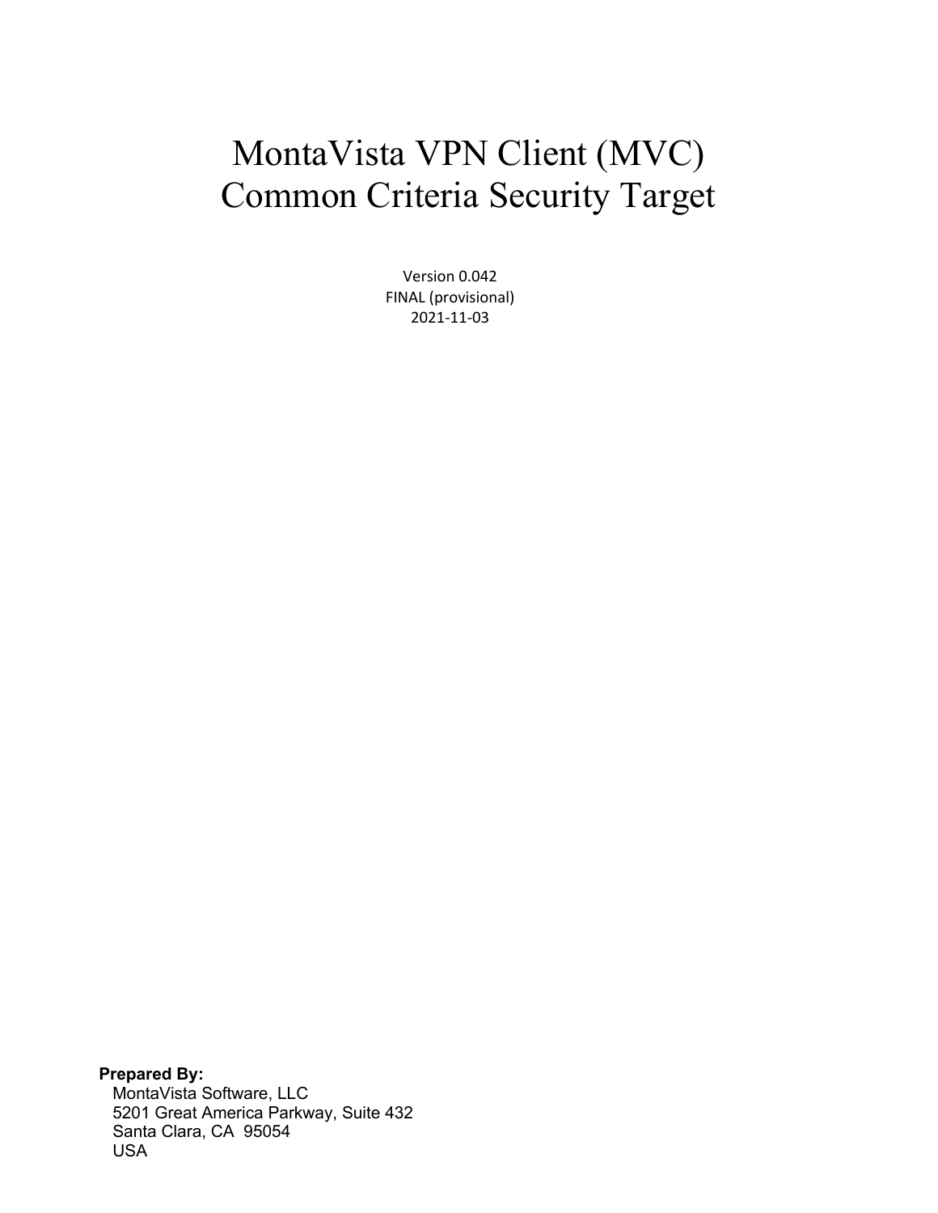# MontaVista VPN Client (MVC) Common Criteria Security Target

Version 0.042
FINAL (provisional)
2021-11-03

**Prepared By:**
MontaVista Software, LLC
5201 Great America Parkway, Suite 432
Santa Clara, CA 95054
USA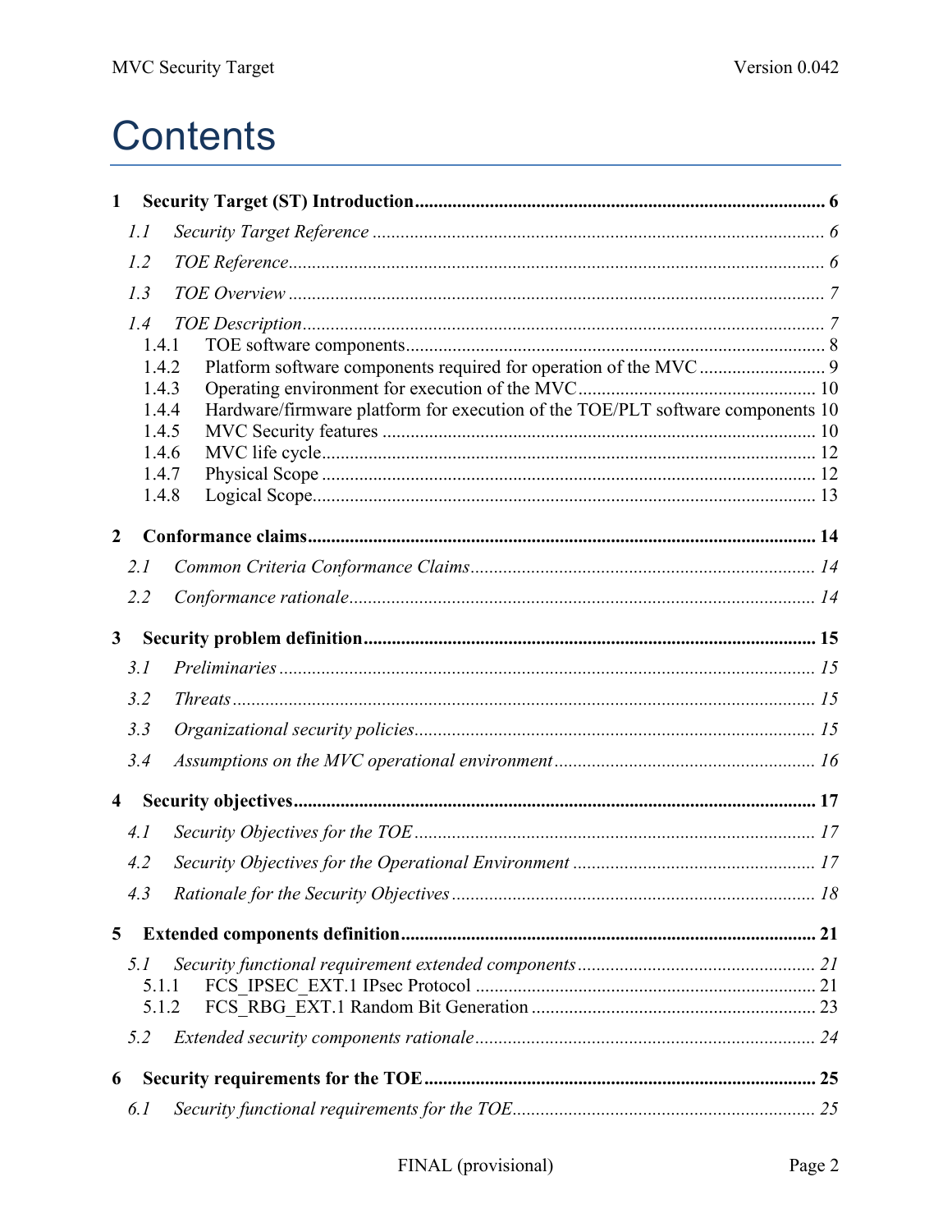# Contents

**1 Security Target (ST) Introduction** ........ **6**

*1.1 Security Target Reference* ........ *6*

*1.2 TOE Reference* ........ *6*

*1.3 TOE Overview* ........ *7*

*1.4 TOE Description* ........ *7*

1.4.1 TOE software components ........ 8

1.4.2 Platform software components required for operation of the MVC ........ 9

1.4.3 Operating environment for execution of the MVC ........ 10

1.4.4 Hardware/firmware platform for execution of the TOE/PLT software components 10

1.4.5 MVC Security features ........ 10

1.4.6 MVC life cycle ........ 12

1.4.7 Physical Scope ........ 12

1.4.8 Logical Scope ........ 13

**2 Conformance claims** ........ **14**

*2.1 Common Criteria Conformance Claims* ........ *14*

*2.2 Conformance rationale* ........ *14*

**3 Security problem definition** ........ **15**

*3.1 Preliminaries* ........ *15*

*3.2 Threats* ........ *15*

*3.3 Organizational security policies* ........ *15*

*3.4 Assumptions on the MVC operational environment* ........ *16*

**4 Security objectives** ........ **17**

*4.1 Security Objectives for the TOE* ........ *17*

*4.2 Security Objectives for the Operational Environment* ........ *17*

*4.3 Rationale for the Security Objectives* ........ *18*

**5 Extended components definition** ........ **21**

*5.1 Security functional requirement extended components* ........ *21*

5.1.1 FCS_IPSEC_EXT.1 IPsec Protocol ........ 21

5.1.2 FCS_RBG_EXT.1 Random Bit Generation ........ 23

*5.2 Extended security components rationale* ........ *24*

**6 Security requirements for the TOE** ........ **25**

*6.1 Security functional requirements for the TOE* ........ *25*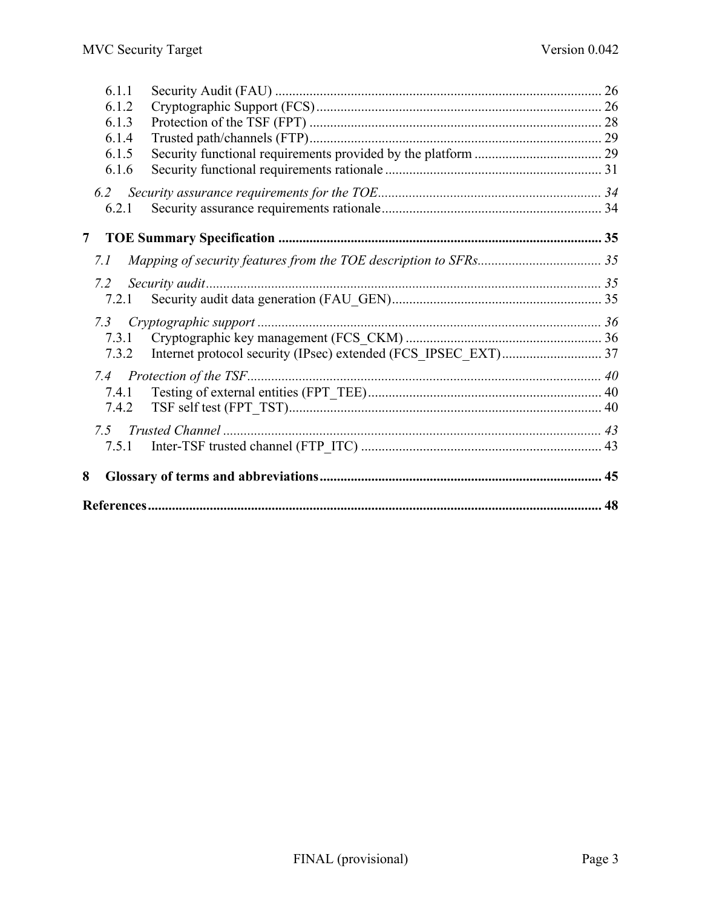6.1.1 Security Audit (FAU) ........ 26
6.1.2 Cryptographic Support (FCS) ........ 26
6.1.3 Protection of the TSF (FPT) ........ 28
6.1.4 Trusted path/channels (FTP) ........ 29
6.1.5 Security functional requirements provided by the platform ........ 29
6.1.6 Security functional requirements rationale ........ 31

*6.2 Security assurance requirements for the TOE ........ 34*
6.2.1 Security assurance requirements rationale ........ 34

**7 TOE Summary Specification ........ 35**

*7.1 Mapping of security features from the TOE description to SFRs ........ 35*

*7.2 Security audit ........ 35*
7.2.1 Security audit data generation (FAU_GEN) ........ 35

*7.3 Cryptographic support ........ 36*
7.3.1 Cryptographic key management (FCS_CKM) ........ 36
7.3.2 Internet protocol security (IPsec) extended (FCS_IPSEC_EXT) ........ 37

*7.4 Protection of the TSF ........ 40*
7.4.1 Testing of external entities (FPT_TEE) ........ 40
7.4.2 TSF self test (FPT_TST) ........ 40

*7.5 Trusted Channel ........ 43*
7.5.1 Inter-TSF trusted channel (FTP_ITC) ........ 43

**8 Glossary of terms and abbreviations ........ 45**

**References ........ 48**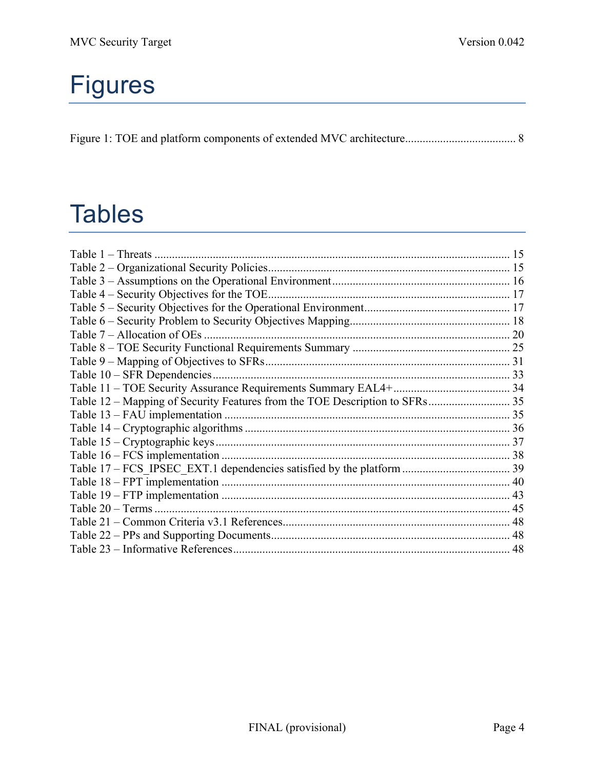# Figures

Figure 1: TOE and platform components of extended MVC architecture...................................... 8

# Tables

Table 1 – Threats ......................................................................................................... 15
Table 2 – Organizational Security Policies.................................................................. 15
Table 3 – Assumptions on the Operational Environment............................................ 16
Table 4 – Security Objectives for the TOE.................................................................. 17
Table 5 – Security Objectives for the Operational Environment................................. 17
Table 6 – Security Problem to Security Objectives Mapping...................................... 18
Table 7 – Allocation of OEs ........................................................................................ 20
Table 8 – TOE Security Functional Requirements Summary ...................................... 25
Table 9 – Mapping of Objectives to SFRs................................................................... 31
Table 10 – SFR Dependencies..................................................................................... 33
Table 11 – TOE Security Assurance Requirements Summary EAL4+........................ 34
Table 12 – Mapping of Security Features from the TOE Description to SFRs............ 35
Table 13 – FAU implementation ................................................................................. 35
Table 14 – Cryptographic algorithms .......................................................................... 36
Table 15 – Cryptographic keys.................................................................................... 37
Table 16 – FCS implementation .................................................................................. 38
Table 17 – FCS_IPSEC_EXT.1 dependencies satisfied by the platform ..................... 39
Table 18 – FPT implementation .................................................................................. 40
Table 19 – FTP implementation .................................................................................. 43
Table 20 – Terms ......................................................................................................... 45
Table 21 – Common Criteria v3.1 References............................................................. 48
Table 22 – PPs and Supporting Documents................................................................. 48
Table 23 – Informative References.............................................................................. 48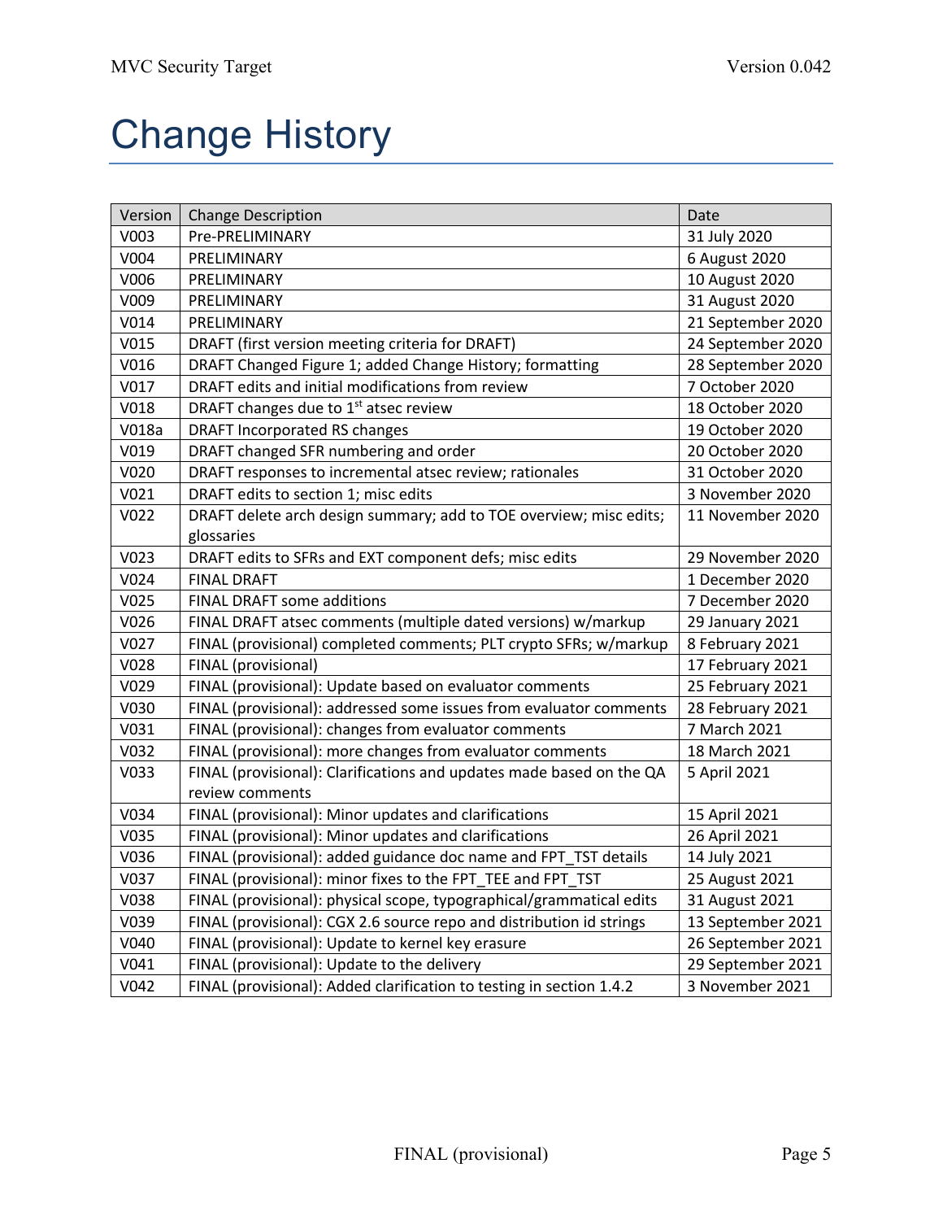# Change History

| Version | Change Description | Date |
|---|---|---|
| V003 | Pre-PRELIMINARY | 31 July 2020 |
| V004 | PRELIMINARY | 6 August 2020 |
| V006 | PRELIMINARY | 10 August 2020 |
| V009 | PRELIMINARY | 31 August 2020 |
| V014 | PRELIMINARY | 21 September 2020 |
| V015 | DRAFT (first version meeting criteria for DRAFT) | 24 September 2020 |
| V016 | DRAFT Changed Figure 1; added Change History; formatting | 28 September 2020 |
| V017 | DRAFT edits and initial modifications from review | 7 October 2020 |
| V018 | DRAFT changes due to 1st atsec review | 18 October 2020 |
| V018a | DRAFT Incorporated RS changes | 19 October 2020 |
| V019 | DRAFT changed SFR numbering and order | 20 October 2020 |
| V020 | DRAFT responses to incremental atsec review; rationales | 31 October 2020 |
| V021 | DRAFT edits to section 1; misc edits | 3 November 2020 |
| V022 | DRAFT delete arch design summary; add to TOE overview; misc edits; glossaries | 11 November 2020 |
| V023 | DRAFT edits to SFRs and EXT component defs; misc edits | 29 November 2020 |
| V024 | FINAL DRAFT | 1 December 2020 |
| V025 | FINAL DRAFT some additions | 7 December 2020 |
| V026 | FINAL DRAFT atsec comments (multiple dated versions) w/markup | 29 January 2021 |
| V027 | FINAL (provisional) completed comments; PLT crypto SFRs; w/markup | 8 February 2021 |
| V028 | FINAL (provisional) | 17 February 2021 |
| V029 | FINAL (provisional): Update based on evaluator comments | 25 February 2021 |
| V030 | FINAL (provisional): addressed some issues from evaluator comments | 28 February 2021 |
| V031 | FINAL (provisional): changes from evaluator comments | 7 March 2021 |
| V032 | FINAL (provisional): more changes from evaluator comments | 18 March 2021 |
| V033 | FINAL (provisional): Clarifications and updates made based on the QA review comments | 5 April 2021 |
| V034 | FINAL (provisional): Minor updates and clarifications | 15 April 2021 |
| V035 | FINAL (provisional): Minor updates and clarifications | 26 April 2021 |
| V036 | FINAL (provisional): added guidance doc name and FPT_TST details | 14 July 2021 |
| V037 | FINAL (provisional): minor fixes to the FPT_TEE and FPT_TST | 25 August 2021 |
| V038 | FINAL (provisional): physical scope, typographical/grammatical edits | 31 August 2021 |
| V039 | FINAL (provisional): CGX 2.6 source repo and distribution id strings | 13 September 2021 |
| V040 | FINAL (provisional): Update to kernel key erasure | 26 September 2021 |
| V041 | FINAL (provisional): Update to the delivery | 29 September 2021 |
| V042 | FINAL (provisional): Added clarification to testing in section 1.4.2 | 3 November 2021 |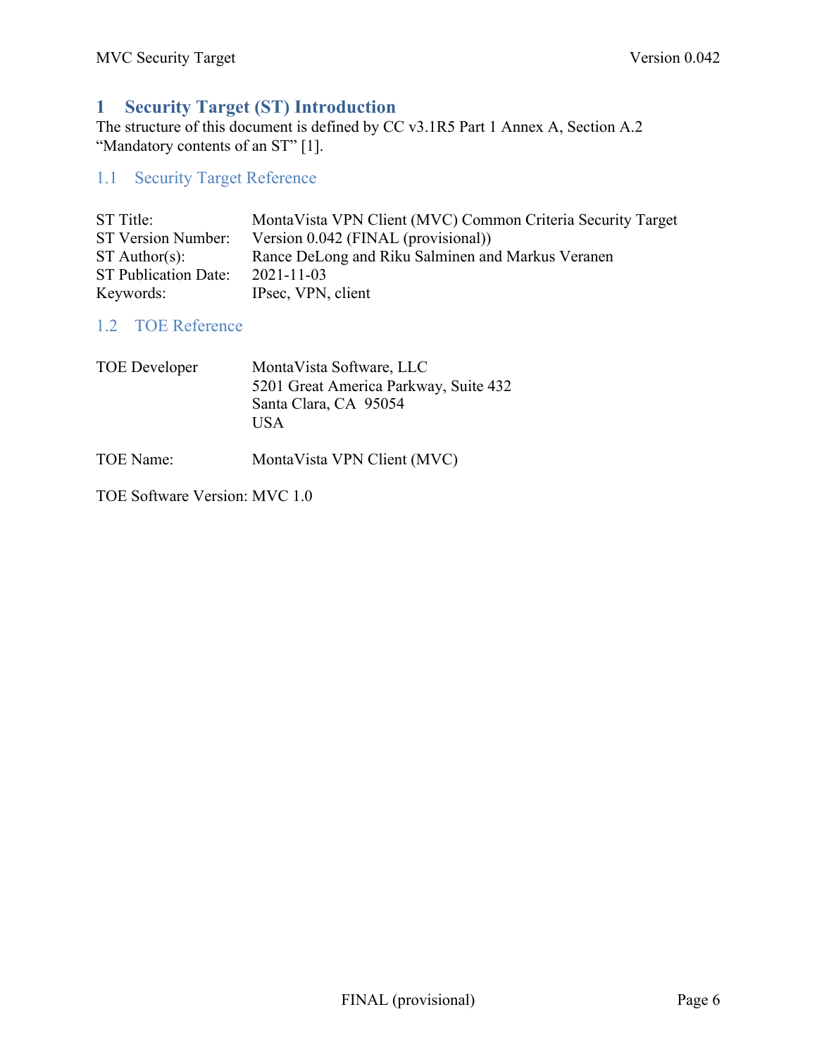# 1 Security Target (ST) Introduction

The structure of this document is defined by CC v3.1R5 Part 1 Annex A, Section A.2 "Mandatory contents of an ST" [1].

## 1.1 Security Target Reference

| | |
|---|---|
| ST Title: | MontaVista VPN Client (MVC) Common Criteria Security Target |
| ST Version Number: | Version 0.042 (FINAL (provisional)) |
| ST Author(s): | Rance DeLong and Riku Salminen and Markus Veranen |
| ST Publication Date: | 2021-11-03 |
| Keywords: | IPsec, VPN, client |

## 1.2 TOE Reference

TOE Developer: MontaVista Software, LLC
5201 Great America Parkway, Suite 432
Santa Clara, CA 95054
USA

TOE Name: MontaVista VPN Client (MVC)

TOE Software Version: MVC 1.0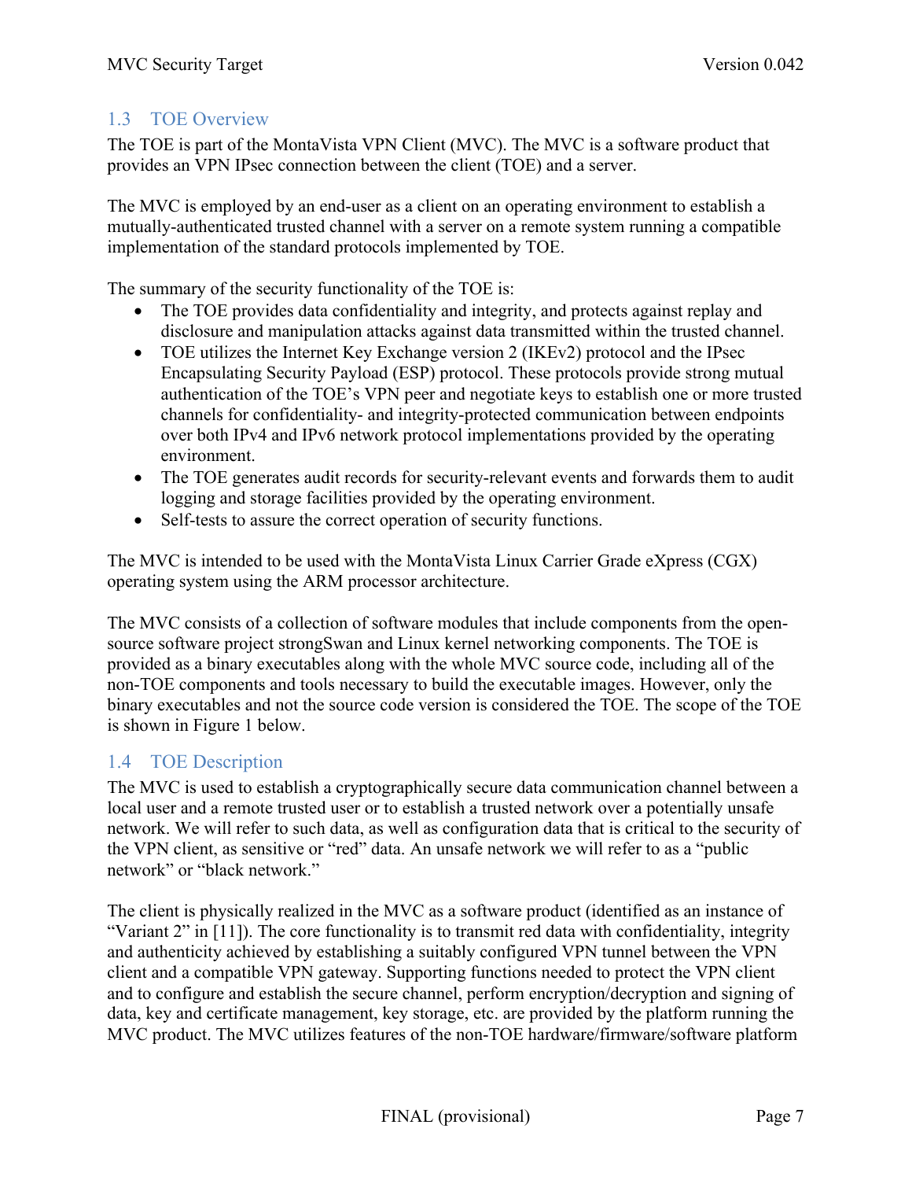## 1.3 TOE Overview

The TOE is part of the MontaVista VPN Client (MVC). The MVC is a software product that provides an VPN IPsec connection between the client (TOE) and a server.

The MVC is employed by an end-user as a client on an operating environment to establish a mutually-authenticated trusted channel with a server on a remote system running a compatible implementation of the standard protocols implemented by TOE.

The summary of the security functionality of the TOE is:

- The TOE provides data confidentiality and integrity, and protects against replay and disclosure and manipulation attacks against data transmitted within the trusted channel.
- TOE utilizes the Internet Key Exchange version 2 (IKEv2) protocol and the IPsec Encapsulating Security Payload (ESP) protocol. These protocols provide strong mutual authentication of the TOE's VPN peer and negotiate keys to establish one or more trusted channels for confidentiality- and integrity-protected communication between endpoints over both IPv4 and IPv6 network protocol implementations provided by the operating environment.
- The TOE generates audit records for security-relevant events and forwards them to audit logging and storage facilities provided by the operating environment.
- Self-tests to assure the correct operation of security functions.

The MVC is intended to be used with the MontaVista Linux Carrier Grade eXpress (CGX) operating system using the ARM processor architecture.

The MVC consists of a collection of software modules that include components from the open-source software project strongSwan and Linux kernel networking components. The TOE is provided as a binary executables along with the whole MVC source code, including all of the non-TOE components and tools necessary to build the executable images. However, only the binary executables and not the source code version is considered the TOE. The scope of the TOE is shown in Figure 1 below.

## 1.4 TOE Description

The MVC is used to establish a cryptographically secure data communication channel between a local user and a remote trusted user or to establish a trusted network over a potentially unsafe network. We will refer to such data, as well as configuration data that is critical to the security of the VPN client, as sensitive or "red" data. An unsafe network we will refer to as a "public network" or "black network."

The client is physically realized in the MVC as a software product (identified as an instance of "Variant 2" in [11]). The core functionality is to transmit red data with confidentiality, integrity and authenticity achieved by establishing a suitably configured VPN tunnel between the VPN client and a compatible VPN gateway. Supporting functions needed to protect the VPN client and to configure and establish the secure channel, perform encryption/decryption and signing of data, key and certificate management, key storage, etc. are provided by the platform running the MVC product. The MVC utilizes features of the non-TOE hardware/firmware/software platform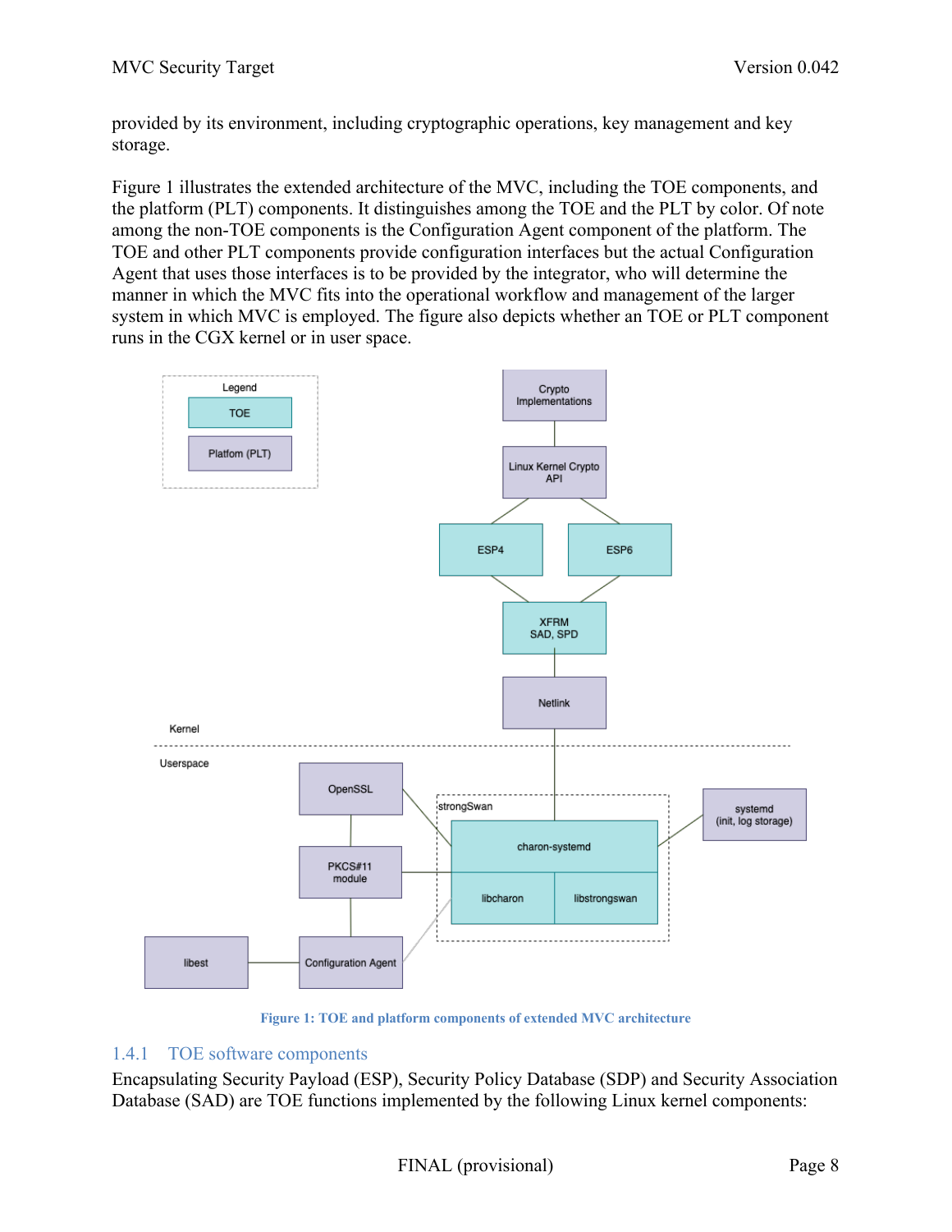provided by its environment, including cryptographic operations, key management and key storage.

Figure 1 illustrates the extended architecture of the MVC, including the TOE components, and the platform (PLT) components. It distinguishes among the TOE and the PLT by color. Of note among the non-TOE components is the Configuration Agent component of the platform. The TOE and other PLT components provide configuration interfaces but the actual Configuration Agent that uses those interfaces is to be provided by the integrator, who will determine the manner in which the MVC fits into the operational workflow and management of the larger system in which MVC is employed. The figure also depicts whether an TOE or PLT component runs in the CGX kernel or in user space.

**Figure 1: TOE and platform components of extended MVC architecture**

### 1.4.1 TOE software components

Encapsulating Security Payload (ESP), Security Policy Database (SDP) and Security Association Database (SAD) are TOE functions implemented by the following Linux kernel components: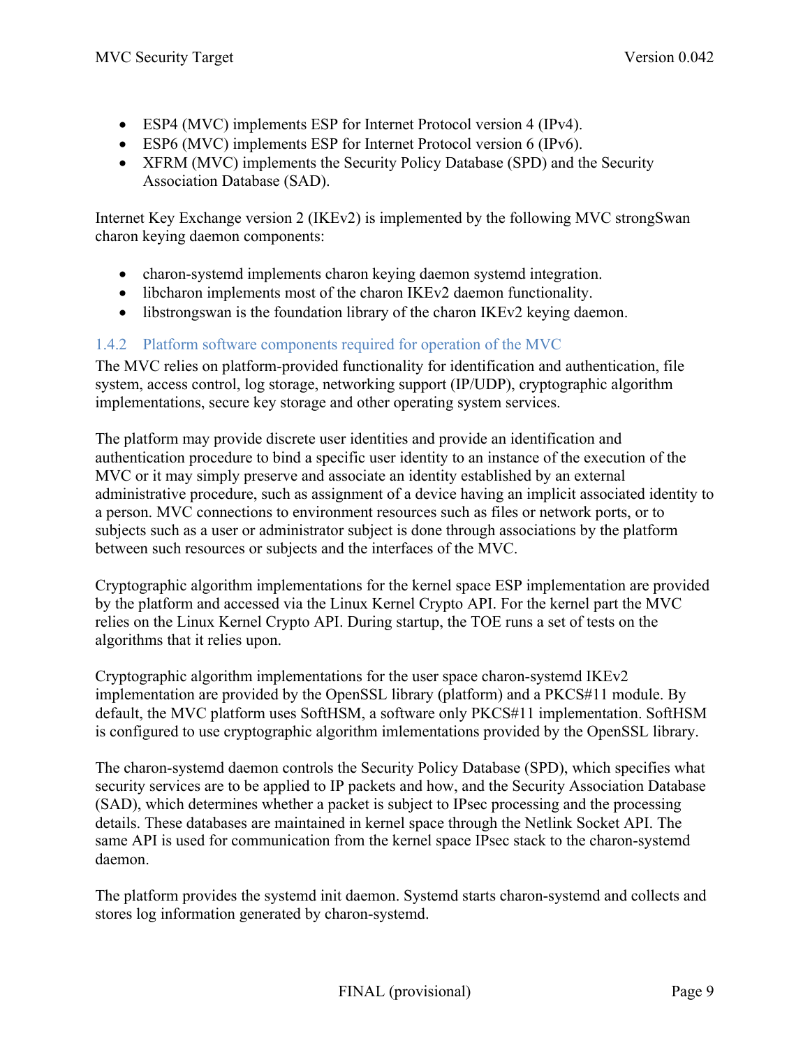- ESP4 (MVC) implements ESP for Internet Protocol version 4 (IPv4).
- ESP6 (MVC) implements ESP for Internet Protocol version 6 (IPv6).
- XFRM (MVC) implements the Security Policy Database (SPD) and the Security Association Database (SAD).

Internet Key Exchange version 2 (IKEv2) is implemented by the following MVC strongSwan charon keying daemon components:

- charon-systemd implements charon keying daemon systemd integration.
- libcharon implements most of the charon IKEv2 daemon functionality.
- libstrongswan is the foundation library of the charon IKEv2 keying daemon.

### 1.4.2 Platform software components required for operation of the MVC

The MVC relies on platform-provided functionality for identification and authentication, file system, access control, log storage, networking support (IP/UDP), cryptographic algorithm implementations, secure key storage and other operating system services.

The platform may provide discrete user identities and provide an identification and authentication procedure to bind a specific user identity to an instance of the execution of the MVC or it may simply preserve and associate an identity established by an external administrative procedure, such as assignment of a device having an implicit associated identity to a person. MVC connections to environment resources such as files or network ports, or to subjects such as a user or administrator subject is done through associations by the platform between such resources or subjects and the interfaces of the MVC.

Cryptographic algorithm implementations for the kernel space ESP implementation are provided by the platform and accessed via the Linux Kernel Crypto API. For the kernel part the MVC relies on the Linux Kernel Crypto API. During startup, the TOE runs a set of tests on the algorithms that it relies upon.

Cryptographic algorithm implementations for the user space charon-systemd IKEv2 implementation are provided by the OpenSSL library (platform) and a PKCS#11 module. By default, the MVC platform uses SoftHSM, a software only PKCS#11 implementation. SoftHSM is configured to use cryptographic algorithm imlementations provided by the OpenSSL library.

The charon-systemd daemon controls the Security Policy Database (SPD), which specifies what security services are to be applied to IP packets and how, and the Security Association Database (SAD), which determines whether a packet is subject to IPsec processing and the processing details. These databases are maintained in kernel space through the Netlink Socket API. The same API is used for communication from the kernel space IPsec stack to the charon-systemd daemon.

The platform provides the systemd init daemon. Systemd starts charon-systemd and collects and stores log information generated by charon-systemd.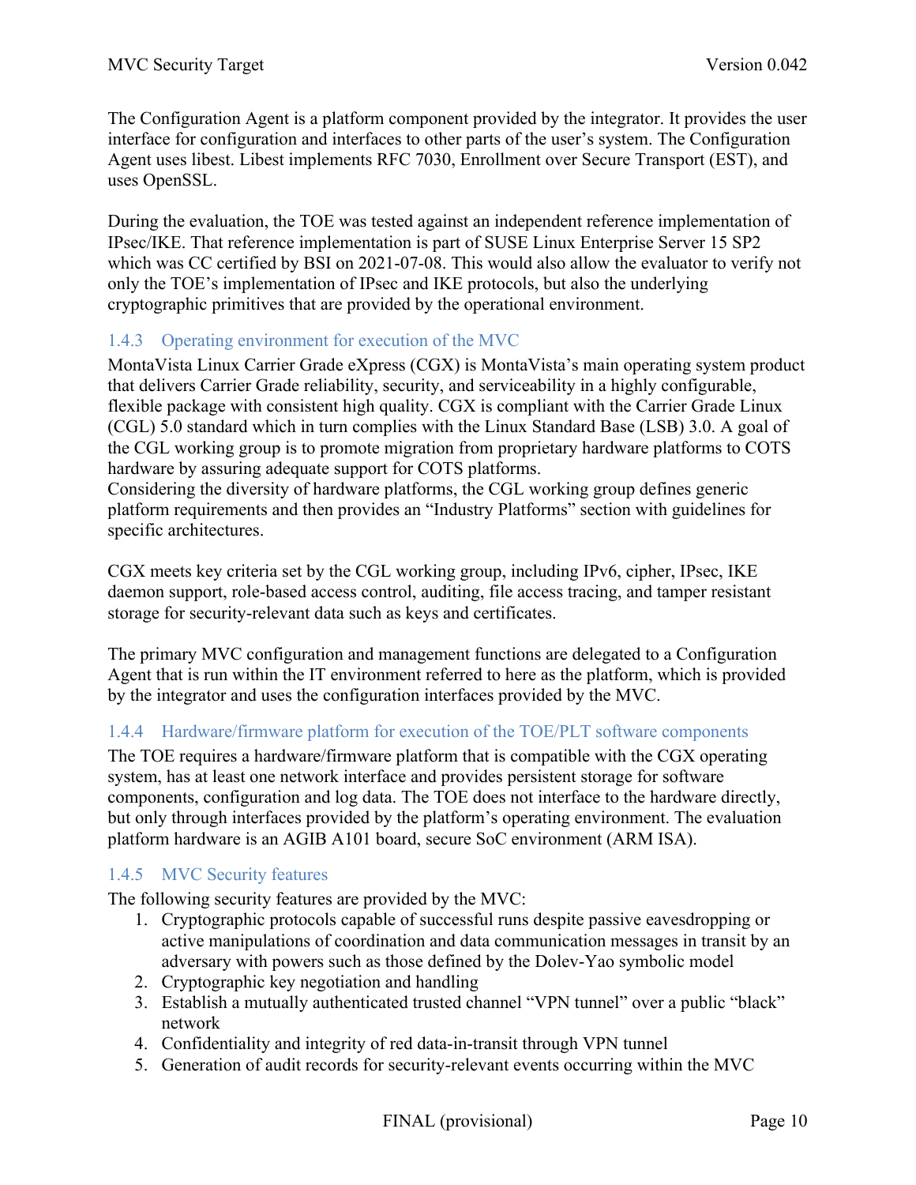The Configuration Agent is a platform component provided by the integrator. It provides the user interface for configuration and interfaces to other parts of the user's system. The Configuration Agent uses libest. Libest implements RFC 7030, Enrollment over Secure Transport (EST), and uses OpenSSL.

During the evaluation, the TOE was tested against an independent reference implementation of IPsec/IKE. That reference implementation is part of SUSE Linux Enterprise Server 15 SP2 which was CC certified by BSI on 2021-07-08. This would also allow the evaluator to verify not only the TOE's implementation of IPsec and IKE protocols, but also the underlying cryptographic primitives that are provided by the operational environment.

### 1.4.3 Operating environment for execution of the MVC

MontaVista Linux Carrier Grade eXpress (CGX) is MontaVista's main operating system product that delivers Carrier Grade reliability, security, and serviceability in a highly configurable, flexible package with consistent high quality. CGX is compliant with the Carrier Grade Linux (CGL) 5.0 standard which in turn complies with the Linux Standard Base (LSB) 3.0. A goal of the CGL working group is to promote migration from proprietary hardware platforms to COTS hardware by assuring adequate support for COTS platforms.
Considering the diversity of hardware platforms, the CGL working group defines generic platform requirements and then provides an "Industry Platforms" section with guidelines for specific architectures.

CGX meets key criteria set by the CGL working group, including IPv6, cipher, IPsec, IKE daemon support, role-based access control, auditing, file access tracing, and tamper resistant storage for security-relevant data such as keys and certificates.

The primary MVC configuration and management functions are delegated to a Configuration Agent that is run within the IT environment referred to here as the platform, which is provided by the integrator and uses the configuration interfaces provided by the MVC.

### 1.4.4 Hardware/firmware platform for execution of the TOE/PLT software components

The TOE requires a hardware/firmware platform that is compatible with the CGX operating system, has at least one network interface and provides persistent storage for software components, configuration and log data. The TOE does not interface to the hardware directly, but only through interfaces provided by the platform's operating environment. The evaluation platform hardware is an AGIB A101 board, secure SoC environment (ARM ISA).

### 1.4.5 MVC Security features

The following security features are provided by the MVC:

1. Cryptographic protocols capable of successful runs despite passive eavesdropping or active manipulations of coordination and data communication messages in transit by an adversary with powers such as those defined by the Dolev-Yao symbolic model
2. Cryptographic key negotiation and handling
3. Establish a mutually authenticated trusted channel "VPN tunnel" over a public "black" network
4. Confidentiality and integrity of red data-in-transit through VPN tunnel
5. Generation of audit records for security-relevant events occurring within the MVC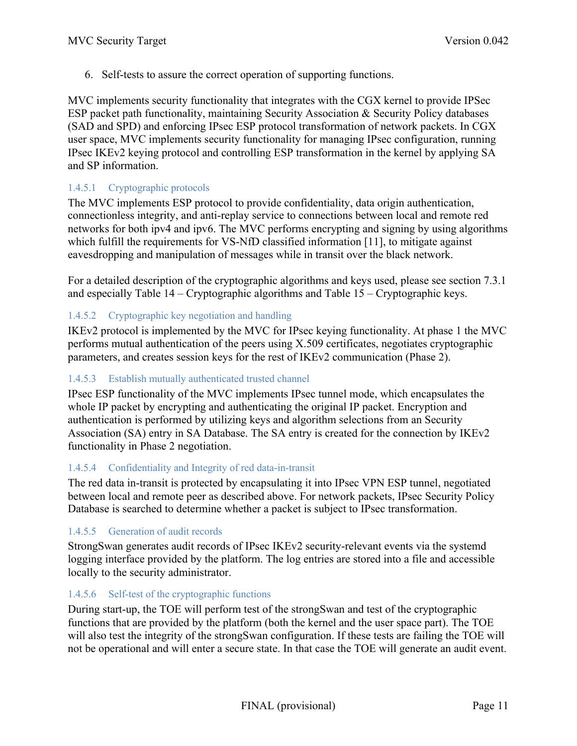6. Self-tests to assure the correct operation of supporting functions.

MVC implements security functionality that integrates with the CGX kernel to provide IPSec ESP packet path functionality, maintaining Security Association & Security Policy databases (SAD and SPD) and enforcing IPsec ESP protocol transformation of network packets. In CGX user space, MVC implements security functionality for managing IPsec configuration, running IPsec IKEv2 keying protocol and controlling ESP transformation in the kernel by applying SA and SP information.

### 1.4.5.1 Cryptographic protocols

The MVC implements ESP protocol to provide confidentiality, data origin authentication, connectionless integrity, and anti-replay service to connections between local and remote red networks for both ipv4 and ipv6. The MVC performs encrypting and signing by using algorithms which fulfill the requirements for VS-NfD classified information [11], to mitigate against eavesdropping and manipulation of messages while in transit over the black network.

For a detailed description of the cryptographic algorithms and keys used, please see section 7.3.1 and especially Table 14 – Cryptographic algorithms and Table 15 – Cryptographic keys.

### 1.4.5.2 Cryptographic key negotiation and handling

IKEv2 protocol is implemented by the MVC for IPsec keying functionality. At phase 1 the MVC performs mutual authentication of the peers using X.509 certificates, negotiates cryptographic parameters, and creates session keys for the rest of IKEv2 communication (Phase 2).

### 1.4.5.3 Establish mutually authenticated trusted channel

IPsec ESP functionality of the MVC implements IPsec tunnel mode, which encapsulates the whole IP packet by encrypting and authenticating the original IP packet. Encryption and authentication is performed by utilizing keys and algorithm selections from an Security Association (SA) entry in SA Database. The SA entry is created for the connection by IKEv2 functionality in Phase 2 negotiation.

### 1.4.5.4 Confidentiality and Integrity of red data-in-transit

The red data in-transit is protected by encapsulating it into IPsec VPN ESP tunnel, negotiated between local and remote peer as described above. For network packets, IPsec Security Policy Database is searched to determine whether a packet is subject to IPsec transformation.

### 1.4.5.5 Generation of audit records

StrongSwan generates audit records of IPsec IKEv2 security-relevant events via the systemd logging interface provided by the platform. The log entries are stored into a file and accessible locally to the security administrator.

### 1.4.5.6 Self-test of the cryptographic functions

During start-up, the TOE will perform test of the strongSwan and test of the cryptographic functions that are provided by the platform (both the kernel and the user space part). The TOE will also test the integrity of the strongSwan configuration. If these tests are failing the TOE will not be operational and will enter a secure state. In that case the TOE will generate an audit event.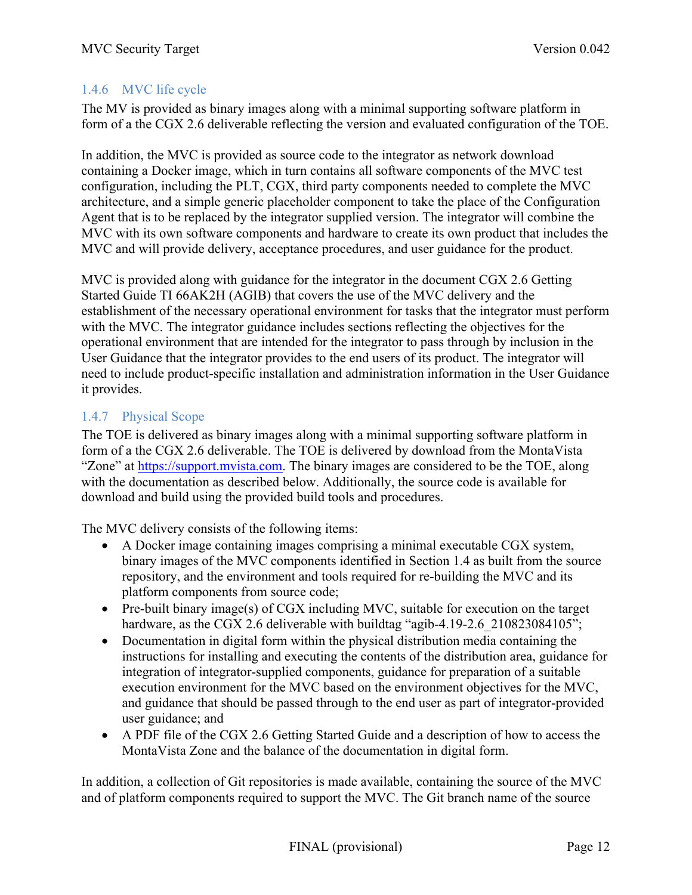### 1.4.6 MVC life cycle

The MV is provided as binary images along with a minimal supporting software platform in form of a the CGX 2.6 deliverable reflecting the version and evaluated configuration of the TOE.

In addition, the MVC is provided as source code to the integrator as network download containing a Docker image, which in turn contains all software components of the MVC test configuration, including the PLT, CGX, third party components needed to complete the MVC architecture, and a simple generic placeholder component to take the place of the Configuration Agent that is to be replaced by the integrator supplied version. The integrator will combine the MVC with its own software components and hardware to create its own product that includes the MVC and will provide delivery, acceptance procedures, and user guidance for the product.

MVC is provided along with guidance for the integrator in the document CGX 2.6 Getting Started Guide TI 66AK2H (AGIB) that covers the use of the MVC delivery and the establishment of the necessary operational environment for tasks that the integrator must perform with the MVC. The integrator guidance includes sections reflecting the objectives for the operational environment that are intended for the integrator to pass through by inclusion in the User Guidance that the integrator provides to the end users of its product. The integrator will need to include product-specific installation and administration information in the User Guidance it provides.

### 1.4.7 Physical Scope

The TOE is delivered as binary images along with a minimal supporting software platform in form of a the CGX 2.6 deliverable. The TOE is delivered by download from the MontaVista "Zone" at https://support.mvista.com. The binary images are considered to be the TOE, along with the documentation as described below. Additionally, the source code is available for download and build using the provided build tools and procedures.

The MVC delivery consists of the following items:

- A Docker image containing images comprising a minimal executable CGX system, binary images of the MVC components identified in Section 1.4 as built from the source repository, and the environment and tools required for re-building the MVC and its platform components from source code;
- Pre-built binary image(s) of CGX including MVC, suitable for execution on the target hardware, as the CGX 2.6 deliverable with buildtag "agib-4.19-2.6_210823084105";
- Documentation in digital form within the physical distribution media containing the instructions for installing and executing the contents of the distribution area, guidance for integration of integrator-supplied components, guidance for preparation of a suitable execution environment for the MVC based on the environment objectives for the MVC, and guidance that should be passed through to the end user as part of integrator-provided user guidance; and
- A PDF file of the CGX 2.6 Getting Started Guide and a description of how to access the MontaVista Zone and the balance of the documentation in digital form.

In addition, a collection of Git repositories is made available, containing the source of the MVC and of platform components required to support the MVC. The Git branch name of the source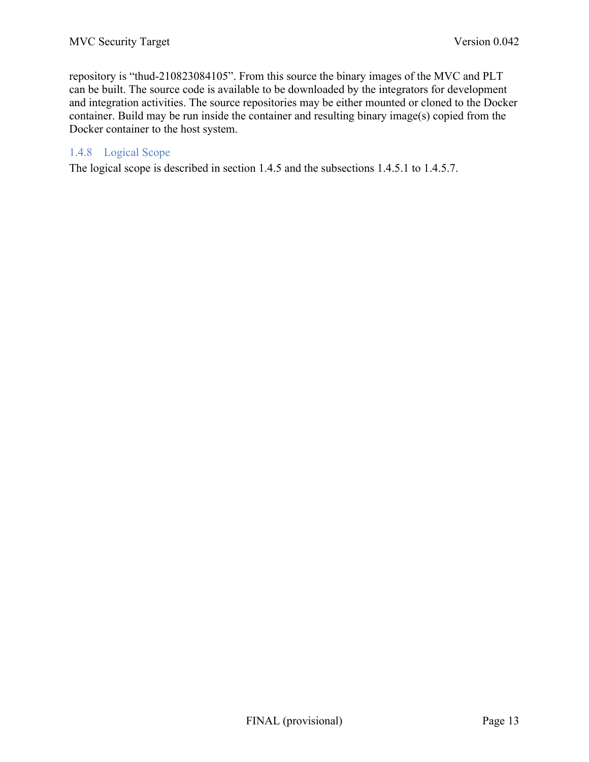repository is "thud-210823084105". From this source the binary images of the MVC and PLT can be built. The source code is available to be downloaded by the integrators for development and integration activities. The source repositories may be either mounted or cloned to the Docker container. Build may be run inside the container and resulting binary image(s) copied from the Docker container to the host system.

### 1.4.8 Logical Scope

The logical scope is described in section 1.4.5 and the subsections 1.4.5.1 to 1.4.5.7.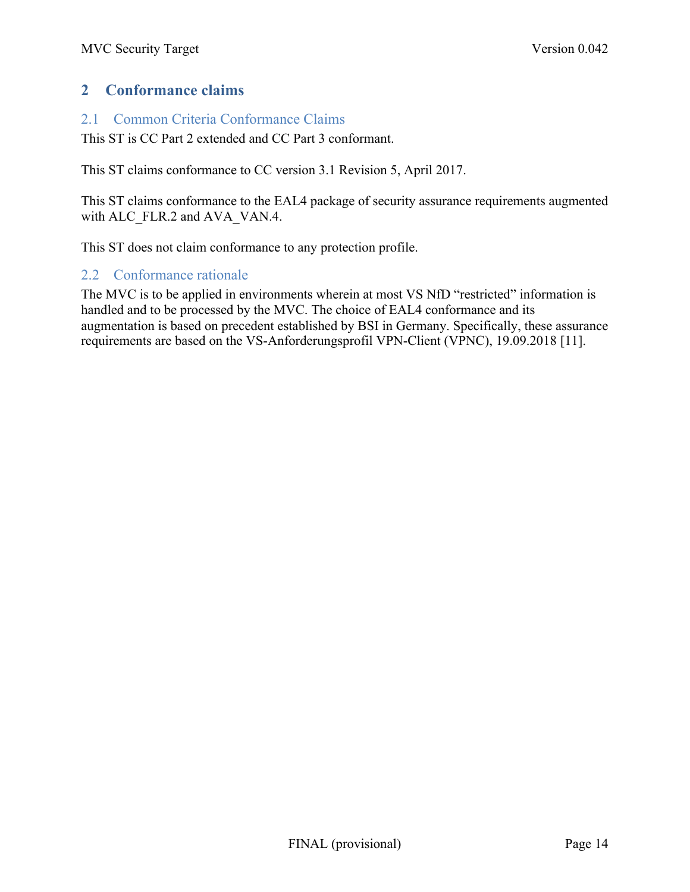# 2 Conformance claims

## 2.1 Common Criteria Conformance Claims

This ST is CC Part 2 extended and CC Part 3 conformant.

This ST claims conformance to CC version 3.1 Revision 5, April 2017.

This ST claims conformance to the EAL4 package of security assurance requirements augmented with ALC_FLR.2 and AVA_VAN.4.

This ST does not claim conformance to any protection profile.

## 2.2 Conformance rationale

The MVC is to be applied in environments wherein at most VS NfD "restricted" information is handled and to be processed by the MVC. The choice of EAL4 conformance and its augmentation is based on precedent established by BSI in Germany. Specifically, these assurance requirements are based on the VS-Anforderungsprofil VPN-Client (VPNC), 19.09.2018 [11].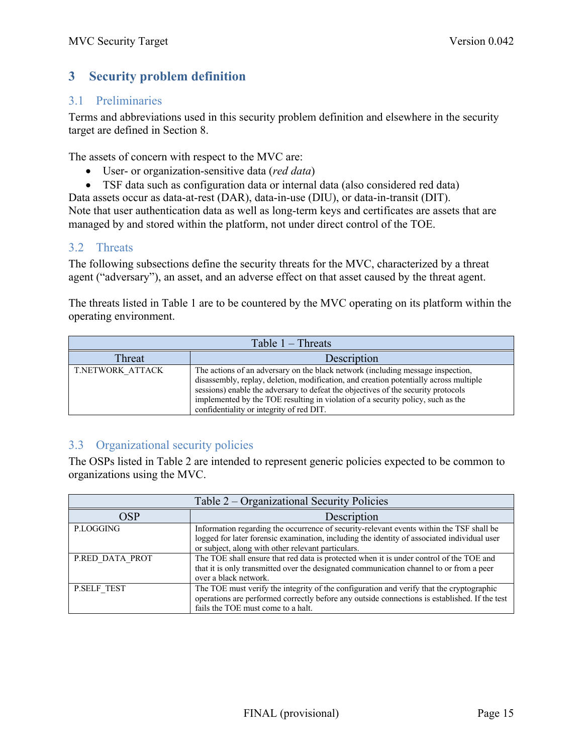# 3 Security problem definition

## 3.1 Preliminaries

Terms and abbreviations used in this security problem definition and elsewhere in the security target are defined in Section 8.

The assets of concern with respect to the MVC are:

- User- or organization-sensitive data (*red data*)
- TSF data such as configuration data or internal data (also considered red data)

Data assets occur as data-at-rest (DAR), data-in-use (DIU), or data-in-transit (DIT).
Note that user authentication data as well as long-term keys and certificates are assets that are managed by and stored within the platform, not under direct control of the TOE.

## 3.2 Threats

The following subsections define the security threats for the MVC, characterized by a threat agent ("adversary"), an asset, and an adverse effect on that asset caused by the threat agent.

The threats listed in Table 1 are to be countered by the MVC operating on its platform within the operating environment.

Table 1 – Threats

| Threat | Description |
|---|---|
| T.NETWORK_ATTACK | The actions of an adversary on the black network (including message inspection, disassembly, replay, deletion, modification, and creation potentially across multiple sessions) enable the adversary to defeat the objectives of the security protocols implemented by the TOE resulting in violation of a security policy, such as the confidentiality or integrity of red DIT. |

## 3.3 Organizational security policies

The OSPs listed in Table 2 are intended to represent generic policies expected to be common to organizations using the MVC.

Table 2 – Organizational Security Policies

| OSP | Description |
|---|---|
| P.LOGGING | Information regarding the occurrence of security-relevant events within the TSF shall be logged for later forensic examination, including the identity of associated individual user or subject, along with other relevant particulars. |
| P.RED_DATA_PROT | The TOE shall ensure that red data is protected when it is under control of the TOE and that it is only transmitted over the designated communication channel to or from a peer over a black network. |
| P.SELF_TEST | The TOE must verify the integrity of the configuration and verify that the cryptographic operations are performed correctly before any outside connections is established. If the test fails the TOE must come to a halt. |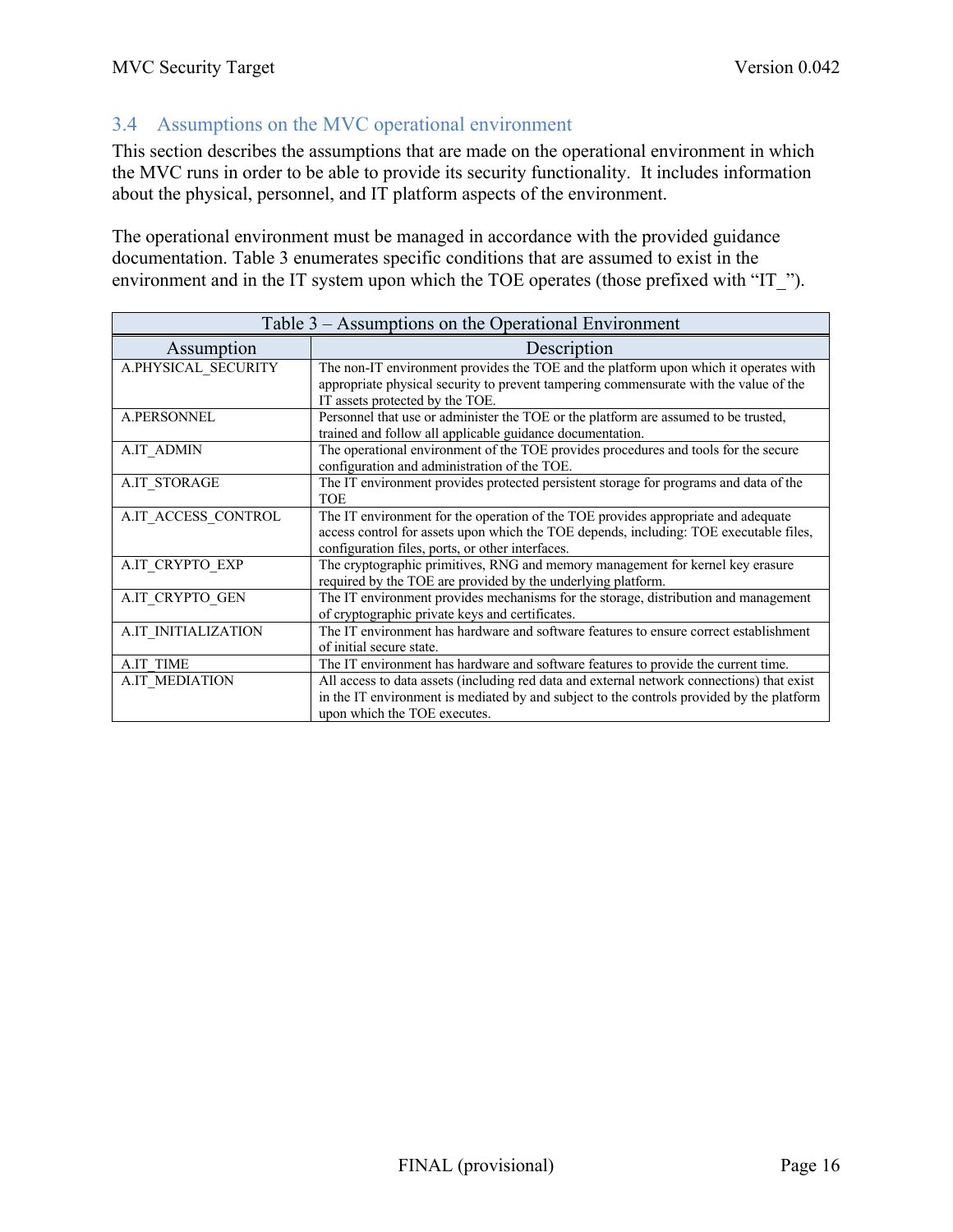## 3.4 Assumptions on the MVC operational environment

This section describes the assumptions that are made on the operational environment in which the MVC runs in order to be able to provide its security functionality. It includes information about the physical, personnel, and IT platform aspects of the environment.

The operational environment must be managed in accordance with the provided guidance documentation. Table 3 enumerates specific conditions that are assumed to exist in the environment and in the IT system upon which the TOE operates (those prefixed with "IT_").

Table 3 – Assumptions on the Operational Environment

| Assumption | Description |
|---|---|
| A.PHYSICAL_SECURITY | The non-IT environment provides the TOE and the platform upon which it operates with appropriate physical security to prevent tampering commensurate with the value of the IT assets protected by the TOE. |
| A.PERSONNEL | Personnel that use or administer the TOE or the platform are assumed to be trusted, trained and follow all applicable guidance documentation. |
| A.IT_ADMIN | The operational environment of the TOE provides procedures and tools for the secure configuration and administration of the TOE. |
| A.IT_STORAGE | The IT environment provides protected persistent storage for programs and data of the TOE |
| A.IT_ACCESS_CONTROL | The IT environment for the operation of the TOE provides appropriate and adequate access control for assets upon which the TOE depends, including: TOE executable files, configuration files, ports, or other interfaces. |
| A.IT_CRYPTO_EXP | The cryptographic primitives, RNG and memory management for kernel key erasure required by the TOE are provided by the underlying platform. |
| A.IT_CRYPTO_GEN | The IT environment provides mechanisms for the storage, distribution and management of cryptographic private keys and certificates. |
| A.IT_INITIALIZATION | The IT environment has hardware and software features to ensure correct establishment of initial secure state. |
| A.IT_TIME | The IT environment has hardware and software features to provide the current time. |
| A.IT_MEDIATION | All access to data assets (including red data and external network connections) that exist in the IT environment is mediated by and subject to the controls provided by the platform upon which the TOE executes. |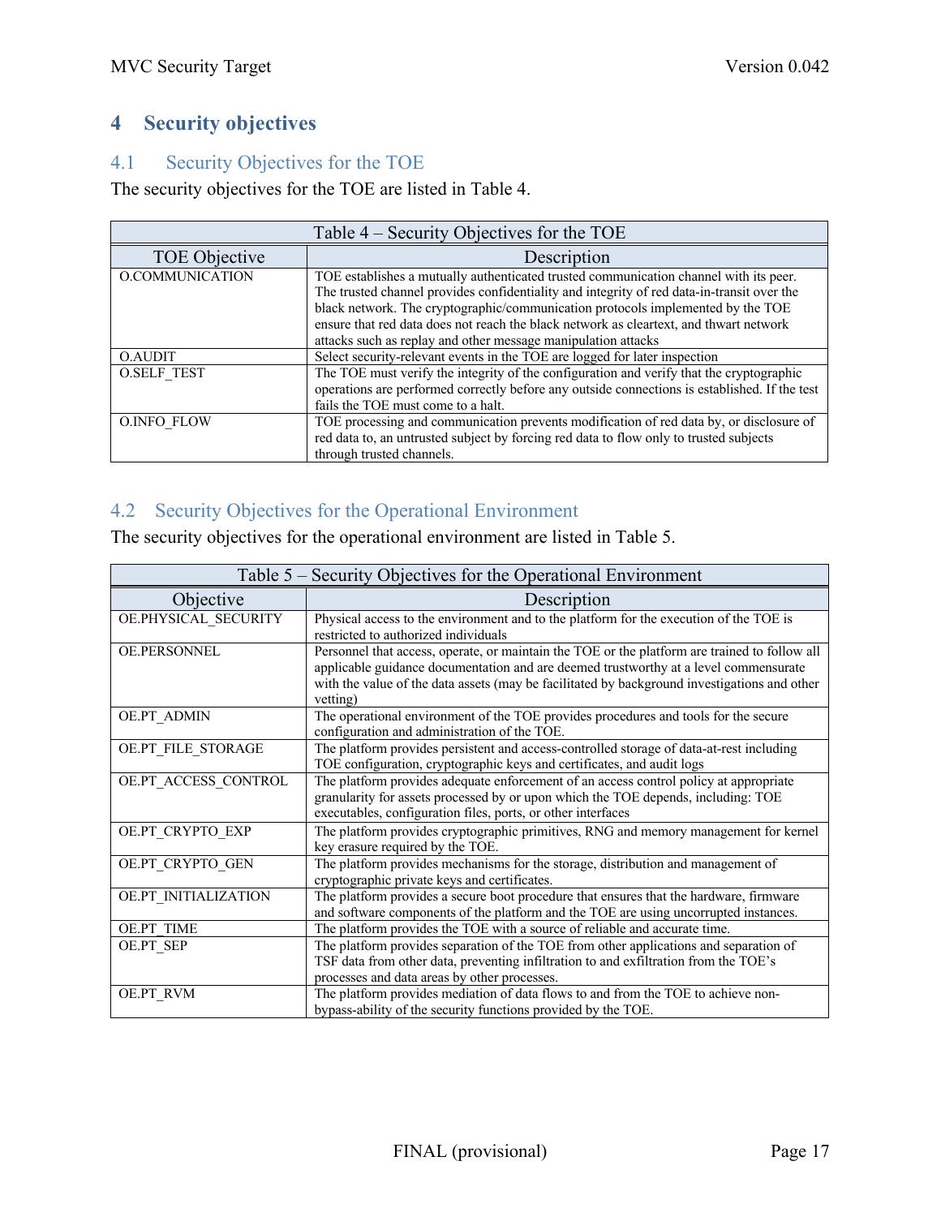# 4 Security objectives

## 4.1 Security Objectives for the TOE

The security objectives for the TOE are listed in Table 4.

| Table 4 – Security Objectives for the TOE | |
|---|---|
| **TOE Objective** | **Description** |
| O.COMMUNICATION | TOE establishes a mutually authenticated trusted communication channel with its peer. The trusted channel provides confidentiality and integrity of red data-in-transit over the black network. The cryptographic/communication protocols implemented by the TOE ensure that red data does not reach the black network as cleartext, and thwart network attacks such as replay and other message manipulation attacks |
| O.AUDIT | Select security-relevant events in the TOE are logged for later inspection |
| O.SELF_TEST | The TOE must verify the integrity of the configuration and verify that the cryptographic operations are performed correctly before any outside connections is established. If the test fails the TOE must come to a halt. |
| O.INFO_FLOW | TOE processing and communication prevents modification of red data by, or disclosure of red data to, an untrusted subject by forcing red data to flow only to trusted subjects through trusted channels. |

## 4.2 Security Objectives for the Operational Environment

The security objectives for the operational environment are listed in Table 5.

| Table 5 – Security Objectives for the Operational Environment | |
|---|---|
| **Objective** | **Description** |
| OE.PHYSICAL_SECURITY | Physical access to the environment and to the platform for the execution of the TOE is restricted to authorized individuals |
| OE.PERSONNEL | Personnel that access, operate, or maintain the TOE or the platform are trained to follow all applicable guidance documentation and are deemed trustworthy at a level commensurate with the value of the data assets (may be facilitated by background investigations and other vetting) |
| OE.PT_ADMIN | The operational environment of the TOE provides procedures and tools for the secure configuration and administration of the TOE. |
| OE.PT_FILE_STORAGE | The platform provides persistent and access-controlled storage of data-at-rest including TOE configuration, cryptographic keys and certificates, and audit logs |
| OE.PT_ACCESS_CONTROL | The platform provides adequate enforcement of an access control policy at appropriate granularity for assets processed by or upon which the TOE depends, including: TOE executables, configuration files, ports, or other interfaces |
| OE.PT_CRYPTO_EXP | The platform provides cryptographic primitives, RNG and memory management for kernel key erasure required by the TOE. |
| OE.PT_CRYPTO_GEN | The platform provides mechanisms for the storage, distribution and management of cryptographic private keys and certificates. |
| OE.PT_INITIALIZATION | The platform provides a secure boot procedure that ensures that the hardware, firmware and software components of the platform and the TOE are using uncorrupted instances. |
| OE.PT_TIME | The platform provides the TOE with a source of reliable and accurate time. |
| OE.PT_SEP | The platform provides separation of the TOE from other applications and separation of TSF data from other data, preventing infiltration to and exfiltration from the TOE's processes and data areas by other processes. |
| OE.PT_RVM | The platform provides mediation of data flows to and from the TOE to achieve non-bypass-ability of the security functions provided by the TOE. |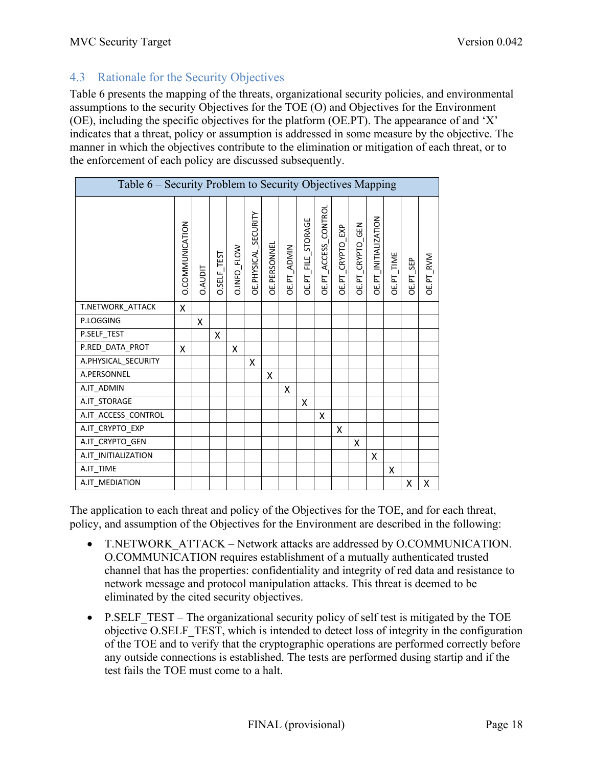## 4.3 Rationale for the Security Objectives

Table 6 presents the mapping of the threats, organizational security policies, and environmental assumptions to the security Objectives for the TOE (O) and Objectives for the Environment (OE), including the specific objectives for the platform (OE.PT). The appearance of and 'X' indicates that a threat, policy or assumption is addressed in some measure by the objective. The manner in which the objectives contribute to the elimination or mitigation of each threat, or to the enforcement of each policy are discussed subsequently.

Table 6 – Security Problem to Security Objectives Mapping

| | O.COMMUNICATION | O.AUDIT | O.SELF_TEST | O.INFO_FLOW | OE.PHYSICAL_SECURITY | OE.PERSONNEL | OE.PT_ADMIN | OE.PT_FILE_STORAGE | OE.PT_ACCESS_CONTROL | OE.PT_CRYPTO_EXP | OE.PT_CRYPTO_GEN | OE.PT_INITIALIZATION | OE.PT_TIME | OE.PT_SEP | OE.PT_RVM |
|---|---|---|---|---|---|---|---|---|---|---|---|---|---|---|---|
| T.NETWORK_ATTACK | X | | | | | | | | | | | | | | |
| P.LOGGING | | X | | | | | | | | | | | | | |
| P.SELF_TEST | | | X | | | | | | | | | | | | |
| P.RED_DATA_PROT | X | | | X | | | | | | | | | | | |
| A.PHYSICAL_SECURITY | | | | | X | | | | | | | | | | |
| A.PERSONNEL | | | | | | X | | | | | | | | | |
| A.IT_ADMIN | | | | | | | X | | | | | | | | |
| A.IT_STORAGE | | | | | | | | X | | | | | | | |
| A.IT_ACCESS_CONTROL | | | | | | | | | X | | | | | | |
| A.IT_CRYPTO_EXP | | | | | | | | | | X | | | | | |
| A.IT_CRYPTO_GEN | | | | | | | | | | | X | | | | |
| A.IT_INITIALIZATION | | | | | | | | | | | | X | | | |
| A.IT_TIME | | | | | | | | | | | | | X | | |
| A.IT_MEDIATION | | | | | | | | | | | | | | X | X |

The application to each threat and policy of the Objectives for the TOE, and for each threat, policy, and assumption of the Objectives for the Environment are described in the following:

- T.NETWORK_ATTACK – Network attacks are addressed by O.COMMUNICATION. O.COMMUNICATION requires establishment of a mutually authenticated trusted channel that has the properties: confidentiality and integrity of red data and resistance to network message and protocol manipulation attacks. This threat is deemed to be eliminated by the cited security objectives.
- P.SELF_TEST – The organizational security policy of self test is mitigated by the TOE objective O.SELF_TEST, which is intended to detect loss of integrity in the configuration of the TOE and to verify that the cryptographic operations are performed correctly before any outside connections is established. The tests are performed dusing startip and if the test fails the TOE must come to a halt.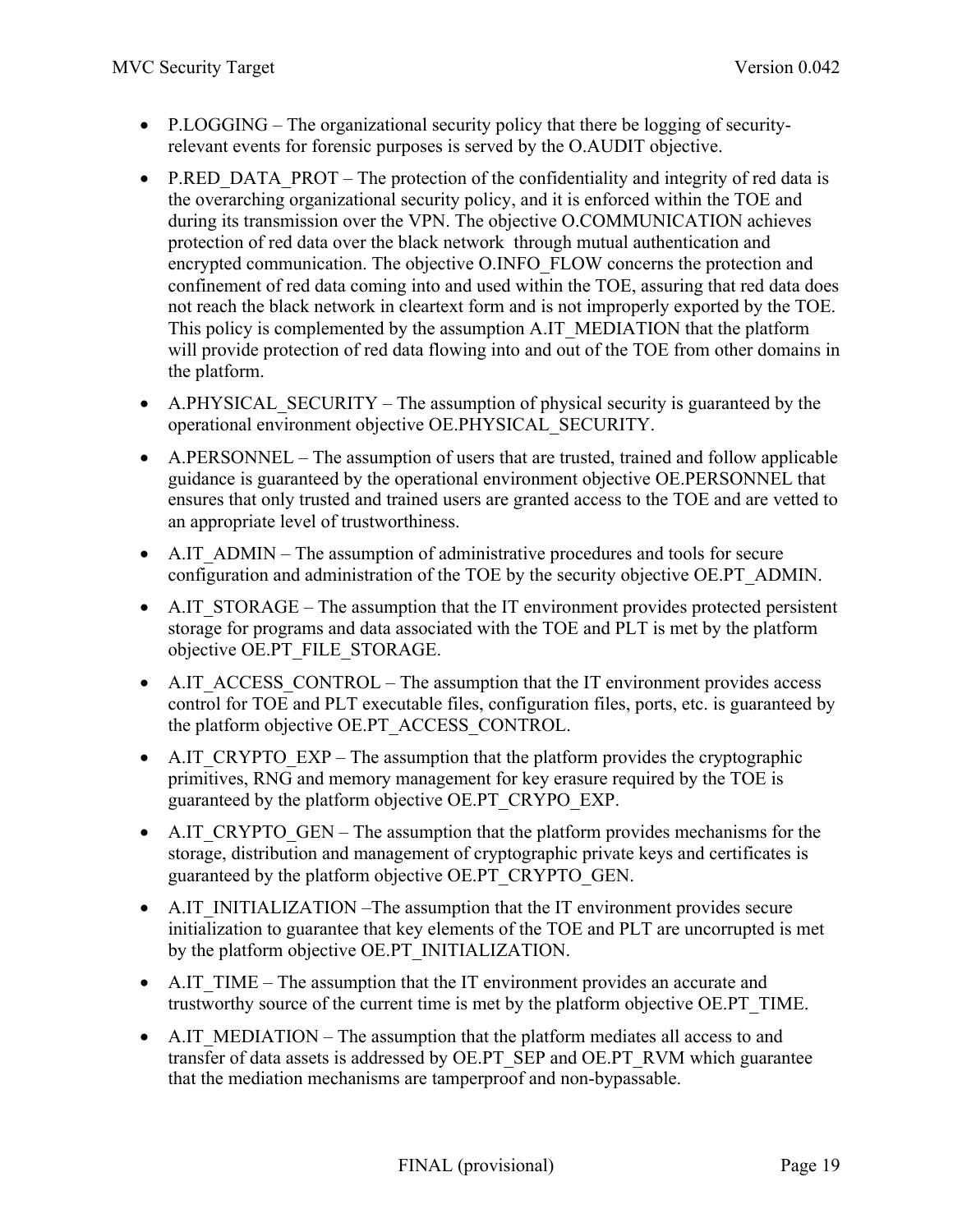- P.LOGGING – The organizational security policy that there be logging of security-relevant events for forensic purposes is served by the O.AUDIT objective.
- P.RED_DATA_PROT – The protection of the confidentiality and integrity of red data is the overarching organizational security policy, and it is enforced within the TOE and during its transmission over the VPN. The objective O.COMMUNICATION achieves protection of red data over the black network through mutual authentication and encrypted communication. The objective O.INFO_FLOW concerns the protection and confinement of red data coming into and used within the TOE, assuring that red data does not reach the black network in cleartext form and is not improperly exported by the TOE. This policy is complemented by the assumption A.IT_MEDIATION that the platform will provide protection of red data flowing into and out of the TOE from other domains in the platform.
- A.PHYSICAL_SECURITY – The assumption of physical security is guaranteed by the operational environment objective OE.PHYSICAL_SECURITY.
- A.PERSONNEL – The assumption of users that are trusted, trained and follow applicable guidance is guaranteed by the operational environment objective OE.PERSONNEL that ensures that only trusted and trained users are granted access to the TOE and are vetted to an appropriate level of trustworthiness.
- A.IT_ADMIN – The assumption of administrative procedures and tools for secure configuration and administration of the TOE by the security objective OE.PT_ADMIN.
- A.IT_STORAGE – The assumption that the IT environment provides protected persistent storage for programs and data associated with the TOE and PLT is met by the platform objective OE.PT_FILE_STORAGE.
- A.IT_ACCESS_CONTROL – The assumption that the IT environment provides access control for TOE and PLT executable files, configuration files, ports, etc. is guaranteed by the platform objective OE.PT_ACCESS_CONTROL.
- A.IT_CRYPTO_EXP – The assumption that the platform provides the cryptographic primitives, RNG and memory management for key erasure required by the TOE is guaranteed by the platform objective OE.PT_CRYPO_EXP.
- A.IT_CRYPTO_GEN – The assumption that the platform provides mechanisms for the storage, distribution and management of cryptographic private keys and certificates is guaranteed by the platform objective OE.PT_CRYPTO_GEN.
- A.IT_INITIALIZATION –The assumption that the IT environment provides secure initialization to guarantee that key elements of the TOE and PLT are uncorrupted is met by the platform objective OE.PT_INITIALIZATION.
- A.IT_TIME – The assumption that the IT environment provides an accurate and trustworthy source of the current time is met by the platform objective OE.PT_TIME.
- A.IT_MEDIATION – The assumption that the platform mediates all access to and transfer of data assets is addressed by OE.PT_SEP and OE.PT_RVM which guarantee that the mediation mechanisms are tamperproof and non-bypassable.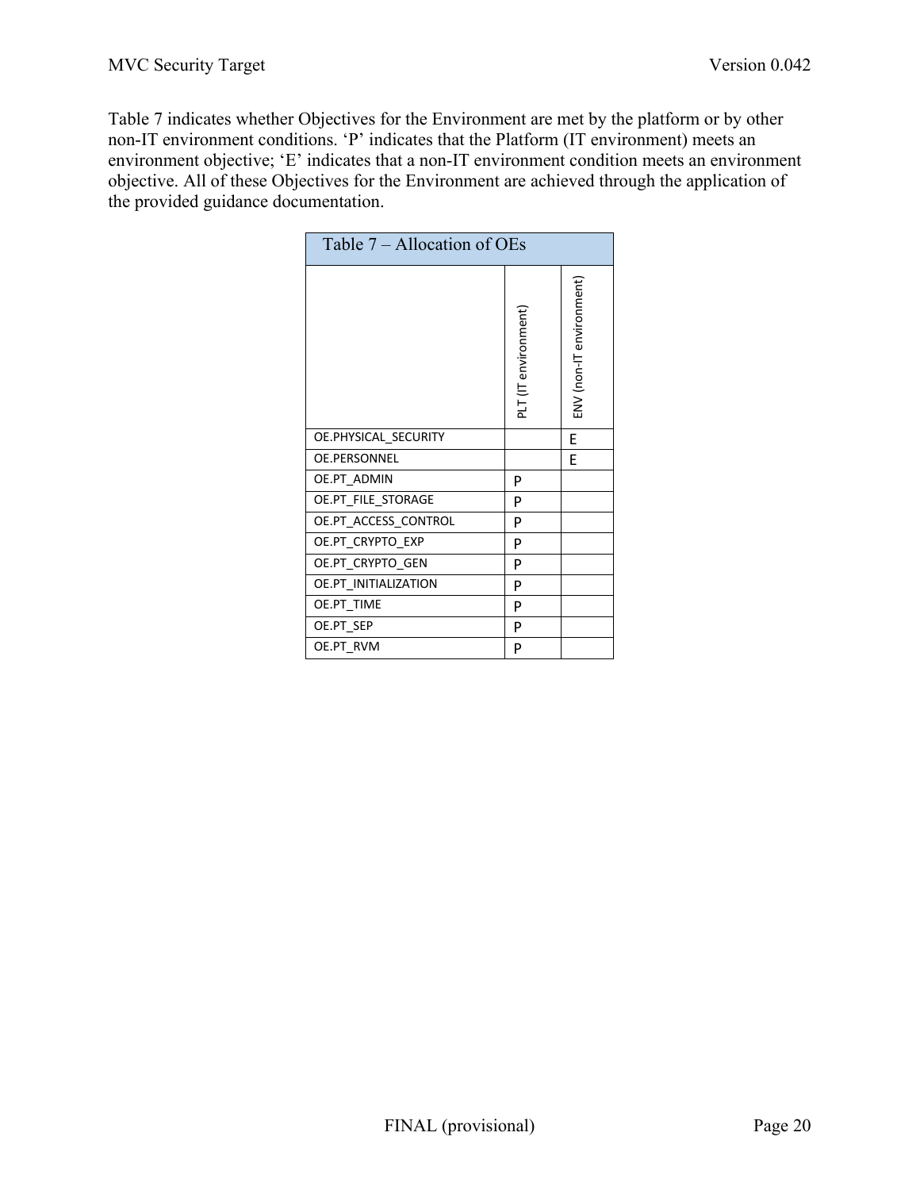Table 7 indicates whether Objectives for the Environment are met by the platform or by other non-IT environment conditions. 'P' indicates that the Platform (IT environment) meets an environment objective; 'E' indicates that a non-IT environment condition meets an environment objective. All of these Objectives for the Environment are achieved through the application of the provided guidance documentation.

Table 7 – Allocation of OEs

| | PLT (IT environment) | ENV (non-IT environment) |
|---|---|---|
| OE.PHYSICAL_SECURITY | | E |
| OE.PERSONNEL | | E |
| OE.PT_ADMIN | P | |
| OE.PT_FILE_STORAGE | P | |
| OE.PT_ACCESS_CONTROL | P | |
| OE.PT_CRYPTO_EXP | P | |
| OE.PT_CRYPTO_GEN | P | |
| OE.PT_INITIALIZATION | P | |
| OE.PT_TIME | P | |
| OE.PT_SEP | P | |
| OE.PT_RVM | P | |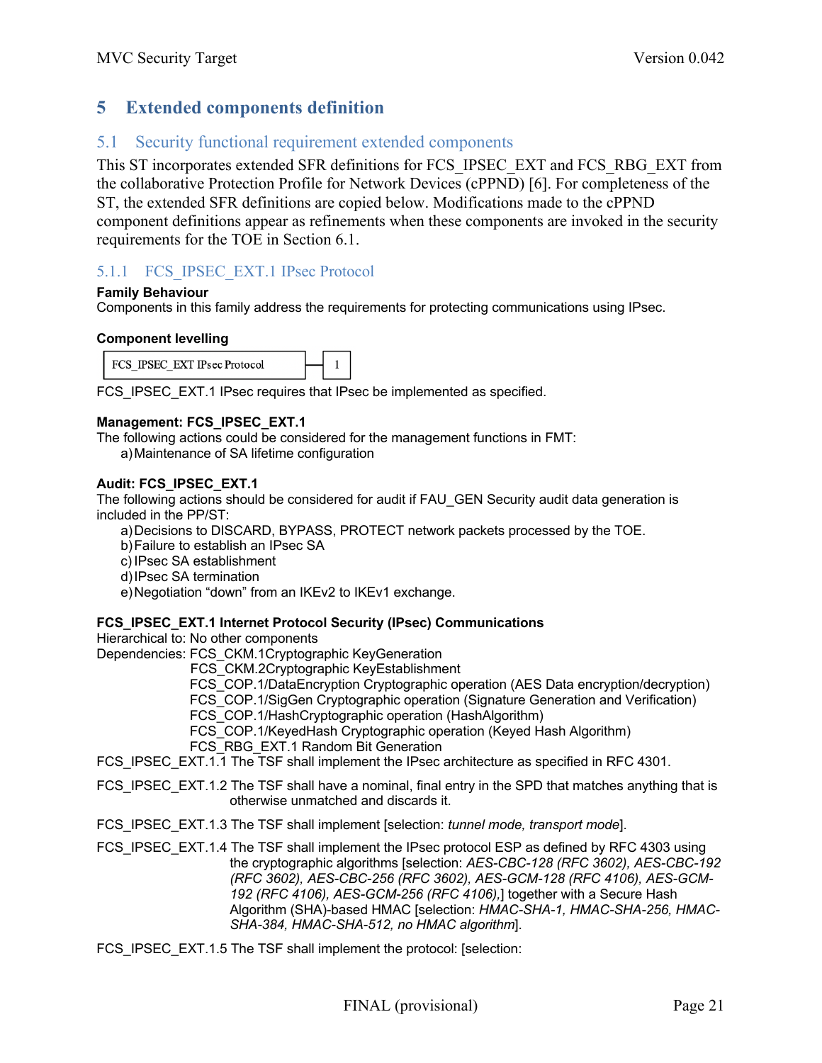# 5 Extended components definition

## 5.1 Security functional requirement extended components

This ST incorporates extended SFR definitions for FCS_IPSEC_EXT and FCS_RBG_EXT from the collaborative Protection Profile for Network Devices (cPPND) [6]. For completeness of the ST, the extended SFR definitions are copied below. Modifications made to the cPPND component definitions appear as refinements when these components are invoked in the security requirements for the TOE in Section 6.1.

### 5.1.1 FCS_IPSEC_EXT.1 IPsec Protocol

**Family Behaviour**

Components in this family address the requirements for protecting communications using IPsec.

**Component levelling**

| FCS_IPSEC_EXT IPsec Protocol | 1 |
|---|---|

FCS_IPSEC_EXT.1 IPsec requires that IPsec be implemented as specified.

**Management: FCS_IPSEC_EXT.1**

The following actions could be considered for the management functions in FMT:

a) Maintenance of SA lifetime configuration

**Audit: FCS_IPSEC_EXT.1**

The following actions should be considered for audit if FAU_GEN Security audit data generation is included in the PP/ST:

a) Decisions to DISCARD, BYPASS, PROTECT network packets processed by the TOE.
b) Failure to establish an IPsec SA
c) IPsec SA establishment
d) IPsec SA termination
e) Negotiation "down" from an IKEv2 to IKEv1 exchange.

**FCS_IPSEC_EXT.1 Internet Protocol Security (IPsec) Communications**

Hierarchical to: No other components

Dependencies: FCS_CKM.1Cryptographic KeyGeneration
FCS_CKM.2Cryptographic KeyEstablishment
FCS_COP.1/DataEncryption Cryptographic operation (AES Data encryption/decryption)
FCS_COP.1/SigGen Cryptographic operation (Signature Generation and Verification)
FCS_COP.1/HashCryptographic operation (HashAlgorithm)
FCS_COP.1/KeyedHash Cryptographic operation (Keyed Hash Algorithm)
FCS_RBG_EXT.1 Random Bit Generation

FCS_IPSEC_EXT.1.1 The TSF shall implement the IPsec architecture as specified in RFC 4301.

FCS_IPSEC_EXT.1.2 The TSF shall have a nominal, final entry in the SPD that matches anything that is otherwise unmatched and discards it.

FCS_IPSEC_EXT.1.3 The TSF shall implement [selection: *tunnel mode, transport mode*].

FCS_IPSEC_EXT.1.4 The TSF shall implement the IPsec protocol ESP as defined by RFC 4303 using the cryptographic algorithms [selection: *AES-CBC-128 (RFC 3602), AES-CBC-192 (RFC 3602), AES-CBC-256 (RFC 3602), AES-GCM-128 (RFC 4106), AES-GCM-192 (RFC 4106), AES-GCM-256 (RFC 4106),*] together with a Secure Hash Algorithm (SHA)-based HMAC [selection: *HMAC-SHA-1, HMAC-SHA-256, HMAC-SHA-384, HMAC-SHA-512, no HMAC algorithm*].

FCS_IPSEC_EXT.1.5 The TSF shall implement the protocol: [selection: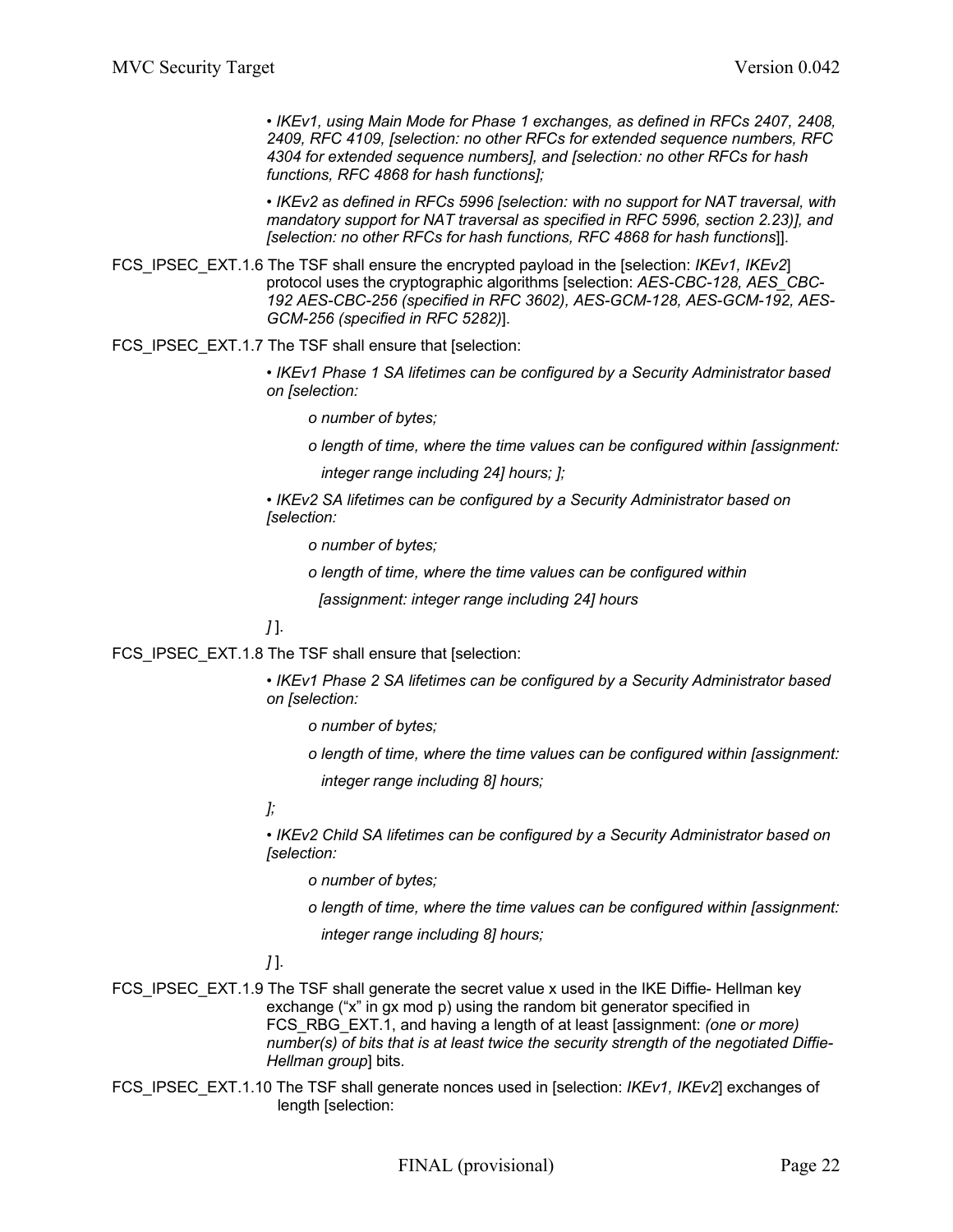• *IKEv1, using Main Mode for Phase 1 exchanges, as defined in RFCs 2407, 2408, 2409, RFC 4109, [selection: no other RFCs for extended sequence numbers, RFC 4304 for extended sequence numbers], and [selection: no other RFCs for hash functions, RFC 4868 for hash functions];*

• *IKEv2 as defined in RFCs 5996 [selection: with no support for NAT traversal, with mandatory support for NAT traversal as specified in RFC 5996, section 2.23)], and [selection: no other RFCs for hash functions, RFC 4868 for hash functions*]].

FCS_IPSEC_EXT.1.6 The TSF shall ensure the encrypted payload in the [selection: *IKEv1, IKEv2*] protocol uses the cryptographic algorithms [selection: *AES-CBC-128, AES_CBC-192 AES-CBC-256 (specified in RFC 3602), AES-GCM-128, AES-GCM-192, AES-GCM-256 (specified in RFC 5282)*].

FCS_IPSEC_EXT.1.7 The TSF shall ensure that [selection:

• *IKEv1 Phase 1 SA lifetimes can be configured by a Security Administrator based on [selection:*

*o number of bytes;*

*o length of time, where the time values can be configured within [assignment: integer range including 24] hours; ];*

• *IKEv2 SA lifetimes can be configured by a Security Administrator based on [selection:*

*o number of bytes;*

*o length of time, where the time values can be configured within [assignment: integer range including 24] hours*

*]* ].

FCS_IPSEC_EXT.1.8 The TSF shall ensure that [selection:

• *IKEv1 Phase 2 SA lifetimes can be configured by a Security Administrator based on [selection:*

*o number of bytes;*

*o length of time, where the time values can be configured within [assignment: integer range including 8] hours;*

*];*

• *IKEv2 Child SA lifetimes can be configured by a Security Administrator based on [selection:*

*o number of bytes;*

*o length of time, where the time values can be configured within [assignment: integer range including 8] hours;*

*]* ].

FCS_IPSEC_EXT.1.9 The TSF shall generate the secret value x used in the IKE Diffie- Hellman key exchange ("x" in gx mod p) using the random bit generator specified in FCS_RBG_EXT.1, and having a length of at least [assignment: *(one or more) number(s) of bits that is at least twice the security strength of the negotiated Diffie-Hellman group*] bits.

FCS_IPSEC_EXT.1.10 The TSF shall generate nonces used in [selection: *IKEv1, IKEv2*] exchanges of length [selection: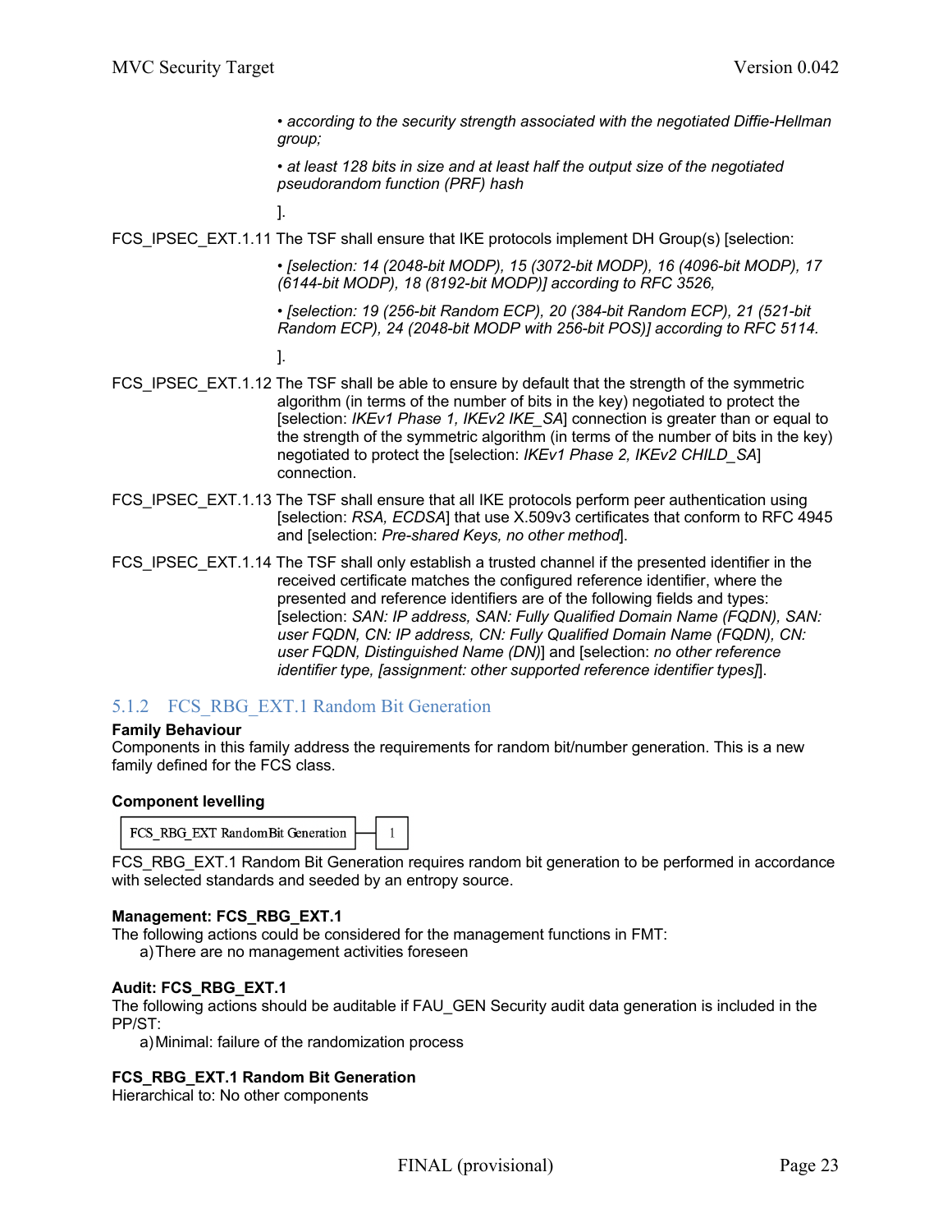• *according to the security strength associated with the negotiated Diffie-Hellman group;*

• *at least 128 bits in size and at least half the output size of the negotiated pseudorandom function (PRF) hash*

].

FCS_IPSEC_EXT.1.11 The TSF shall ensure that IKE protocols implement DH Group(s) [selection:

• *[selection: 14 (2048-bit MODP), 15 (3072-bit MODP), 16 (4096-bit MODP), 17 (6144-bit MODP), 18 (8192-bit MODP)] according to RFC 3526,*

• *[selection: 19 (256-bit Random ECP), 20 (384-bit Random ECP), 21 (521-bit Random ECP), 24 (2048-bit MODP with 256-bit POS)] according to RFC 5114.*

].

FCS_IPSEC_EXT.1.12 The TSF shall be able to ensure by default that the strength of the symmetric algorithm (in terms of the number of bits in the key) negotiated to protect the [selection: *IKEv1 Phase 1, IKEv2 IKE_SA*] connection is greater than or equal to the strength of the symmetric algorithm (in terms of the number of bits in the key) negotiated to protect the [selection: *IKEv1 Phase 2, IKEv2 CHILD_SA*] connection.

FCS_IPSEC_EXT.1.13 The TSF shall ensure that all IKE protocols perform peer authentication using [selection: *RSA, ECDSA*] that use X.509v3 certificates that conform to RFC 4945 and [selection: *Pre-shared Keys, no other method*].

FCS_IPSEC_EXT.1.14 The TSF shall only establish a trusted channel if the presented identifier in the received certificate matches the configured reference identifier, where the presented and reference identifiers are of the following fields and types: [selection: *SAN: IP address, SAN: Fully Qualified Domain Name (FQDN), SAN: user FQDN, CN: IP address, CN: Fully Qualified Domain Name (FQDN), CN: user FQDN, Distinguished Name (DN)*] and [selection: *no other reference identifier type, [assignment: other supported reference identifier types]*].

### 5.1.2 FCS_RBG_EXT.1 Random Bit Generation

**Family Behaviour**

Components in this family address the requirements for random bit/number generation. This is a new family defined for the FCS class.

**Component levelling**

| FCS_RBG_EXT RandomBit Generation | — | 1 |
|---|---|---|

FCS_RBG_EXT.1 Random Bit Generation requires random bit generation to be performed in accordance with selected standards and seeded by an entropy source.

**Management: FCS_RBG_EXT.1**

The following actions could be considered for the management functions in FMT:

a) There are no management activities foreseen

**Audit: FCS_RBG_EXT.1**

The following actions should be auditable if FAU_GEN Security audit data generation is included in the PP/ST:

a) Minimal: failure of the randomization process

**FCS_RBG_EXT.1 Random Bit Generation**

Hierarchical to: No other components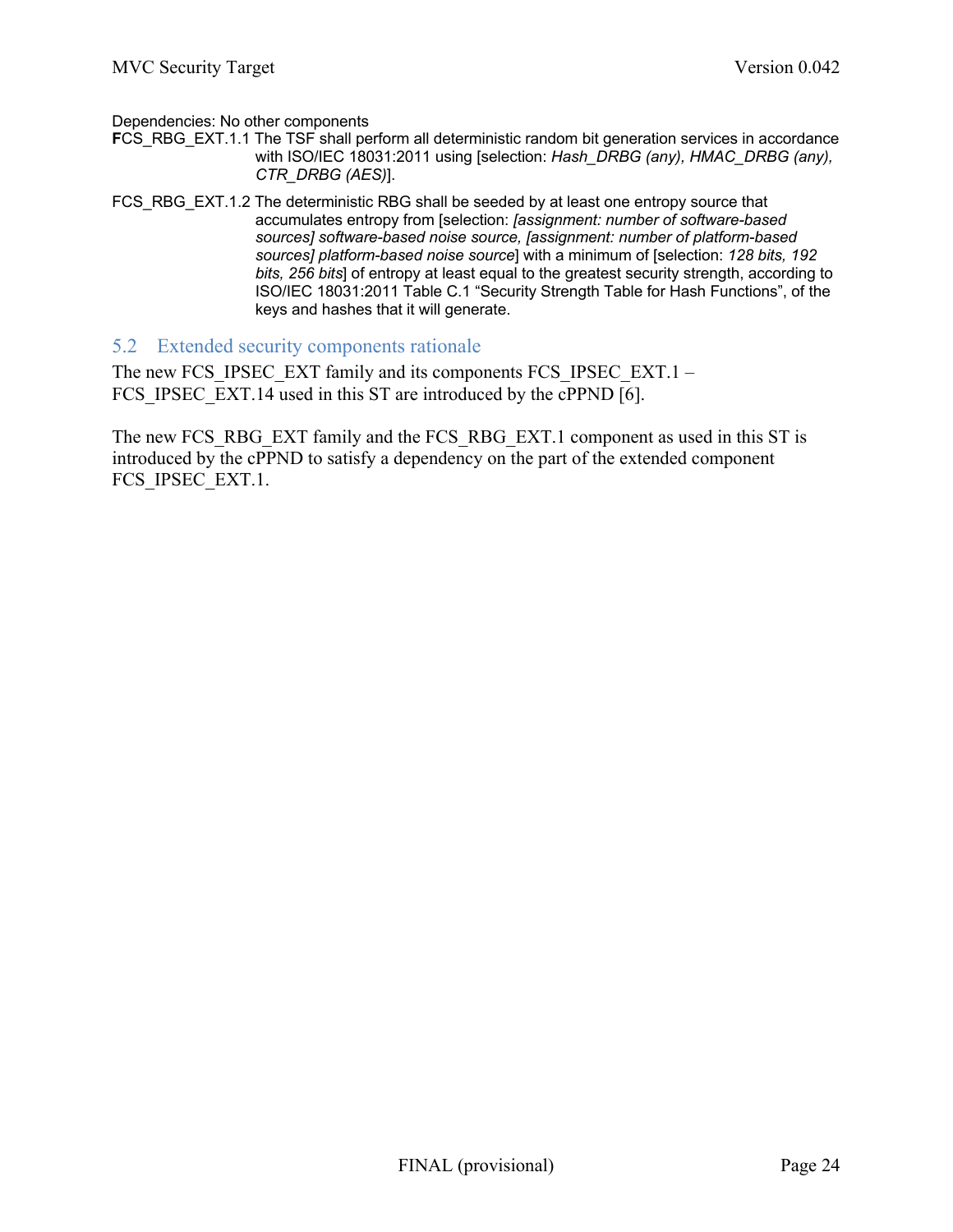Dependencies: No other components

FCS_RBG_EXT.1.1 The TSF shall perform all deterministic random bit generation services in accordance with ISO/IEC 18031:2011 using [selection: *Hash_DRBG (any), HMAC_DRBG (any), CTR_DRBG (AES)*].

FCS_RBG_EXT.1.2 The deterministic RBG shall be seeded by at least one entropy source that accumulates entropy from [selection: *[assignment: number of software-based sources] software-based noise source, [assignment: number of platform-based sources] platform-based noise source*] with a minimum of [selection: *128 bits, 192 bits, 256 bits*] of entropy at least equal to the greatest security strength, according to ISO/IEC 18031:2011 Table C.1 "Security Strength Table for Hash Functions", of the keys and hashes that it will generate.

## 5.2 Extended security components rationale

The new FCS_IPSEC_EXT family and its components FCS_IPSEC_EXT.1 – FCS_IPSEC_EXT.14 used in this ST are introduced by the cPPND [6].

The new FCS_RBG_EXT family and the FCS_RBG_EXT.1 component as used in this ST is introduced by the cPPND to satisfy a dependency on the part of the extended component FCS_IPSEC_EXT.1.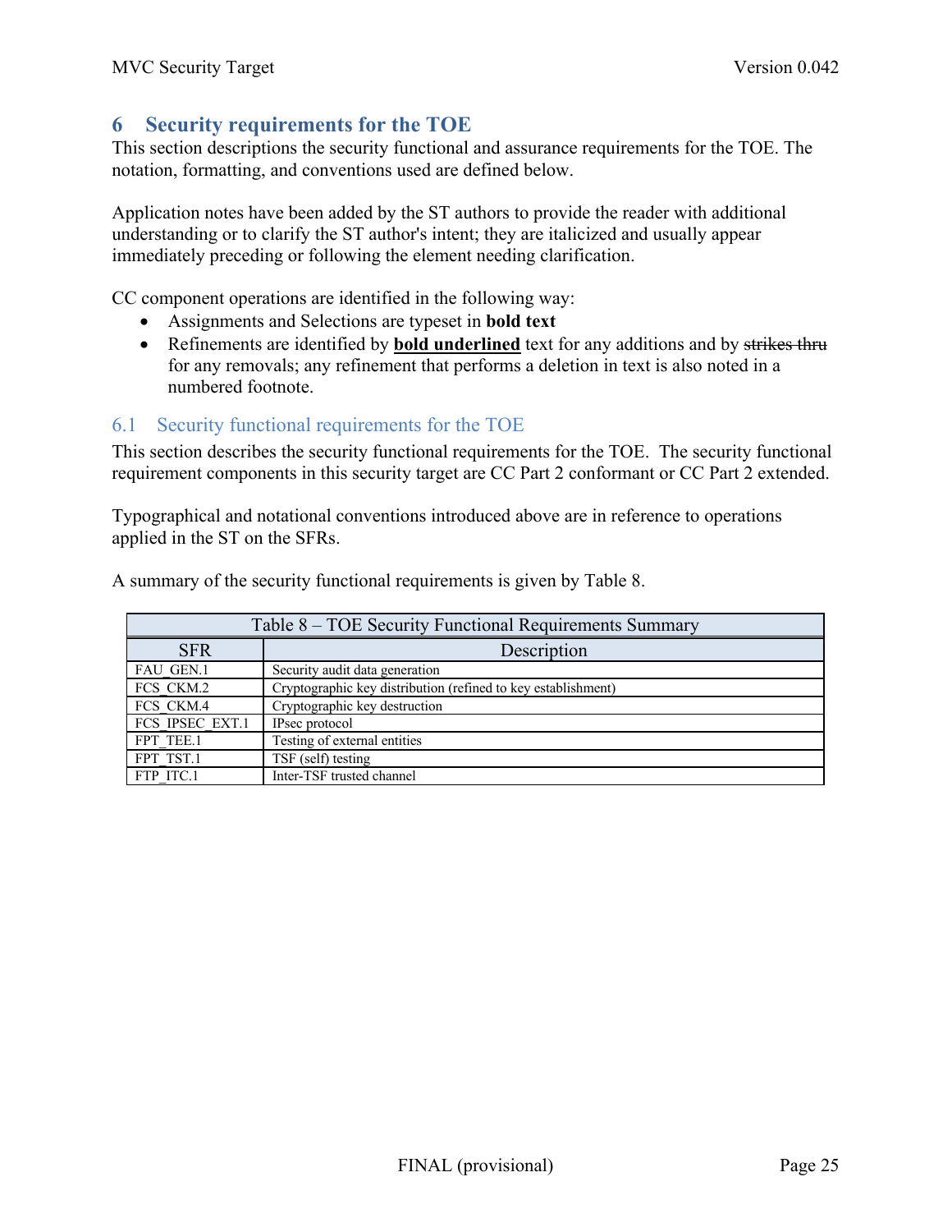# 6 Security requirements for the TOE

This section descriptions the security functional and assurance requirements for the TOE. The notation, formatting, and conventions used are defined below.

Application notes have been added by the ST authors to provide the reader with additional understanding or to clarify the ST author's intent; they are italicized and usually appear immediately preceding or following the element needing clarification.

CC component operations are identified in the following way:

- Assignments and Selections are typeset in **bold text**
- Refinements are identified by **<u>bold underlined</u>** text for any additions and by ~~strikes thru~~ for any removals; any refinement that performs a deletion in text is also noted in a numbered footnote.

## 6.1 Security functional requirements for the TOE

This section describes the security functional requirements for the TOE. The security functional requirement components in this security target are CC Part 2 conformant or CC Part 2 extended.

Typographical and notational conventions introduced above are in reference to operations applied in the ST on the SFRs.

A summary of the security functional requirements is given by Table 8.

Table 8 – TOE Security Functional Requirements Summary

| SFR | Description |
|---|---|
| FAU_GEN.1 | Security audit data generation |
| FCS_CKM.2 | Cryptographic key distribution (refined to key establishment) |
| FCS_CKM.4 | Cryptographic key destruction |
| FCS_IPSEC_EXT.1 | IPsec protocol |
| FPT_TEE.1 | Testing of external entities |
| FPT_TST.1 | TSF (self) testing |
| FTP_ITC.1 | Inter-TSF trusted channel |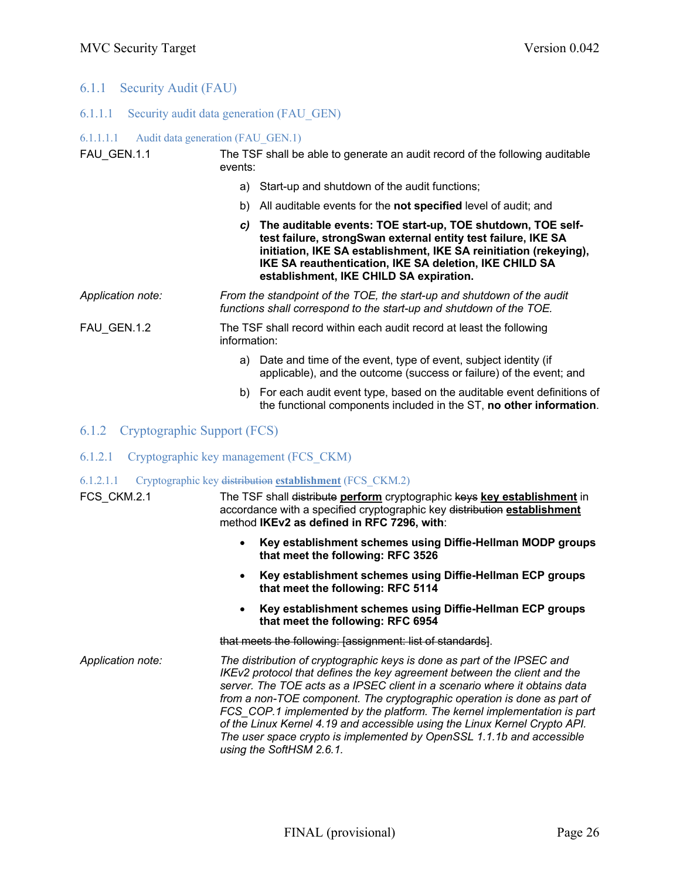## 6.1.1 Security Audit (FAU)

### 6.1.1.1 Security audit data generation (FAU_GEN)

#### 6.1.1.1.1 Audit data generation (FAU_GEN.1)

FAU_GEN.1.1 The TSF shall be able to generate an audit record of the following auditable events:

a) Start-up and shutdown of the audit functions;

b) All auditable events for the **not specified** level of audit; and

***c)*** **The auditable events: TOE start-up, TOE shutdown, TOE self-test failure, strongSwan external entity test failure, IKE SA initiation, IKE SA establishment, IKE SA reinitiation (rekeying), IKE SA reauthentication, IKE SA deletion, IKE CHILD SA establishment, IKE CHILD SA expiration.**

Application note: *From the standpoint of the TOE, the start-up and shutdown of the audit functions shall correspond to the start-up and shutdown of the TOE.*

FAU_GEN.1.2 The TSF shall record within each audit record at least the following information:

a) Date and time of the event, type of event, subject identity (if applicable), and the outcome (success or failure) of the event; and

b) For each audit event type, based on the auditable event definitions of the functional components included in the ST, **no other information**.

## 6.1.2 Cryptographic Support (FCS)

### 6.1.2.1 Cryptographic key management (FCS_CKM)

#### 6.1.2.1.1 Cryptographic key ~~distribution~~ **establishment** (FCS_CKM.2)

FCS_CKM.2.1 The TSF shall ~~distribute~~ **perform** cryptographic ~~keys~~ **key establishment** in accordance with a specified cryptographic key ~~distribution~~ **establishment** method **IKEv2 as defined in RFC 7296, with**:

- **Key establishment schemes using Diffie-Hellman MODP groups that meet the following: RFC 3526**
- **Key establishment schemes using Diffie-Hellman ECP groups that meet the following: RFC 5114**
- **Key establishment schemes using Diffie-Hellman ECP groups that meet the following: RFC 6954**

~~that meets the following: [assignment: list of standards]~~.

Application note: *The distribution of cryptographic keys is done as part of the IPSEC and IKEv2 protocol that defines the key agreement between the client and the server. The TOE acts as a IPSEC client in a scenario where it obtains data from a non-TOE component. The cryptographic operation is done as part of FCS_COP.1 implemented by the platform. The kernel implementation is part of the Linux Kernel 4.19 and accessible using the Linux Kernel Crypto API. The user space crypto is implemented by OpenSSL 1.1.1b and accessible using the SoftHSM 2.6.1.*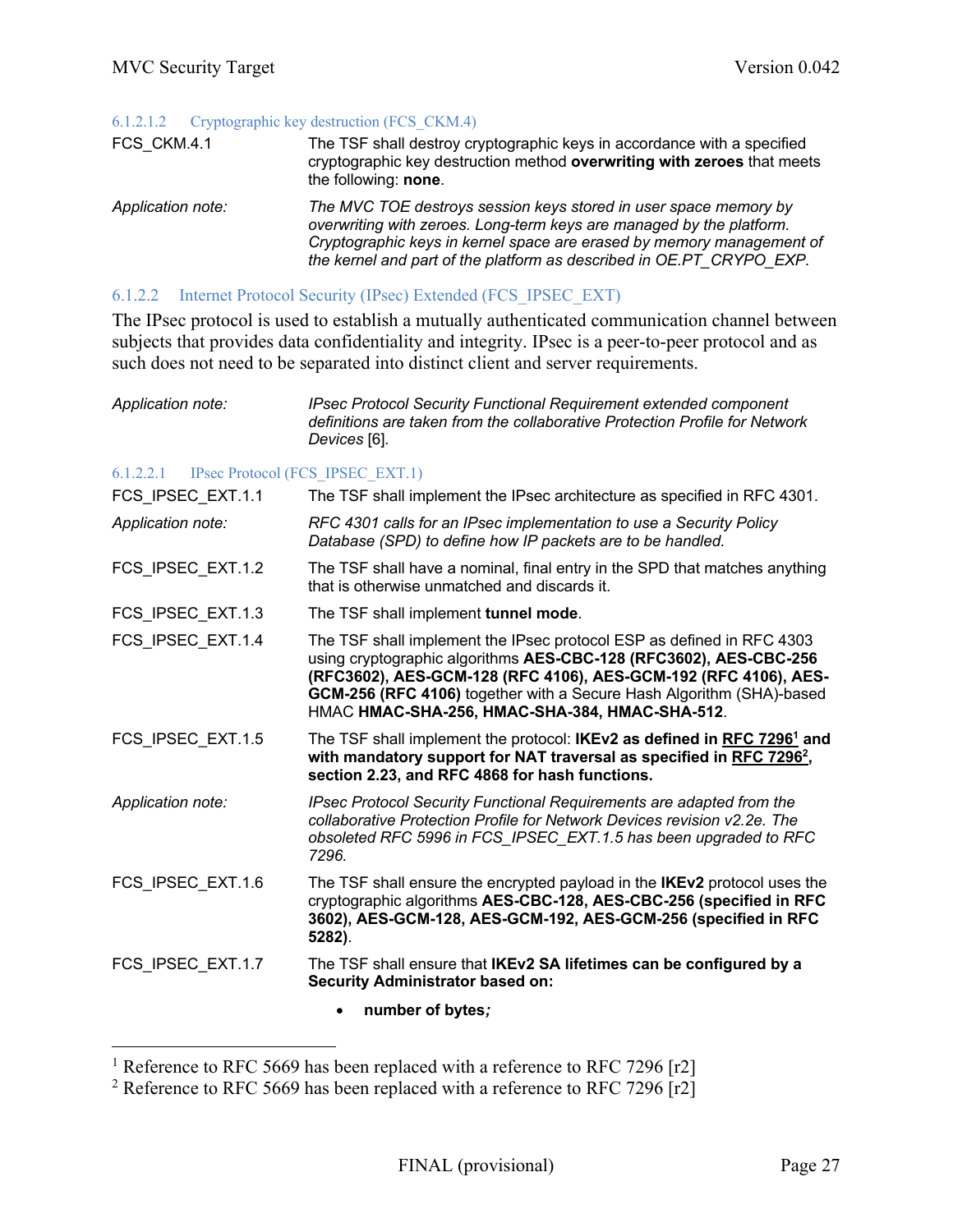#### 6.1.2.1.2 Cryptographic key destruction (FCS_CKM.4)

| | |
|---|---|
| FCS_CKM.4.1 | The TSF shall destroy cryptographic keys in accordance with a specified cryptographic key destruction method **overwriting with zeroes** that meets the following: **none**. |
| *Application note:* | *The MVC TOE destroys session keys stored in user space memory by overwriting with zeroes. Long-term keys are managed by the platform. Cryptographic keys in kernel space are erased by memory management of the kernel and part of the platform as described in OE.PT_CRYPO_EXP.* |

### 6.1.2.2 Internet Protocol Security (IPsec) Extended (FCS_IPSEC_EXT)

The IPsec protocol is used to establish a mutually authenticated communication channel between subjects that provides data confidentiality and integrity. IPsec is a peer-to-peer protocol and as such does not need to be separated into distinct client and server requirements.

| | |
|---|---|
| *Application note:* | *IPsec Protocol Security Functional Requirement extended component definitions are taken from the collaborative Protection Profile for Network Devices* [6]. |

#### 6.1.2.2.1 IPsec Protocol (FCS_IPSEC_EXT.1)

| | |
|---|---|
| FCS_IPSEC_EXT.1.1 | The TSF shall implement the IPsec architecture as specified in RFC 4301. |
| *Application note:* | *RFC 4301 calls for an IPsec implementation to use a Security Policy Database (SPD) to define how IP packets are to be handled.* |
| FCS_IPSEC_EXT.1.2 | The TSF shall have a nominal, final entry in the SPD that matches anything that is otherwise unmatched and discards it. |
| FCS_IPSEC_EXT.1.3 | The TSF shall implement **tunnel mode**. |
| FCS_IPSEC_EXT.1.4 | The TSF shall implement the IPsec protocol ESP as defined in RFC 4303 using cryptographic algorithms **AES-CBC-128 (RFC3602), AES-CBC-256 (RFC3602), AES-GCM-128 (RFC 4106), AES-GCM-192 (RFC 4106), AES-GCM-256 (RFC 4106)** together with a Secure Hash Algorithm (SHA)-based HMAC **HMAC-SHA-256, HMAC-SHA-384, HMAC-SHA-512**. |
| FCS_IPSEC_EXT.1.5 | The TSF shall implement the protocol: **IKEv2 as defined in RFC 7296[1] and with mandatory support for NAT traversal as specified in RFC 7296[2], section 2.23, and RFC 4868 for hash functions.** |
| *Application note:* | *IPsec Protocol Security Functional Requirements are adapted from the collaborative Protection Profile for Network Devices revision v2.2e. The obsoleted RFC 5996 in FCS_IPSEC_EXT.1.5 has been upgraded to RFC 7296.* |
| FCS_IPSEC_EXT.1.6 | The TSF shall ensure the encrypted payload in the **IKEv2** protocol uses the cryptographic algorithms **AES-CBC-128, AES-CBC-256 (specified in RFC 3602), AES-GCM-128, AES-GCM-192, AES-GCM-256 (specified in RFC 5282)**. |
| FCS_IPSEC_EXT.1.7 | The TSF shall ensure that **IKEv2 SA lifetimes can be configured by a Security Administrator based on:**<br>• **number of bytes***;* |

[1] Reference to RFC 5669 has been replaced with a reference to RFC 7296 [r2]
[2] Reference to RFC 5669 has been replaced with a reference to RFC 7296 [r2]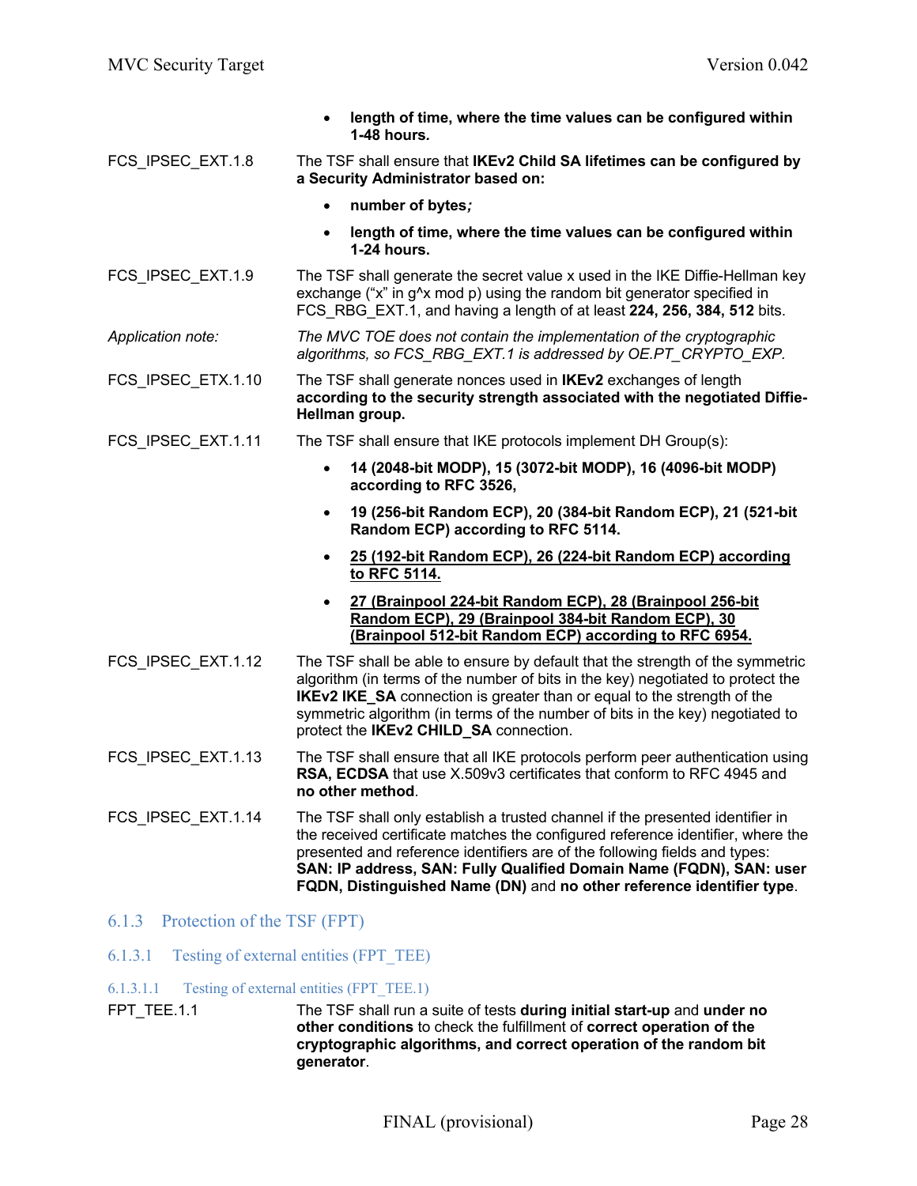- **length of time, where the time values can be configured within 1-48 hours.**

FCS_IPSEC_EXT.1.8 The TSF shall ensure that **IKEv2 Child SA lifetimes can be configured by a Security Administrator based on:**

- **number of bytes*;***
- **length of time, where the time values can be configured within 1-24 hours.**

FCS_IPSEC_EXT.1.9 The TSF shall generate the secret value x used in the IKE Diffie-Hellman key exchange ("x" in g^x mod p) using the random bit generator specified in FCS_RBG_EXT.1, and having a length of at least **224, 256, 384, 512** bits.

*Application note:* *The MVC TOE does not contain the implementation of the cryptographic algorithms, so FCS_RBG_EXT.1 is addressed by OE.PT_CRYPTO_EXP.*

FCS_IPSEC_ETX.1.10 The TSF shall generate nonces used in **IKEv2** exchanges of length **according to the security strength associated with the negotiated Diffie-Hellman group.**

FCS_IPSEC_EXT.1.11 The TSF shall ensure that IKE protocols implement DH Group(s):

- **14 (2048-bit MODP), 15 (3072-bit MODP), 16 (4096-bit MODP) according to RFC 3526,**
- **19 (256-bit Random ECP), 20 (384-bit Random ECP), 21 (521-bit Random ECP) according to RFC 5114.**
- <u>**25 (192-bit Random ECP), 26 (224-bit Random ECP) according to RFC 5114.**</u>
- <u>**27 (Brainpool 224-bit Random ECP), 28 (Brainpool 256-bit Random ECP), 29 (Brainpool 384-bit Random ECP), 30 (Brainpool 512-bit Random ECP) according to RFC 6954.**</u>

FCS_IPSEC_EXT.1.12 The TSF shall be able to ensure by default that the strength of the symmetric algorithm (in terms of the number of bits in the key) negotiated to protect the **IKEv2 IKE_SA** connection is greater than or equal to the strength of the symmetric algorithm (in terms of the number of bits in the key) negotiated to protect the **IKEv2 CHILD_SA** connection.

FCS_IPSEC_EXT.1.13 The TSF shall ensure that all IKE protocols perform peer authentication using **RSA, ECDSA** that use X.509v3 certificates that conform to RFC 4945 and **no other method**.

FCS_IPSEC_EXT.1.14 The TSF shall only establish a trusted channel if the presented identifier in the received certificate matches the configured reference identifier, where the presented and reference identifiers are of the following fields and types: **SAN: IP address, SAN: Fully Qualified Domain Name (FQDN), SAN: user FQDN, Distinguished Name (DN)** and **no other reference identifier type**.

## 6.1.3 Protection of the TSF (FPT)

### 6.1.3.1 Testing of external entities (FPT_TEE)

#### 6.1.3.1.1 Testing of external entities (FPT_TEE.1)

FPT_TEE.1.1 The TSF shall run a suite of tests **during initial start-up** and **under no other conditions** to check the fulfillment of **correct operation of the cryptographic algorithms, and correct operation of the random bit generator**.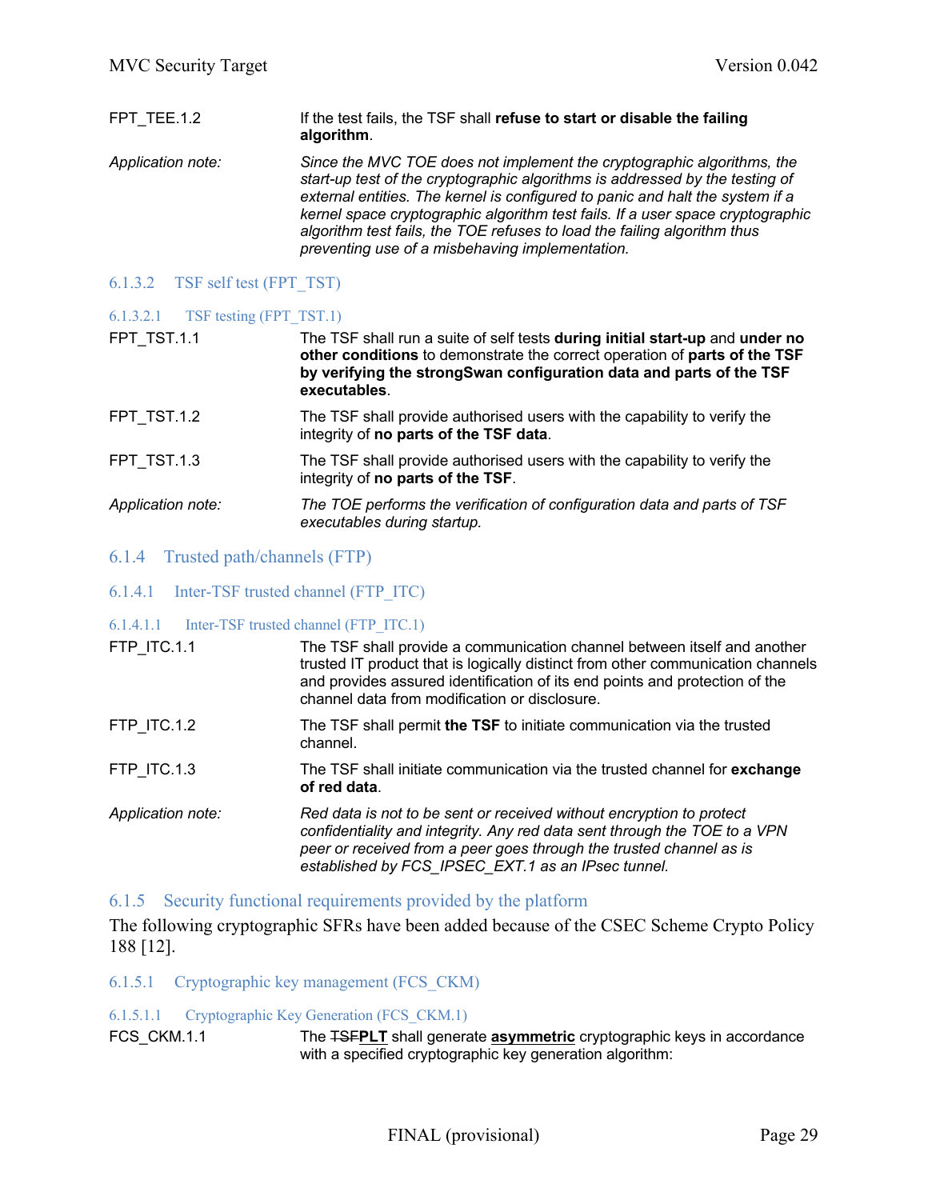| | |
|---|---|
| FPT_TEE.1.2 | If the test fails, the TSF shall **refuse to start or disable the failing algorithm**. |
| *Application note:* | *Since the MVC TOE does not implement the cryptographic algorithms, the start-up test of the cryptographic algorithms is addressed by the testing of external entities. The kernel is configured to panic and halt the system if a kernel space cryptographic algorithm test fails. If a user space cryptographic algorithm test fails, the TOE refuses to load the failing algorithm thus preventing use of a misbehaving implementation.* |

### 6.1.3.2 TSF self test (FPT_TST)

#### 6.1.3.2.1 TSF testing (FPT_TST.1)

| | |
|---|---|
| FPT_TST.1.1 | The TSF shall run a suite of self tests **during initial start-up** and **under no other conditions** to demonstrate the correct operation of **parts of the TSF by verifying the strongSwan configuration data and parts of the TSF executables**. |
| FPT_TST.1.2 | The TSF shall provide authorised users with the capability to verify the integrity of **no parts of the TSF data**. |
| FPT_TST.1.3 | The TSF shall provide authorised users with the capability to verify the integrity of **no parts of the TSF**. |
| *Application note:* | *The TOE performs the verification of configuration data and parts of TSF executables during startup.* |

## 6.1.4 Trusted path/channels (FTP)

### 6.1.4.1 Inter-TSF trusted channel (FTP_ITC)

#### 6.1.4.1.1 Inter-TSF trusted channel (FTP_ITC.1)

| | |
|---|---|
| FTP_ITC.1.1 | The TSF shall provide a communication channel between itself and another trusted IT product that is logically distinct from other communication channels and provides assured identification of its end points and protection of the channel data from modification or disclosure. |
| FTP_ITC.1.2 | The TSF shall permit **the TSF** to initiate communication via the trusted channel. |
| FTP_ITC.1.3 | The TSF shall initiate communication via the trusted channel for **exchange of red data**. |
| *Application note:* | *Red data is not to be sent or received without encryption to protect confidentiality and integrity. Any red data sent through the TOE to a VPN peer or received from a peer goes through the trusted channel as is established by FCS_IPSEC_EXT.1 as an IPsec tunnel.* |

## 6.1.5 Security functional requirements provided by the platform

The following cryptographic SFRs have been added because of the CSEC Scheme Crypto Policy 188 [12].

### 6.1.5.1 Cryptographic key management (FCS_CKM)

#### 6.1.5.1.1 Cryptographic Key Generation (FCS_CKM.1)

| | |
|---|---|
| FCS_CKM.1.1 | The ~~TSF~~**PLT** shall generate **asymmetric** cryptographic keys in accordance with a specified cryptographic key generation algorithm: |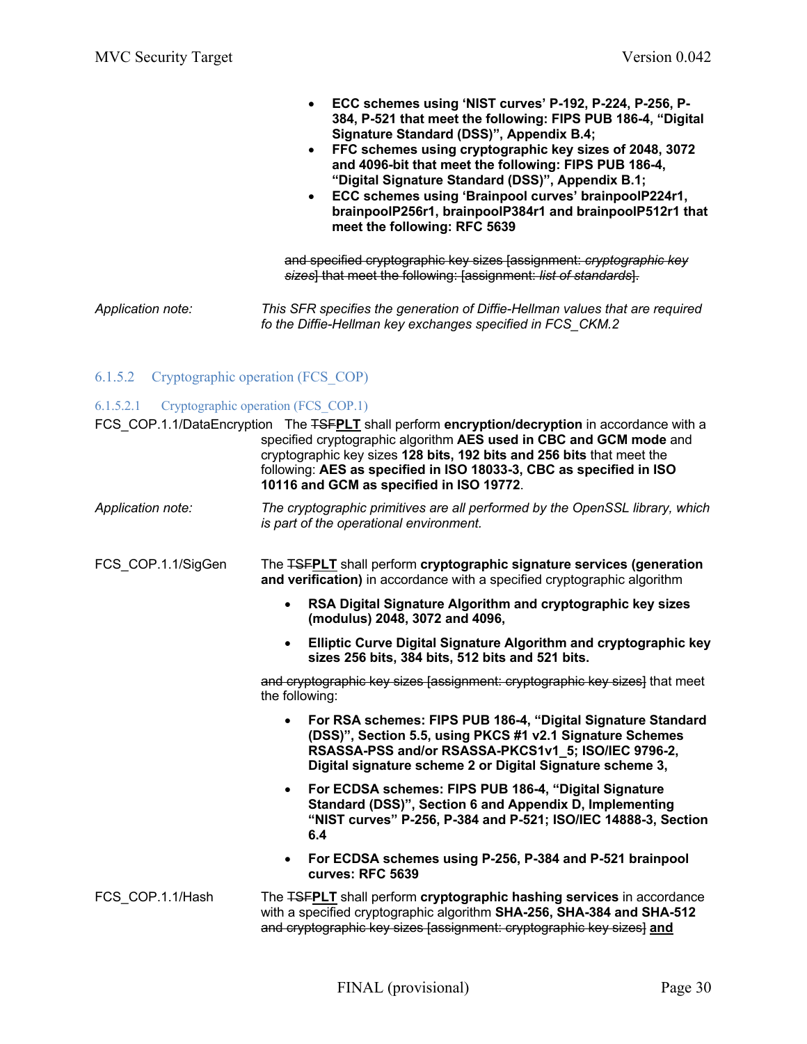- **ECC schemes using 'NIST curves' P-192, P-224, P-256, P-384, P-521 that meet the following: FIPS PUB 186-4, "Digital Signature Standard (DSS)", Appendix B.4;**
- **FFC schemes using cryptographic key sizes of 2048, 3072 and 4096-bit that meet the following: FIPS PUB 186-4, "Digital Signature Standard (DSS)", Appendix B.1;**
- **ECC schemes using 'Brainpool curves' brainpoolP224r1, brainpoolP256r1, brainpoolP384r1 and brainpoolP512r1 that meet the following: RFC 5639**

~~and specified cryptographic key sizes [assignment: *cryptographic key sizes*] that meet the following: [assignment: *list of standards*].~~

Application note: *This SFR specifies the generation of Diffie-Hellman values that are required fo the Diffie-Hellman key exchanges specified in FCS_CKM.2*

### 6.1.5.2 Cryptographic operation (FCS_COP)

#### 6.1.5.2.1 Cryptographic operation (FCS_COP.1)

FCS_COP.1.1/DataEncryption The ~~TSF~~**PLT** shall perform **encryption/decryption** in accordance with a specified cryptographic algorithm **AES used in CBC and GCM mode** and cryptographic key sizes **128 bits, 192 bits and 256 bits** that meet the following: **AES as specified in ISO 18033-3, CBC as specified in ISO 10116 and GCM as specified in ISO 19772**.

Application note: *The cryptographic primitives are all performed by the OpenSSL library, which is part of the operational environment.*

FCS_COP.1.1/SigGen The ~~TSF~~**PLT** shall perform **cryptographic signature services (generation and verification)** in accordance with a specified cryptographic algorithm

- **RSA Digital Signature Algorithm and cryptographic key sizes (modulus) 2048, 3072 and 4096,**
- **Elliptic Curve Digital Signature Algorithm and cryptographic key sizes 256 bits, 384 bits, 512 bits and 521 bits.**

~~and cryptographic key sizes [assignment: cryptographic key sizes]~~ that meet the following:

- **For RSA schemes: FIPS PUB 186-4, "Digital Signature Standard (DSS)", Section 5.5, using PKCS #1 v2.1 Signature Schemes RSASSA-PSS and/or RSASSA-PKCS1v1_5; ISO/IEC 9796-2, Digital signature scheme 2 or Digital Signature scheme 3,**
- **For ECDSA schemes: FIPS PUB 186-4, "Digital Signature Standard (DSS)", Section 6 and Appendix D, Implementing "NIST curves" P-256, P-384 and P-521; ISO/IEC 14888-3, Section 6.4**
- **For ECDSA schemes using P-256, P-384 and P-521 brainpool curves: RFC 5639**

FCS_COP.1.1/Hash The ~~TSF~~**PLT** shall perform **cryptographic hashing services** in accordance with a specified cryptographic algorithm **SHA-256, SHA-384 and SHA-512** ~~and cryptographic key sizes [assignment: cryptographic key sizes]~~ **and**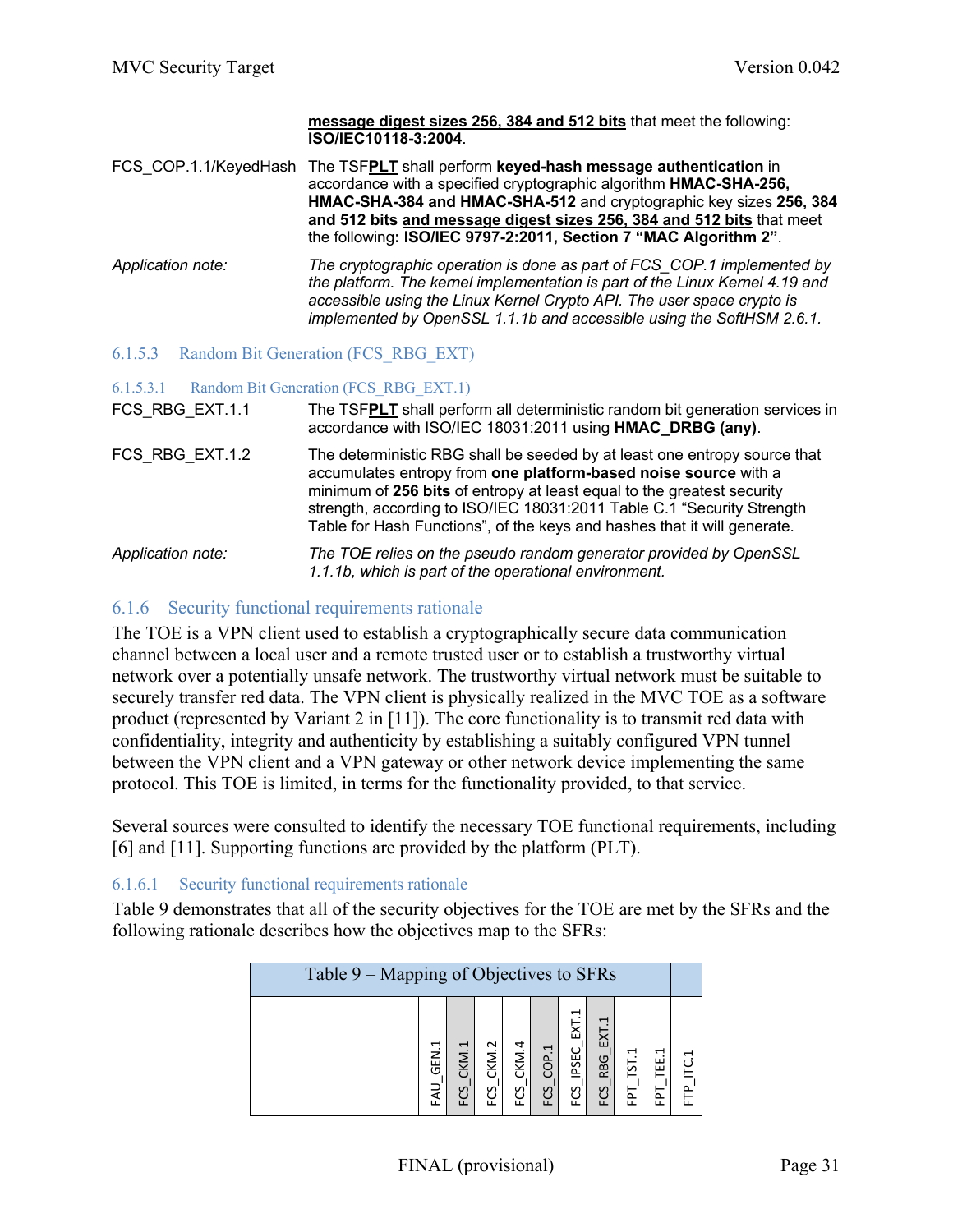**message digest sizes 256, 384 and 512 bits** that meet the following: **ISO/IEC10118-3:2004**.

FCS_COP.1.1/KeyedHash The ~~TSF~~**PLT** shall perform **keyed-hash message authentication** in accordance with a specified cryptographic algorithm **HMAC-SHA-256, HMAC-SHA-384 and HMAC-SHA-512** and cryptographic key sizes **256, 384 and 512 bits** **and message digest sizes 256, 384 and 512 bits** that meet the following**: ISO/IEC 9797-2:2011, Section 7 "MAC Algorithm 2"**.

Application note: *The cryptographic operation is done as part of FCS_COP.1 implemented by the platform. The kernel implementation is part of the Linux Kernel 4.19 and accessible using the Linux Kernel Crypto API. The user space crypto is implemented by OpenSSL 1.1.1b and accessible using the SoftHSM 2.6.1.*

### 6.1.5.3 Random Bit Generation (FCS_RBG_EXT)

#### 6.1.5.3.1 Random Bit Generation (FCS_RBG_EXT.1)

FCS_RBG_EXT.1.1 The ~~TSF~~**PLT** shall perform all deterministic random bit generation services in accordance with ISO/IEC 18031:2011 using **HMAC_DRBG (any)**.

FCS_RBG_EXT.1.2 The deterministic RBG shall be seeded by at least one entropy source that accumulates entropy from **one platform-based noise source** with a minimum of **256 bits** of entropy at least equal to the greatest security strength, according to ISO/IEC 18031:2011 Table C.1 "Security Strength Table for Hash Functions", of the keys and hashes that it will generate.

Application note: *The TOE relies on the pseudo random generator provided by OpenSSL 1.1.1b, which is part of the operational environment.*

## 6.1.6 Security functional requirements rationale

The TOE is a VPN client used to establish a cryptographically secure data communication channel between a local user and a remote trusted user or to establish a trustworthy virtual network over a potentially unsafe network. The trustworthy virtual network must be suitable to securely transfer red data. The VPN client is physically realized in the MVC TOE as a software product (represented by Variant 2 in [11]). The core functionality is to transmit red data with confidentiality, integrity and authenticity by establishing a suitably configured VPN tunnel between the VPN client and a VPN gateway or other network device implementing the same protocol. This TOE is limited, in terms for the functionality provided, to that service.

Several sources were consulted to identify the necessary TOE functional requirements, including [6] and [11]. Supporting functions are provided by the platform (PLT).

### 6.1.6.1 Security functional requirements rationale

Table 9 demonstrates that all of the security objectives for the TOE are met by the SFRs and the following rationale describes how the objectives map to the SFRs:

Table 9 – Mapping of Objectives to SFRs

| | FAU_GEN.1 | FCS_CKM.1 | FCS_CKM.2 | FCS_CKM.4 | FCS_COP.1 | FCS_IPSEC_EXT.1 | FCS_RBG_EXT.1 | FPT_TST.1 | FPT_TEE.1 | FTP_ITC.1 |
|---|---|---|---|---|---|---|---|---|---|---|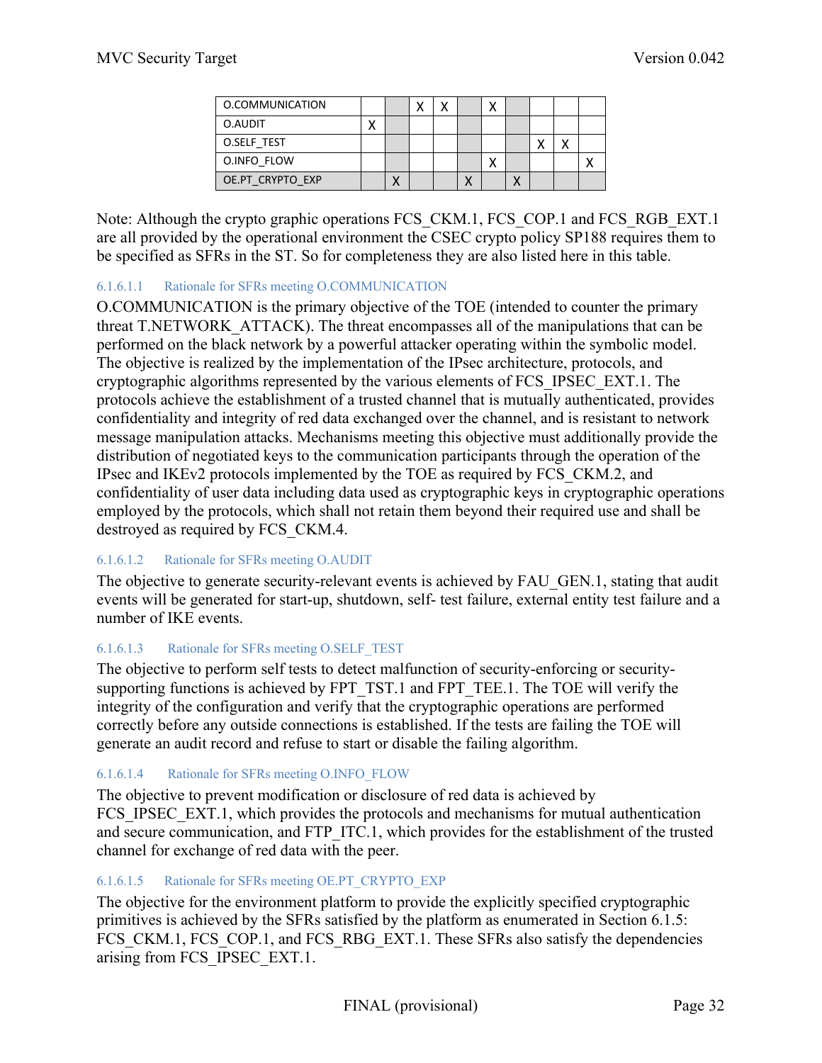| | | | | | | | | | | |
|---|---|---|---|---|---|---|---|---|---|---|
| O.COMMUNICATION | | | X | X | | X | | | | |
| O.AUDIT | X | | | | | | | | | |
| O.SELF_TEST | | | | | | | | X | X | |
| O.INFO_FLOW | | | | | | X | | | | X |
| OE.PT_CRYPTO_EXP | | X | | | X | | X | | | |

Note: Although the crypto graphic operations FCS_CKM.1, FCS_COP.1 and FCS_RGB_EXT.1 are all provided by the operational environment the CSEC crypto policy SP188 requires them to be specified as SFRs in the ST. So for completeness they are also listed here in this table.

##### 6.1.6.1.1 Rationale for SFRs meeting O.COMMUNICATION

O.COMMUNICATION is the primary objective of the TOE (intended to counter the primary threat T.NETWORK_ATTACK). The threat encompasses all of the manipulations that can be performed on the black network by a powerful attacker operating within the symbolic model. The objective is realized by the implementation of the IPsec architecture, protocols, and cryptographic algorithms represented by the various elements of FCS_IPSEC_EXT.1. The protocols achieve the establishment of a trusted channel that is mutually authenticated, provides confidentiality and integrity of red data exchanged over the channel, and is resistant to network message manipulation attacks. Mechanisms meeting this objective must additionally provide the distribution of negotiated keys to the communication participants through the operation of the IPsec and IKEv2 protocols implemented by the TOE as required by FCS_CKM.2, and confidentiality of user data including data used as cryptographic keys in cryptographic operations employed by the protocols, which shall not retain them beyond their required use and shall be destroyed as required by FCS_CKM.4.

##### 6.1.6.1.2 Rationale for SFRs meeting O.AUDIT

The objective to generate security-relevant events is achieved by FAU_GEN.1, stating that audit events will be generated for start-up, shutdown, self- test failure, external entity test failure and a number of IKE events.

##### 6.1.6.1.3 Rationale for SFRs meeting O.SELF_TEST

The objective to perform self tests to detect malfunction of security-enforcing or security-supporting functions is achieved by FPT_TST.1 and FPT_TEE.1. The TOE will verify the integrity of the configuration and verify that the cryptographic operations are performed correctly before any outside connections is established. If the tests are failing the TOE will generate an audit record and refuse to start or disable the failing algorithm.

##### 6.1.6.1.4 Rationale for SFRs meeting O.INFO_FLOW

The objective to prevent modification or disclosure of red data is achieved by FCS_IPSEC_EXT.1, which provides the protocols and mechanisms for mutual authentication and secure communication, and FTP_ITC.1, which provides for the establishment of the trusted channel for exchange of red data with the peer.

##### 6.1.6.1.5 Rationale for SFRs meeting OE.PT_CRYPTO_EXP

The objective for the environment platform to provide the explicitly specified cryptographic primitives is achieved by the SFRs satisfied by the platform as enumerated in Section 6.1.5: FCS_CKM.1, FCS_COP.1, and FCS_RBG_EXT.1. These SFRs also satisfy the dependencies arising from FCS_IPSEC_EXT.1.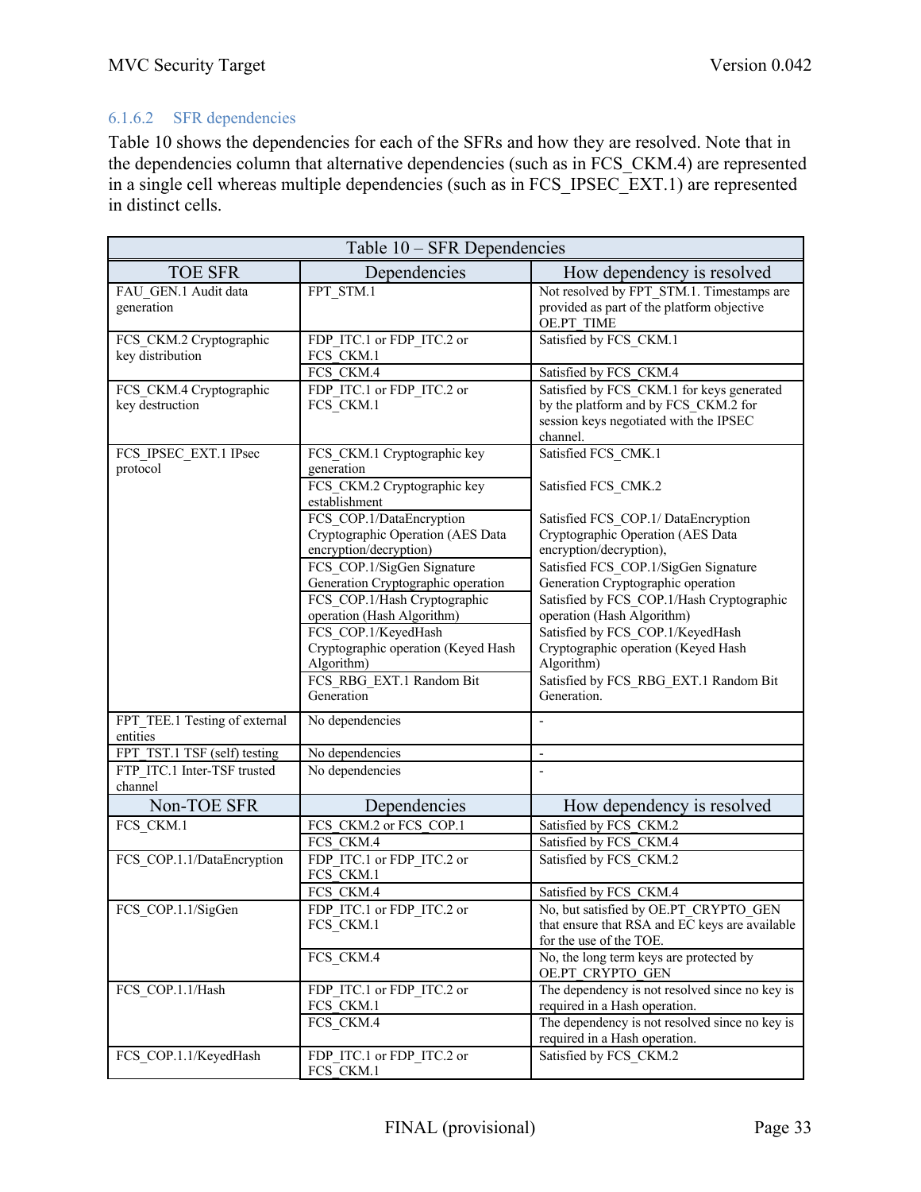#### 6.1.6.2 SFR dependencies

Table 10 shows the dependencies for each of the SFRs and how they are resolved. Note that in the dependencies column that alternative dependencies (such as in FCS_CKM.4) are represented in a single cell whereas multiple dependencies (such as in FCS_IPSEC_EXT.1) are represented in distinct cells.

Table 10 – SFR Dependencies

| TOE SFR | Dependencies | How dependency is resolved |
|---|---|---|
| FAU_GEN.1 Audit data generation | FPT_STM.1 | Not resolved by FPT_STM.1. Timestamps are provided as part of the platform objective OE.PT_TIME |
| FCS_CKM.2 Cryptographic key distribution | FDP_ITC.1 or FDP_ITC.2 or FCS_CKM.1 | Satisfied by FCS_CKM.1 |
| | FCS_CKM.4 | Satisfied by FCS_CKM.4 |
| FCS_CKM.4 Cryptographic key destruction | FDP_ITC.1 or FDP_ITC.2 or FCS_CKM.1 | Satisfied by FCS_CKM.1 for keys generated by the platform and by FCS_CKM.2 for session keys negotiated with the IPSEC channel. |
| FCS_IPSEC_EXT.1 IPsec protocol | FCS_CKM.1 Cryptographic key generation | Satisfied FCS_CMK.1 |
| | FCS_CKM.2 Cryptographic key establishment | Satisfied FCS_CMK.2 |
| | FCS_COP.1/DataEncryption Cryptographic Operation (AES Data encryption/decryption) | Satisfied FCS_COP.1/ DataEncryption Cryptographic Operation (AES Data encryption/decryption), |
| | FCS_COP.1/SigGen Signature Generation Cryptographic operation | Satisfied FCS_COP.1/SigGen Signature Generation Cryptographic operation |
| | FCS_COP.1/Hash Cryptographic operation (Hash Algorithm) | Satisfied by FCS_COP.1/Hash Cryptographic operation (Hash Algorithm) |
| | FCS_COP.1/KeyedHash Cryptographic operation (Keyed Hash Algorithm) | Satisfied by FCS_COP.1/KeyedHash Cryptographic operation (Keyed Hash Algorithm) |
| | FCS_RBG_EXT.1 Random Bit Generation | Satisfied by FCS_RBG_EXT.1 Random Bit Generation. |
| FPT_TEE.1 Testing of external entities | No dependencies | - |
| FPT_TST.1 TSF (self) testing | No dependencies | - |
| FTP_ITC.1 Inter-TSF trusted channel | No dependencies | - |
| **Non-TOE SFR** | **Dependencies** | **How dependency is resolved** |
| FCS_CKM.1 | FCS_CKM.2 or FCS_COP.1 | Satisfied by FCS_CKM.2 |
| | FCS_CKM.4 | Satisfied by FCS_CKM.4 |
| FCS_COP.1.1/DataEncryption | FDP_ITC.1 or FDP_ITC.2 or FCS_CKM.1 | Satisfied by FCS_CKM.2 |
| | FCS_CKM.4 | Satisfied by FCS_CKM.4 |
| FCS_COP.1.1/SigGen | FDP_ITC.1 or FDP_ITC.2 or FCS_CKM.1 | No, but satisfied by OE.PT_CRYPTO_GEN that ensure that RSA and EC keys are available for the use of the TOE. |
| | FCS_CKM.4 | No, the long term keys are protected by OE.PT_CRYPTO_GEN |
| FCS_COP.1.1/Hash | FDP_ITC.1 or FDP_ITC.2 or FCS_CKM.1 | The dependency is not resolved since no key is required in a Hash operation. |
| | FCS_CKM.4 | The dependency is not resolved since no key is required in a Hash operation. |
| FCS_COP.1.1/KeyedHash | FDP_ITC.1 or FDP_ITC.2 or FCS_CKM.1 | Satisfied by FCS_CKM.2 |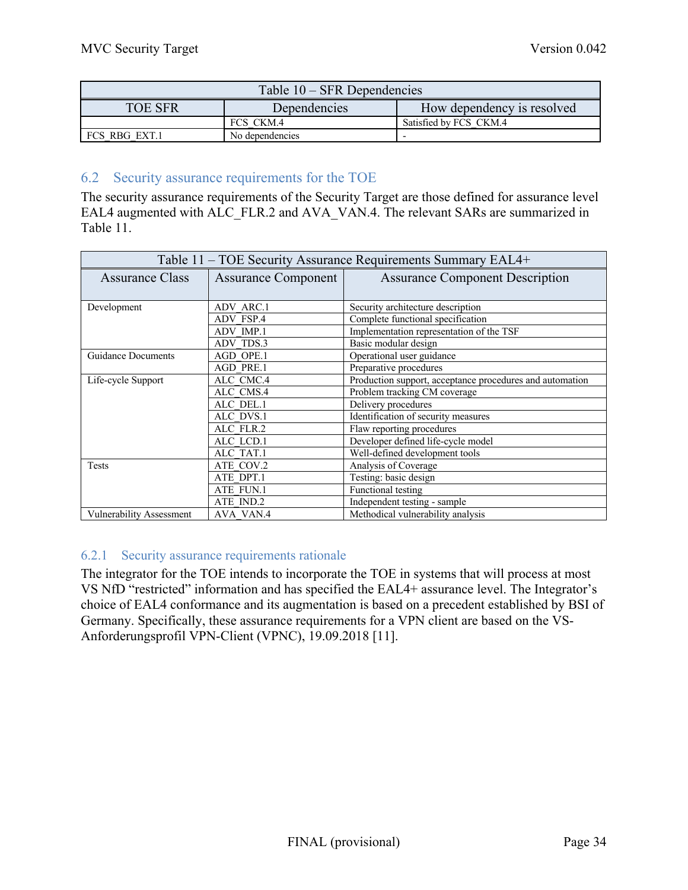| Table 10 – SFR Dependencies | | |
|---|---|---|
| TOE SFR | Dependencies | How dependency is resolved |
| | FCS_CKM.4 | Satisfied by FCS_CKM.4 |
| FCS_RBG_EXT.1 | No dependencies | - |

## 6.2 Security assurance requirements for the TOE

The security assurance requirements of the Security Target are those defined for assurance level EAL4 augmented with ALC_FLR.2 and AVA_VAN.4. The relevant SARs are summarized in Table 11.

| Table 11 – TOE Security Assurance Requirements Summary EAL4+ | | |
|---|---|---|
| Assurance Class | Assurance Component | Assurance Component Description |
| Development | ADV_ARC.1 | Security architecture description |
| | ADV_FSP.4 | Complete functional specification |
| | ADV_IMP.1 | Implementation representation of the TSF |
| | ADV_TDS.3 | Basic modular design |
| Guidance Documents | AGD_OPE.1 | Operational user guidance |
| | AGD_PRE.1 | Preparative procedures |
| Life-cycle Support | ALC_CMC.4 | Production support, acceptance procedures and automation |
| | ALC_CMS.4 | Problem tracking CM coverage |
| | ALC_DEL.1 | Delivery procedures |
| | ALC_DVS.1 | Identification of security measures |
| | ALC_FLR.2 | Flaw reporting procedures |
| | ALC_LCD.1 | Developer defined life-cycle model |
| | ALC_TAT.1 | Well-defined development tools |
| Tests | ATE_COV.2 | Analysis of Coverage |
| | ATE_DPT.1 | Testing: basic design |
| | ATE_FUN.1 | Functional testing |
| | ATE_IND.2 | Independent testing - sample |
| Vulnerability Assessment | AVA_VAN.4 | Methodical vulnerability analysis |

### 6.2.1 Security assurance requirements rationale

The integrator for the TOE intends to incorporate the TOE in systems that will process at most VS NfD "restricted" information and has specified the EAL4+ assurance level. The Integrator's choice of EAL4 conformance and its augmentation is based on a precedent established by BSI of Germany. Specifically, these assurance requirements for a VPN client are based on the VS-Anforderungsprofil VPN-Client (VPNC), 19.09.2018 [11].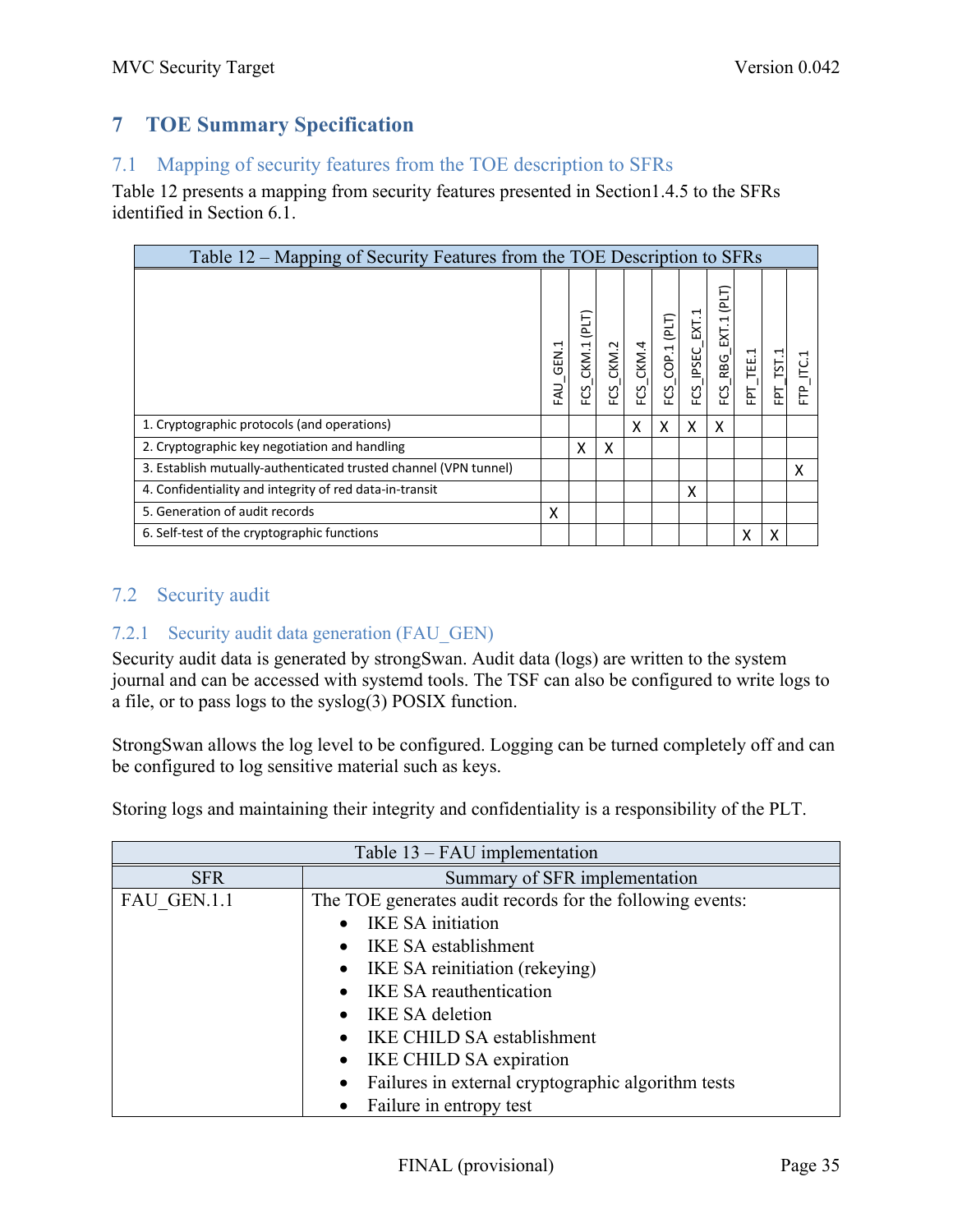# 7 TOE Summary Specification

## 7.1 Mapping of security features from the TOE description to SFRs

Table 12 presents a mapping from security features presented in Section1.4.5 to the SFRs identified in Section 6.1.

Table 12 – Mapping of Security Features from the TOE Description to SFRs

| | FAU_GEN.1 | FCS_CKM.1 (PLT) | FCS_CKM.2 | FCS_CKM.4 | FCS_COP.1 (PLT) | FCS_IPSEC_EXT.1 | FCS_RBG_EXT.1 (PLT) | FPT_TEE.1 | FPT_TST.1 | FTP_ITC.1 |
|---|---|---|---|---|---|---|---|---|---|---|
| 1. Cryptographic protocols (and operations) | | | | X | X | X | X | | | |
| 2. Cryptographic key negotiation and handling | | X | X | | | | | | | |
| 3. Establish mutually-authenticated trusted channel (VPN tunnel) | | | | | | | | | | X |
| 4. Confidentiality and integrity of red data-in-transit | | | | | | X | | | | |
| 5. Generation of audit records | X | | | | | | | | | |
| 6. Self-test of the cryptographic functions | | | | | | | | X | X | |

## 7.2 Security audit

### 7.2.1 Security audit data generation (FAU_GEN)

Security audit data is generated by strongSwan. Audit data (logs) are written to the system journal and can be accessed with systemd tools. The TSF can also be configured to write logs to a file, or to pass logs to the syslog(3) POSIX function.

StrongSwan allows the log level to be configured. Logging can be turned completely off and can be configured to log sensitive material such as keys.

Storing logs and maintaining their integrity and confidentiality is a responsibility of the PLT.

Table 13 – FAU implementation

| SFR | Summary of SFR implementation |
|---|---|
| FAU_GEN.1.1 | The TOE generates audit records for the following events:<br>• IKE SA initiation<br>• IKE SA establishment<br>• IKE SA reinitiation (rekeying)<br>• IKE SA reauthentication<br>• IKE SA deletion<br>• IKE CHILD SA establishment<br>• IKE CHILD SA expiration<br>• Failures in external cryptographic algorithm tests<br>• Failure in entropy test |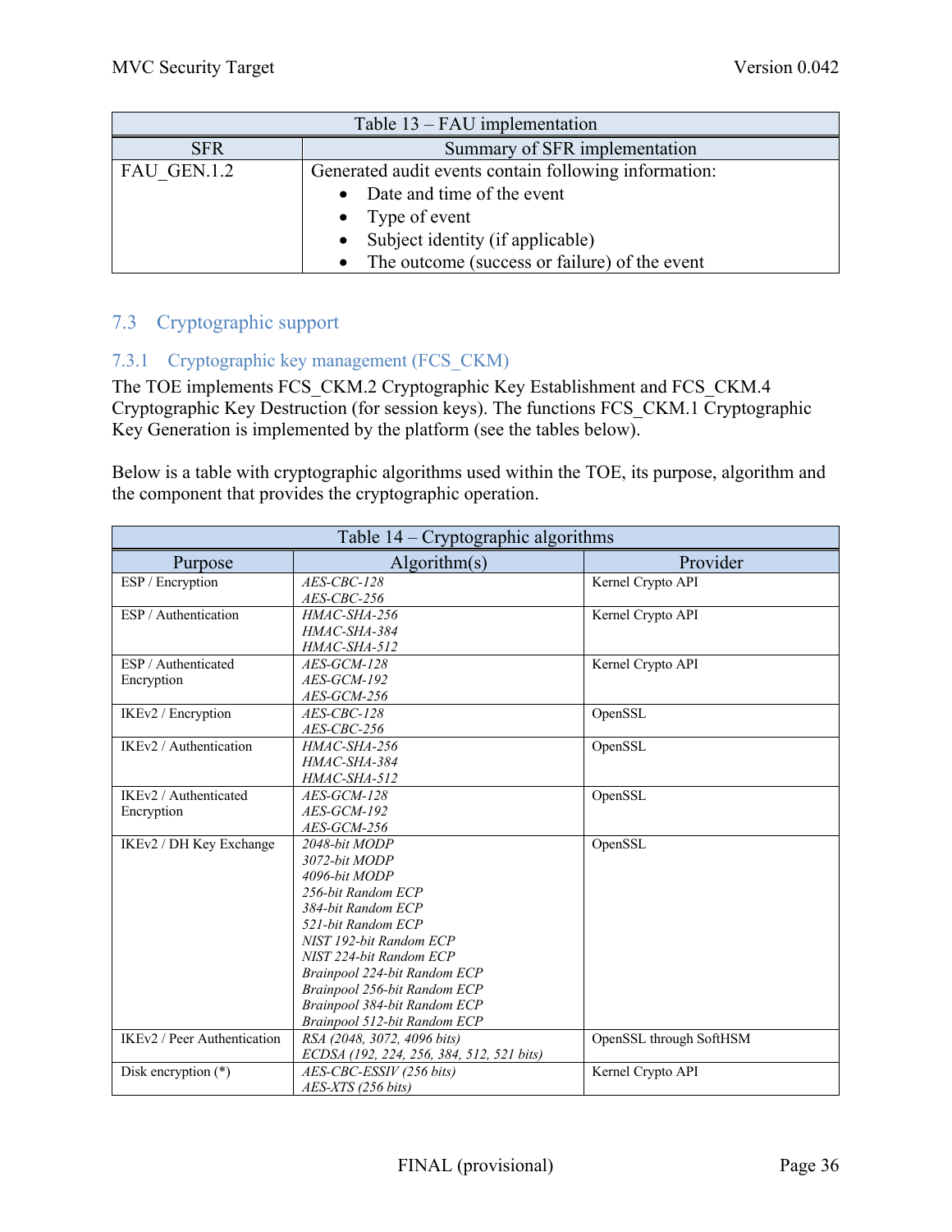| Table 13 – FAU implementation | |
|---|---|
| SFR | Summary of SFR implementation |
| FAU_GEN.1.2 | Generated audit events contain following information:<br>• Date and time of the event<br>• Type of event<br>• Subject identity (if applicable)<br>• The outcome (success or failure) of the event |

## 7.3 Cryptographic support

### 7.3.1 Cryptographic key management (FCS_CKM)

The TOE implements FCS_CKM.2 Cryptographic Key Establishment and FCS_CKM.4 Cryptographic Key Destruction (for session keys). The functions FCS_CKM.1 Cryptographic Key Generation is implemented by the platform (see the tables below).

Below is a table with cryptographic algorithms used within the TOE, its purpose, algorithm and the component that provides the cryptographic operation.

| Table 14 – Cryptographic algorithms | | |
|---|---|---|
| Purpose | Algorithm(s) | Provider |
| ESP / Encryption | *AES-CBC-128*<br>*AES-CBC-256* | Kernel Crypto API |
| ESP / Authentication | *HMAC-SHA-256*<br>*HMAC-SHA-384*<br>*HMAC-SHA-512* | Kernel Crypto API |
| ESP / Authenticated Encryption | *AES-GCM-128*<br>*AES-GCM-192*<br>*AES-GCM-256* | Kernel Crypto API |
| IKEv2 / Encryption | *AES-CBC-128*<br>*AES-CBC-256* | OpenSSL |
| IKEv2 / Authentication | *HMAC-SHA-256*<br>*HMAC-SHA-384*<br>*HMAC-SHA-512* | OpenSSL |
| IKEv2 / Authenticated Encryption | *AES-GCM-128*<br>*AES-GCM-192*<br>*AES-GCM-256* | OpenSSL |
| IKEv2 / DH Key Exchange | *2048-bit MODP*<br>*3072-bit MODP*<br>*4096-bit MODP*<br>*256-bit Random ECP*<br>*384-bit Random ECP*<br>*521-bit Random ECP*<br>*NIST 192-bit Random ECP*<br>*NIST 224-bit Random ECP*<br>*Brainpool 224-bit Random ECP*<br>*Brainpool 256-bit Random ECP*<br>*Brainpool 384-bit Random ECP*<br>*Brainpool 512-bit Random ECP* | OpenSSL |
| IKEv2 / Peer Authentication | *RSA (2048, 3072, 4096 bits)*<br>*ECDSA (192, 224, 256, 384, 512, 521 bits)* | OpenSSL through SoftHSM |
| Disk encryption (*) | *AES-CBC-ESSIV (256 bits)*<br>*AES-XTS (256 bits)* | Kernel Crypto API |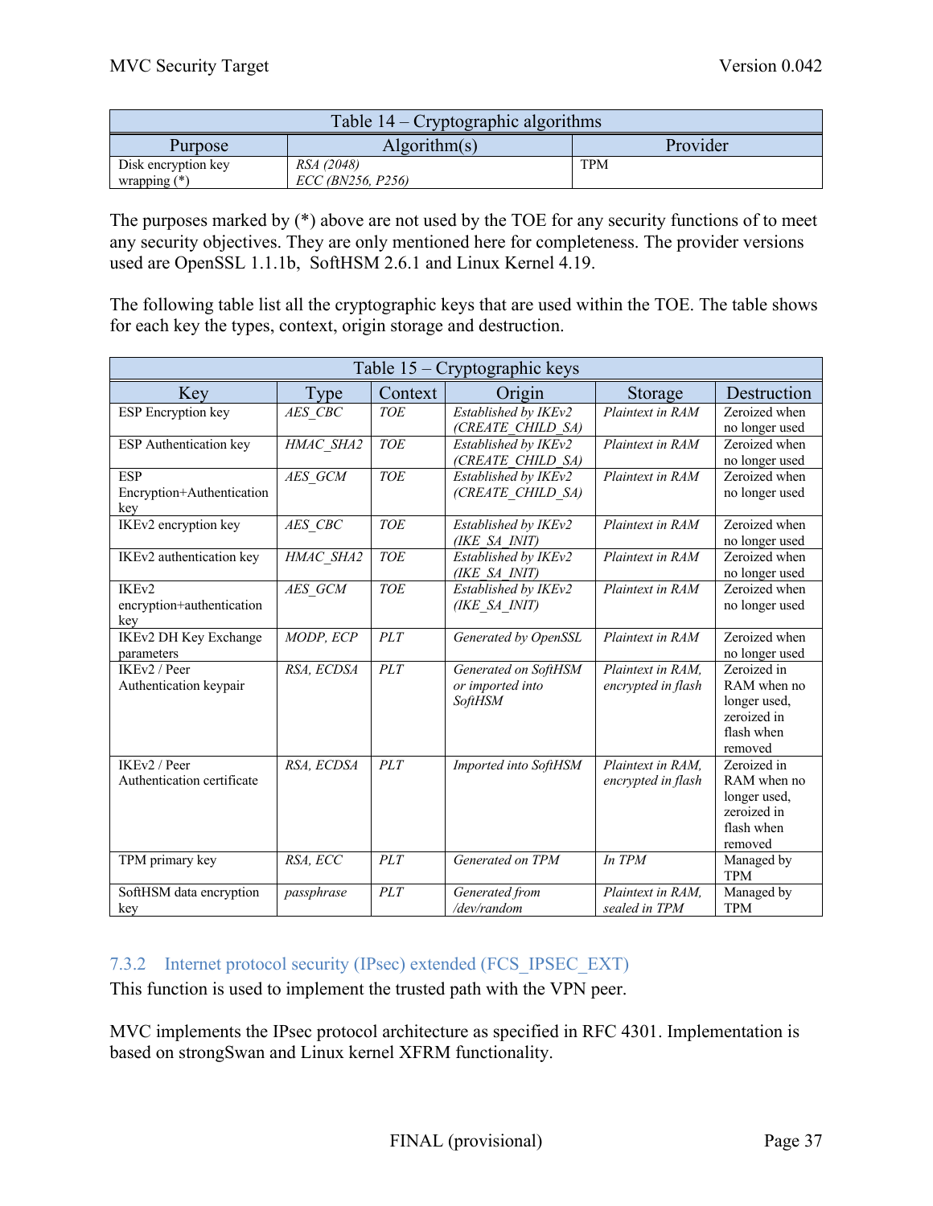| Table 14 – Cryptographic algorithms | | |
|---|---|---|
| Purpose | Algorithm(s) | Provider |
| Disk encryption key wrapping (*) | *RSA (2048)*<br>*ECC (BN256, P256)* | TPM |

The purposes marked by (*) above are not used by the TOE for any security functions of to meet any security objectives. They are only mentioned here for completeness. The provider versions used are OpenSSL 1.1.1b, SoftHSM 2.6.1 and Linux Kernel 4.19.

The following table list all the cryptographic keys that are used within the TOE. The table shows for each key the types, context, origin storage and destruction.

| Table 15 – Cryptographic keys | | | | | |
|---|---|---|---|---|---|
| Key | Type | Context | Origin | Storage | Destruction |
| ESP Encryption key | *AES_CBC* | *TOE* | *Established by IKEv2 (CREATE_CHILD_SA)* | *Plaintext in RAM* | Zeroized when no longer used |
| ESP Authentication key | *HMAC_SHA2* | *TOE* | *Established by IKEv2 (CREATE_CHILD_SA)* | *Plaintext in RAM* | Zeroized when no longer used |
| ESP Encryption+Authentication key | *AES_GCM* | *TOE* | *Established by IKEv2 (CREATE_CHILD_SA)* | *Plaintext in RAM* | Zeroized when no longer used |
| IKEv2 encryption key | *AES_CBC* | *TOE* | *Established by IKEv2 (IKE_SA_INIT)* | *Plaintext in RAM* | Zeroized when no longer used |
| IKEv2 authentication key | *HMAC_SHA2* | *TOE* | *Established by IKEv2 (IKE_SA_INIT)* | *Plaintext in RAM* | Zeroized when no longer used |
| IKEv2 encryption+authentication key | *AES_GCM* | *TOE* | *Established by IKEv2 (IKE_SA_INIT)* | *Plaintext in RAM* | Zeroized when no longer used |
| IKEv2 DH Key Exchange parameters | *MODP, ECP* | *PLT* | *Generated by OpenSSL* | *Plaintext in RAM* | Zeroized when no longer used |
| IKEv2 / Peer Authentication keypair | *RSA, ECDSA* | *PLT* | *Generated on SoftHSM or imported into SoftHSM* | *Plaintext in RAM, encrypted in flash* | Zeroized in RAM when no longer used, zeroized in flash when removed |
| IKEv2 / Peer Authentication certificate | *RSA, ECDSA* | *PLT* | *Imported into SoftHSM* | *Plaintext in RAM, encrypted in flash* | Zeroized in RAM when no longer used, zeroized in flash when removed |
| TPM primary key | *RSA, ECC* | *PLT* | *Generated on TPM* | *In TPM* | Managed by TPM |
| SoftHSM data encryption key | *passphrase* | *PLT* | *Generated from /dev/random* | *Plaintext in RAM, sealed in TPM* | Managed by TPM |

### 7.3.2 Internet protocol security (IPsec) extended (FCS_IPSEC_EXT)

This function is used to implement the trusted path with the VPN peer.

MVC implements the IPsec protocol architecture as specified in RFC 4301. Implementation is based on strongSwan and Linux kernel XFRM functionality.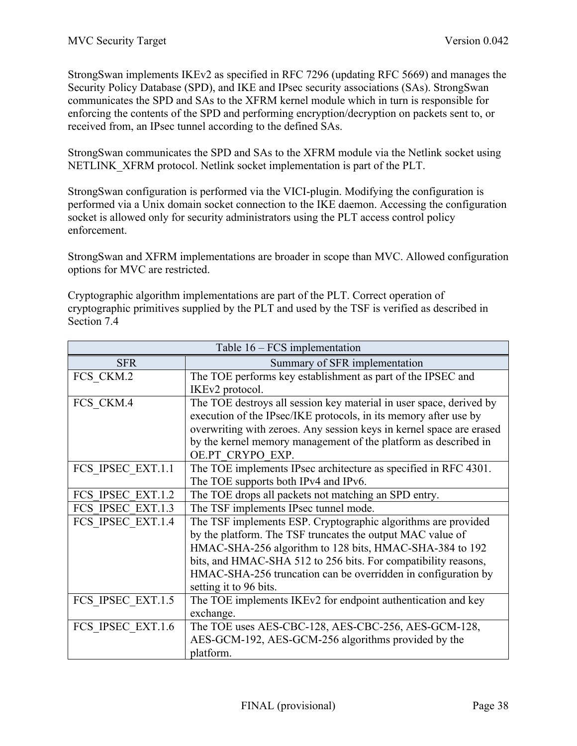StrongSwan implements IKEv2 as specified in RFC 7296 (updating RFC 5669) and manages the Security Policy Database (SPD), and IKE and IPsec security associations (SAs). StrongSwan communicates the SPD and SAs to the XFRM kernel module which in turn is responsible for enforcing the contents of the SPD and performing encryption/decryption on packets sent to, or received from, an IPsec tunnel according to the defined SAs.

StrongSwan communicates the SPD and SAs to the XFRM module via the Netlink socket using NETLINK_XFRM protocol. Netlink socket implementation is part of the PLT.

StrongSwan configuration is performed via the VICI-plugin. Modifying the configuration is performed via a Unix domain socket connection to the IKE daemon. Accessing the configuration socket is allowed only for security administrators using the PLT access control policy enforcement.

StrongSwan and XFRM implementations are broader in scope than MVC. Allowed configuration options for MVC are restricted.

Cryptographic algorithm implementations are part of the PLT. Correct operation of cryptographic primitives supplied by the PLT and used by the TSF is verified as described in Section 7.4

Table 16 – FCS implementation

| SFR | Summary of SFR implementation |
|---|---|
| FCS_CKM.2 | The TOE performs key establishment as part of the IPSEC and IKEv2 protocol. |
| FCS_CKM.4 | The TOE destroys all session key material in user space, derived by execution of the IPsec/IKE protocols, in its memory after use by overwriting with zeroes. Any session keys in kernel space are erased by the kernel memory management of the platform as described in OE.PT_CRYPO_EXP. |
| FCS_IPSEC_EXT.1.1 | The TOE implements IPsec architecture as specified in RFC 4301. The TOE supports both IPv4 and IPv6. |
| FCS_IPSEC_EXT.1.2 | The TOE drops all packets not matching an SPD entry. |
| FCS_IPSEC_EXT.1.3 | The TSF implements IPsec tunnel mode. |
| FCS_IPSEC_EXT.1.4 | The TSF implements ESP. Cryptographic algorithms are provided by the platform. The TSF truncates the output MAC value of HMAC-SHA-256 algorithm to 128 bits, HMAC-SHA-384 to 192 bits, and HMAC-SHA 512 to 256 bits. For compatibility reasons, HMAC-SHA-256 truncation can be overridden in configuration by setting it to 96 bits. |
| FCS_IPSEC_EXT.1.5 | The TOE implements IKEv2 for endpoint authentication and key exchange. |
| FCS_IPSEC_EXT.1.6 | The TOE uses AES-CBC-128, AES-CBC-256, AES-GCM-128, AES-GCM-192, AES-GCM-256 algorithms provided by the platform. |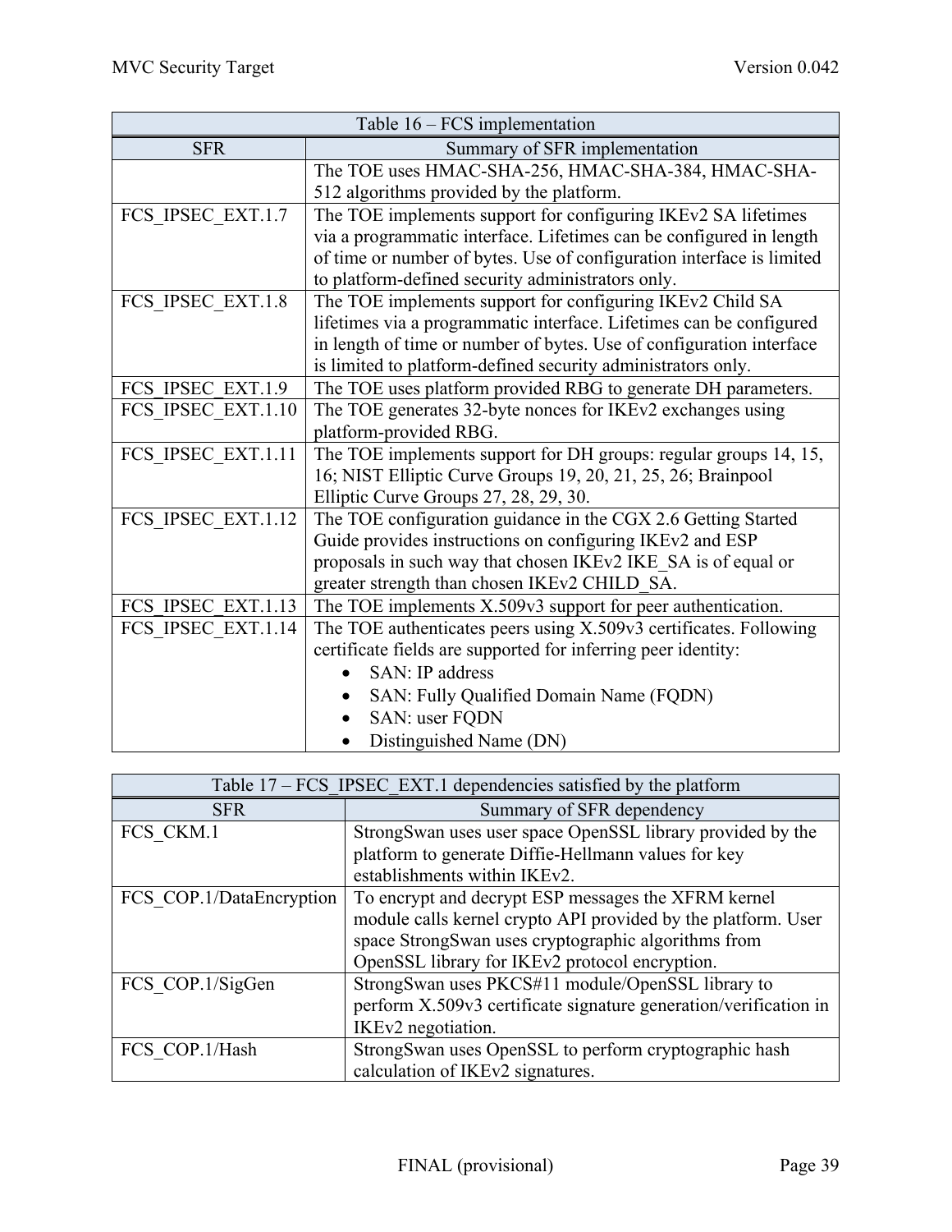| Table 16 – FCS implementation | |
|---|---|
| SFR | Summary of SFR implementation |
| | The TOE uses HMAC-SHA-256, HMAC-SHA-384, HMAC-SHA-512 algorithms provided by the platform. |
| FCS_IPSEC_EXT.1.7 | The TOE implements support for configuring IKEv2 SA lifetimes via a programmatic interface. Lifetimes can be configured in length of time or number of bytes. Use of configuration interface is limited to platform-defined security administrators only. |
| FCS_IPSEC_EXT.1.8 | The TOE implements support for configuring IKEv2 Child SA lifetimes via a programmatic interface. Lifetimes can be configured in length of time or number of bytes. Use of configuration interface is limited to platform-defined security administrators only. |
| FCS_IPSEC_EXT.1.9 | The TOE uses platform provided RBG to generate DH parameters. |
| FCS_IPSEC_EXT.1.10 | The TOE generates 32-byte nonces for IKEv2 exchanges using platform-provided RBG. |
| FCS_IPSEC_EXT.1.11 | The TOE implements support for DH groups: regular groups 14, 15, 16; NIST Elliptic Curve Groups 19, 20, 21, 25, 26; Brainpool Elliptic Curve Groups 27, 28, 29, 30. |
| FCS_IPSEC_EXT.1.12 | The TOE configuration guidance in the CGX 2.6 Getting Started Guide provides instructions on configuring IKEv2 and ESP proposals in such way that chosen IKEv2 IKE_SA is of equal or greater strength than chosen IKEv2 CHILD_SA. |
| FCS_IPSEC_EXT.1.13 | The TOE implements X.509v3 support for peer authentication. |
| FCS_IPSEC_EXT.1.14 | The TOE authenticates peers using X.509v3 certificates. Following certificate fields are supported for inferring peer identity:<br>• SAN: IP address<br>• SAN: Fully Qualified Domain Name (FQDN)<br>• SAN: user FQDN<br>• Distinguished Name (DN) |

| Table 17 – FCS_IPSEC_EXT.1 dependencies satisfied by the platform | |
|---|---|
| SFR | Summary of SFR dependency |
| FCS_CKM.1 | StrongSwan uses user space OpenSSL library provided by the platform to generate Diffie-Hellmann values for key establishments within IKEv2. |
| FCS_COP.1/DataEncryption | To encrypt and decrypt ESP messages the XFRM kernel module calls kernel crypto API provided by the platform. User space StrongSwan uses cryptographic algorithms from OpenSSL library for IKEv2 protocol encryption. |
| FCS_COP.1/SigGen | StrongSwan uses PKCS#11 module/OpenSSL library to perform X.509v3 certificate signature generation/verification in IKEv2 negotiation. |
| FCS_COP.1/Hash | StrongSwan uses OpenSSL to perform cryptographic hash calculation of IKEv2 signatures. |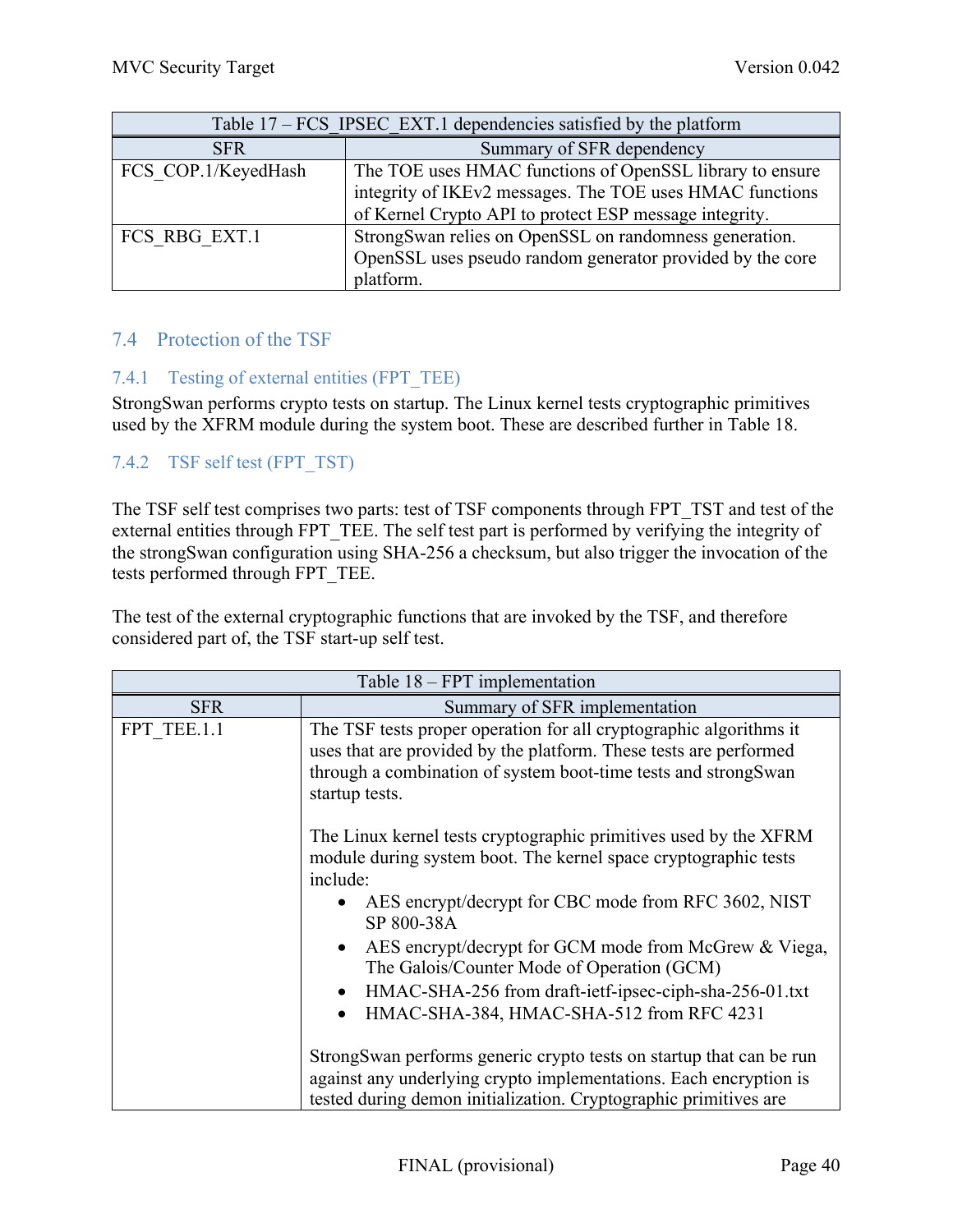| Table 17 – FCS_IPSEC_EXT.1 dependencies satisfied by the platform | |
|---|---|
| SFR | Summary of SFR dependency |
| FCS_COP.1/KeyedHash | The TOE uses HMAC functions of OpenSSL library to ensure integrity of IKEv2 messages. The TOE uses HMAC functions of Kernel Crypto API to protect ESP message integrity. |
| FCS_RBG_EXT.1 | StrongSwan relies on OpenSSL on randomness generation. OpenSSL uses pseudo random generator provided by the core platform. |

## 7.4 Protection of the TSF

### 7.4.1 Testing of external entities (FPT_TEE)

StrongSwan performs crypto tests on startup. The Linux kernel tests cryptographic primitives used by the XFRM module during the system boot. These are described further in Table 18.

### 7.4.2 TSF self test (FPT_TST)

The TSF self test comprises two parts: test of TSF components through FPT_TST and test of the external entities through FPT_TEE. The self test part is performed by verifying the integrity of the strongSwan configuration using SHA-256 a checksum, but also trigger the invocation of the tests performed through FPT_TEE.

The test of the external cryptographic functions that are invoked by the TSF, and therefore considered part of, the TSF start-up self test.

| Table 18 – FPT implementation | |
|---|---|
| SFR | Summary of SFR implementation |
| FPT_TEE.1.1 | The TSF tests proper operation for all cryptographic algorithms it uses that are provided by the platform. These tests are performed through a combination of system boot-time tests and strongSwan startup tests.<br><br>The Linux kernel tests cryptographic primitives used by the XFRM module during system boot. The kernel space cryptographic tests include:<br>• AES encrypt/decrypt for CBC mode from RFC 3602, NIST SP 800-38A<br>• AES encrypt/decrypt for GCM mode from McGrew & Viega, The Galois/Counter Mode of Operation (GCM)<br>• HMAC-SHA-256 from draft-ietf-ipsec-ciph-sha-256-01.txt<br>• HMAC-SHA-384, HMAC-SHA-512 from RFC 4231<br><br>StrongSwan performs generic crypto tests on startup that can be run against any underlying crypto implementations. Each encryption is tested during demon initialization. Cryptographic primitives are |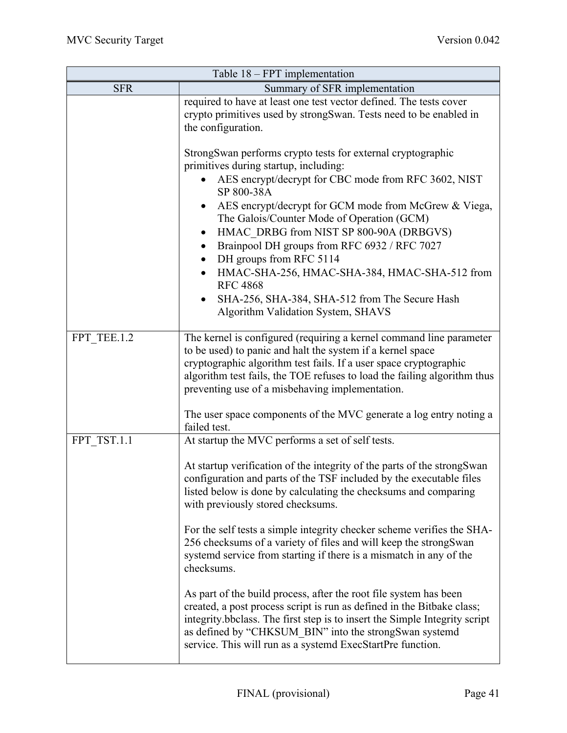| Table 18 – FPT implementation | |
|---|---|
| SFR | Summary of SFR implementation |
| | required to have at least one test vector defined. The tests cover crypto primitives used by strongSwan. Tests need to be enabled in the configuration.<br><br>StrongSwan performs crypto tests for external cryptographic primitives during startup, including:<br>• AES encrypt/decrypt for CBC mode from RFC 3602, NIST SP 800-38A<br>• AES encrypt/decrypt for GCM mode from McGrew & Viega, The Galois/Counter Mode of Operation (GCM)<br>• HMAC_DRBG from NIST SP 800-90A (DRBGVS)<br>• Brainpool DH groups from RFC 6932 / RFC 7027<br>• DH groups from RFC 5114<br>• HMAC-SHA-256, HMAC-SHA-384, HMAC-SHA-512 from RFC 4868<br>• SHA-256, SHA-384, SHA-512 from The Secure Hash Algorithm Validation System, SHAVS |
| FPT_TEE.1.2 | The kernel is configured (requiring a kernel command line parameter to be used) to panic and halt the system if a kernel space cryptographic algorithm test fails. If a user space cryptographic algorithm test fails, the TOE refuses to load the failing algorithm thus preventing use of a misbehaving implementation.<br><br>The user space components of the MVC generate a log entry noting a failed test. |
| FPT_TST.1.1 | At startup the MVC performs a set of self tests.<br><br>At startup verification of the integrity of the parts of the strongSwan configuration and parts of the TSF included by the executable files listed below is done by calculating the checksums and comparing with previously stored checksums.<br><br>For the self tests a simple integrity checker scheme verifies the SHA-256 checksums of a variety of files and will keep the strongSwan systemd service from starting if there is a mismatch in any of the checksums.<br><br>As part of the build process, after the root file system has been created, a post process script is run as defined in the Bitbake class; integrity.bbclass. The first step is to insert the Simple Integrity script as defined by "CHKSUM_BIN" into the strongSwan systemd service. This will run as a systemd ExecStartPre function. |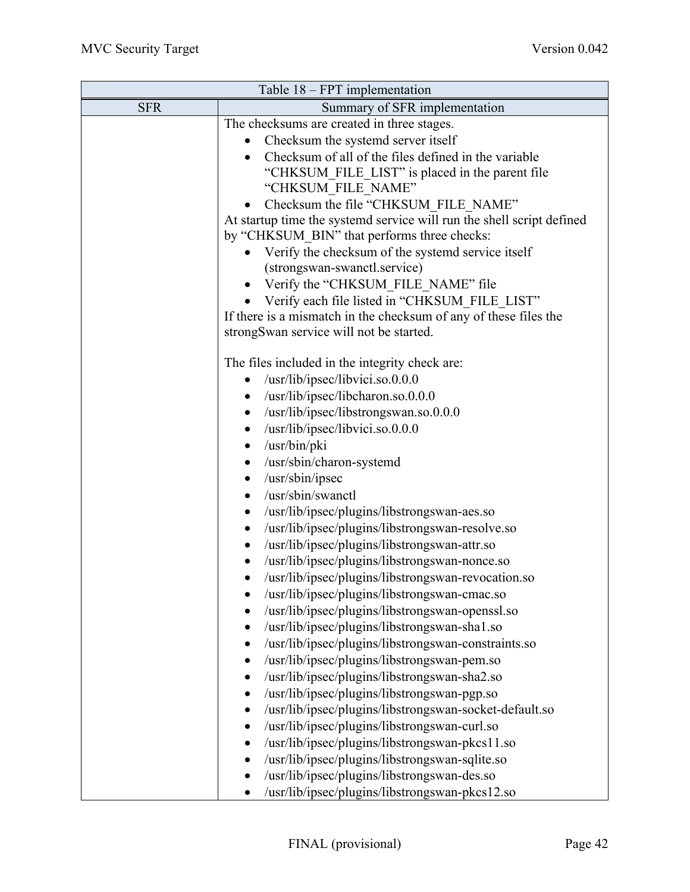| Table 18 – FPT implementation | |
|---|---|
| SFR | Summary of SFR implementation |
| | The checksums are created in three stages.<br>• Checksum the systemd server itself<br>• Checksum of all of the files defined in the variable "CHKSUM_FILE_LIST" is placed in the parent file "CHKSUM_FILE_NAME"<br>• Checksum the file "CHKSUM_FILE_NAME"<br>At startup time the systemd service will run the shell script defined by "CHKSUM_BIN" that performs three checks:<br>• Verify the checksum of the systemd service itself (strongswan-swanctl.service)<br>• Verify the "CHKSUM_FILE_NAME" file<br>• Verify each file listed in "CHKSUM_FILE_LIST"<br>If there is a mismatch in the checksum of any of these files the strongSwan service will not be started.<br><br>The files included in the integrity check are:<br>• /usr/lib/ipsec/libvici.so.0.0.0<br>• /usr/lib/ipsec/libcharon.so.0.0.0<br>• /usr/lib/ipsec/libstrongswan.so.0.0.0<br>• /usr/lib/ipsec/libvici.so.0.0.0<br>• /usr/bin/pki<br>• /usr/sbin/charon-systemd<br>• /usr/sbin/ipsec<br>• /usr/sbin/swanctl<br>• /usr/lib/ipsec/plugins/libstrongswan-aes.so<br>• /usr/lib/ipsec/plugins/libstrongswan-resolve.so<br>• /usr/lib/ipsec/plugins/libstrongswan-attr.so<br>• /usr/lib/ipsec/plugins/libstrongswan-nonce.so<br>• /usr/lib/ipsec/plugins/libstrongswan-revocation.so<br>• /usr/lib/ipsec/plugins/libstrongswan-cmac.so<br>• /usr/lib/ipsec/plugins/libstrongswan-openssl.so<br>• /usr/lib/ipsec/plugins/libstrongswan-sha1.so<br>• /usr/lib/ipsec/plugins/libstrongswan-constraints.so<br>• /usr/lib/ipsec/plugins/libstrongswan-pem.so<br>• /usr/lib/ipsec/plugins/libstrongswan-sha2.so<br>• /usr/lib/ipsec/plugins/libstrongswan-pgp.so<br>• /usr/lib/ipsec/plugins/libstrongswan-socket-default.so<br>• /usr/lib/ipsec/plugins/libstrongswan-curl.so<br>• /usr/lib/ipsec/plugins/libstrongswan-pkcs11.so<br>• /usr/lib/ipsec/plugins/libstrongswan-sqlite.so<br>• /usr/lib/ipsec/plugins/libstrongswan-des.so<br>• /usr/lib/ipsec/plugins/libstrongswan-pkcs12.so |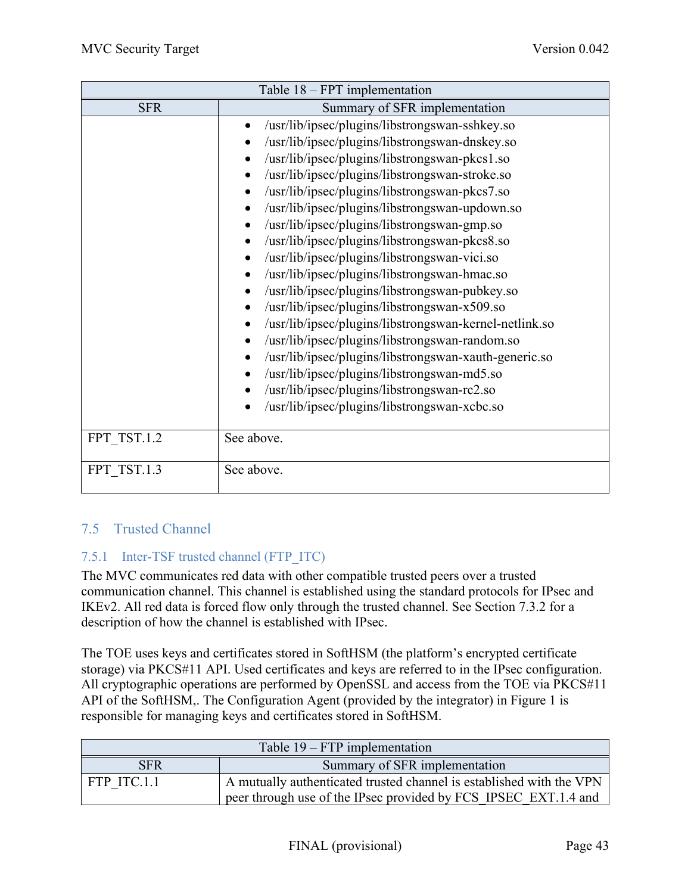| Table 18 – FPT implementation | |
|---|---|
| SFR | Summary of SFR implementation |
| | • /usr/lib/ipsec/plugins/libstrongswan-sshkey.so<br>• /usr/lib/ipsec/plugins/libstrongswan-dnskey.so<br>• /usr/lib/ipsec/plugins/libstrongswan-pkcs1.so<br>• /usr/lib/ipsec/plugins/libstrongswan-stroke.so<br>• /usr/lib/ipsec/plugins/libstrongswan-pkcs7.so<br>• /usr/lib/ipsec/plugins/libstrongswan-updown.so<br>• /usr/lib/ipsec/plugins/libstrongswan-gmp.so<br>• /usr/lib/ipsec/plugins/libstrongswan-pkcs8.so<br>• /usr/lib/ipsec/plugins/libstrongswan-vici.so<br>• /usr/lib/ipsec/plugins/libstrongswan-hmac.so<br>• /usr/lib/ipsec/plugins/libstrongswan-pubkey.so<br>• /usr/lib/ipsec/plugins/libstrongswan-x509.so<br>• /usr/lib/ipsec/plugins/libstrongswan-kernel-netlink.so<br>• /usr/lib/ipsec/plugins/libstrongswan-random.so<br>• /usr/lib/ipsec/plugins/libstrongswan-xauth-generic.so<br>• /usr/lib/ipsec/plugins/libstrongswan-md5.so<br>• /usr/lib/ipsec/plugins/libstrongswan-rc2.so<br>• /usr/lib/ipsec/plugins/libstrongswan-xcbc.so |
| FPT_TST.1.2 | See above. |
| FPT_TST.1.3 | See above. |

## 7.5 Trusted Channel

### 7.5.1 Inter-TSF trusted channel (FTP_ITC)

The MVC communicates red data with other compatible trusted peers over a trusted communication channel. This channel is established using the standard protocols for IPsec and IKEv2. All red data is forced flow only through the trusted channel. See Section 7.3.2 for a description of how the channel is established with IPsec.

The TOE uses keys and certificates stored in SoftHSM (the platform's encrypted certificate storage) via PKCS#11 API. Used certificates and keys are referred to in the IPsec configuration. All cryptographic operations are performed by OpenSSL and access from the TOE via PKCS#11 API of the SoftHSM,. The Configuration Agent (provided by the integrator) in Figure 1 is responsible for managing keys and certificates stored in SoftHSM.

| Table 19 – FTP implementation | |
|---|---|
| SFR | Summary of SFR implementation |
| FTP_ITC.1.1 | A mutually authenticated trusted channel is established with the VPN peer through use of the IPsec provided by FCS_IPSEC_EXT.1.4 and |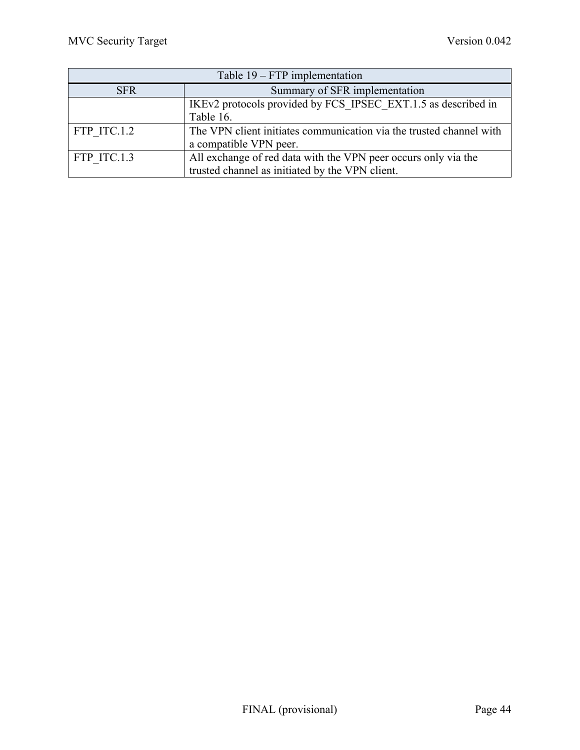| Table 19 – FTP implementation | |
|---|---|
| SFR | Summary of SFR implementation |
| | IKEv2 protocols provided by FCS_IPSEC_EXT.1.5 as described in Table 16. |
| FTP_ITC.1.2 | The VPN client initiates communication via the trusted channel with a compatible VPN peer. |
| FTP_ITC.1.3 | All exchange of red data with the VPN peer occurs only via the trusted channel as initiated by the VPN client. |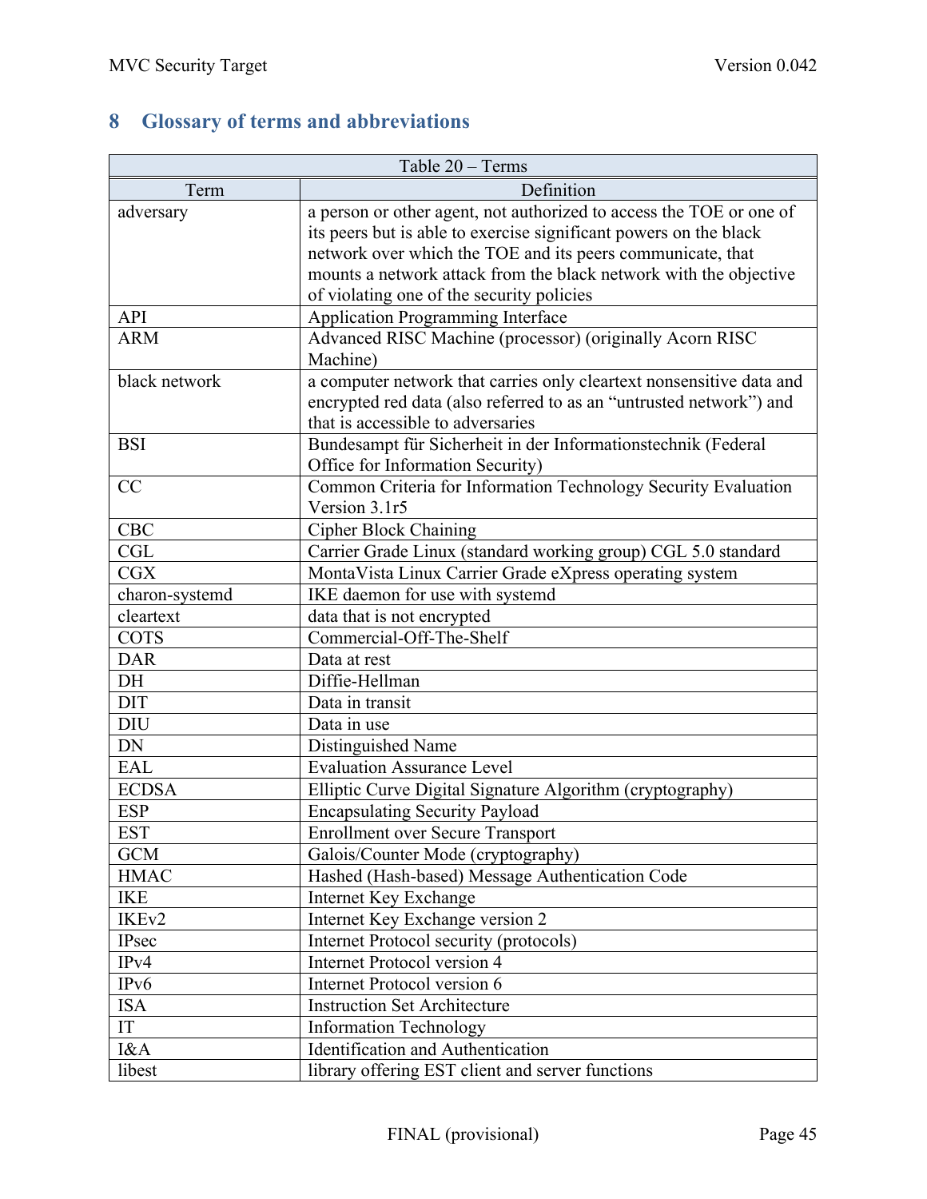# 8 Glossary of terms and abbreviations

Table 20 – Terms

| Term | Definition |
|---|---|
| adversary | a person or other agent, not authorized to access the TOE or one of its peers but is able to exercise significant powers on the black network over which the TOE and its peers communicate, that mounts a network attack from the black network with the objective of violating one of the security policies |
| API | Application Programming Interface |
| ARM | Advanced RISC Machine (processor) (originally Acorn RISC Machine) |
| black network | a computer network that carries only cleartext nonsensitive data and encrypted red data (also referred to as an "untrusted network") and that is accessible to adversaries |
| BSI | Bundesampt für Sicherheit in der Informationstechnik (Federal Office for Information Security) |
| CC | Common Criteria for Information Technology Security Evaluation Version 3.1r5 |
| CBC | Cipher Block Chaining |
| CGL | Carrier Grade Linux (standard working group) CGL 5.0 standard |
| CGX | MontaVista Linux Carrier Grade eXpress operating system |
| charon-systemd | IKE daemon for use with systemd |
| cleartext | data that is not encrypted |
| COTS | Commercial-Off-The-Shelf |
| DAR | Data at rest |
| DH | Diffie-Hellman |
| DIT | Data in transit |
| DIU | Data in use |
| DN | Distinguished Name |
| EAL | Evaluation Assurance Level |
| ECDSA | Elliptic Curve Digital Signature Algorithm (cryptography) |
| ESP | Encapsulating Security Payload |
| EST | Enrollment over Secure Transport |
| GCM | Galois/Counter Mode (cryptography) |
| HMAC | Hashed (Hash-based) Message Authentication Code |
| IKE | Internet Key Exchange |
| IKEv2 | Internet Key Exchange version 2 |
| IPsec | Internet Protocol security (protocols) |
| IPv4 | Internet Protocol version 4 |
| IPv6 | Internet Protocol version 6 |
| ISA | Instruction Set Architecture |
| IT | Information Technology |
| I&A | Identification and Authentication |
| libest | library offering EST client and server functions |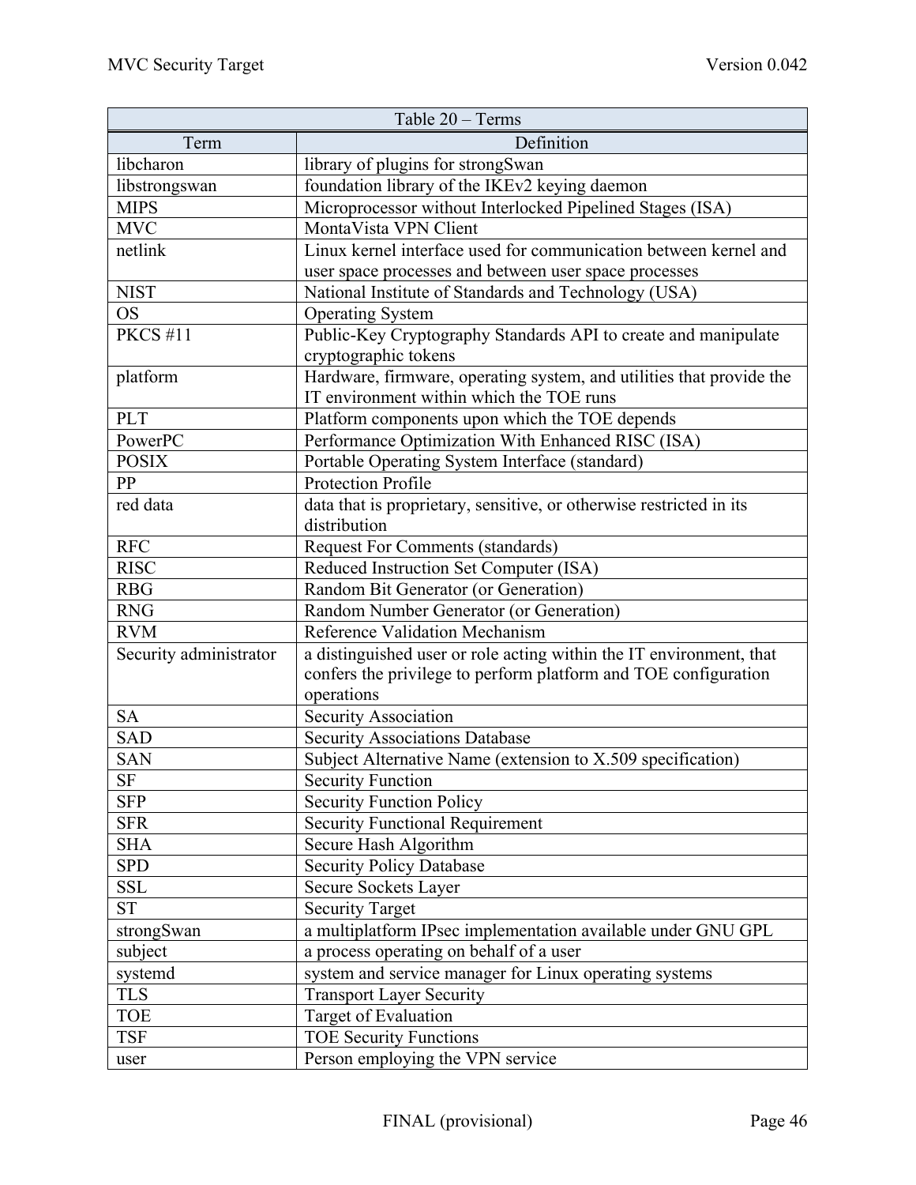| Table 20 – Terms | |
|---|---|
| Term | Definition |
| libcharon | library of plugins for strongSwan |
| libstrongswan | foundation library of the IKEv2 keying daemon |
| MIPS | Microprocessor without Interlocked Pipelined Stages (ISA) |
| MVC | MontaVista VPN Client |
| netlink | Linux kernel interface used for communication between kernel and user space processes and between user space processes |
| NIST | National Institute of Standards and Technology (USA) |
| OS | Operating System |
| PKCS #11 | Public-Key Cryptography Standards API to create and manipulate cryptographic tokens |
| platform | Hardware, firmware, operating system, and utilities that provide the IT environment within which the TOE runs |
| PLT | Platform components upon which the TOE depends |
| PowerPC | Performance Optimization With Enhanced RISC (ISA) |
| POSIX | Portable Operating System Interface (standard) |
| PP | Protection Profile |
| red data | data that is proprietary, sensitive, or otherwise restricted in its distribution |
| RFC | Request For Comments (standards) |
| RISC | Reduced Instruction Set Computer (ISA) |
| RBG | Random Bit Generator (or Generation) |
| RNG | Random Number Generator (or Generation) |
| RVM | Reference Validation Mechanism |
| Security administrator | a distinguished user or role acting within the IT environment, that confers the privilege to perform platform and TOE configuration operations |
| SA | Security Association |
| SAD | Security Associations Database |
| SAN | Subject Alternative Name (extension to X.509 specification) |
| SF | Security Function |
| SFP | Security Function Policy |
| SFR | Security Functional Requirement |
| SHA | Secure Hash Algorithm |
| SPD | Security Policy Database |
| SSL | Secure Sockets Layer |
| ST | Security Target |
| strongSwan | a multiplatform IPsec implementation available under GNU GPL |
| subject | a process operating on behalf of a user |
| systemd | system and service manager for Linux operating systems |
| TLS | Transport Layer Security |
| TOE | Target of Evaluation |
| TSF | TOE Security Functions |
| user | Person employing the VPN service |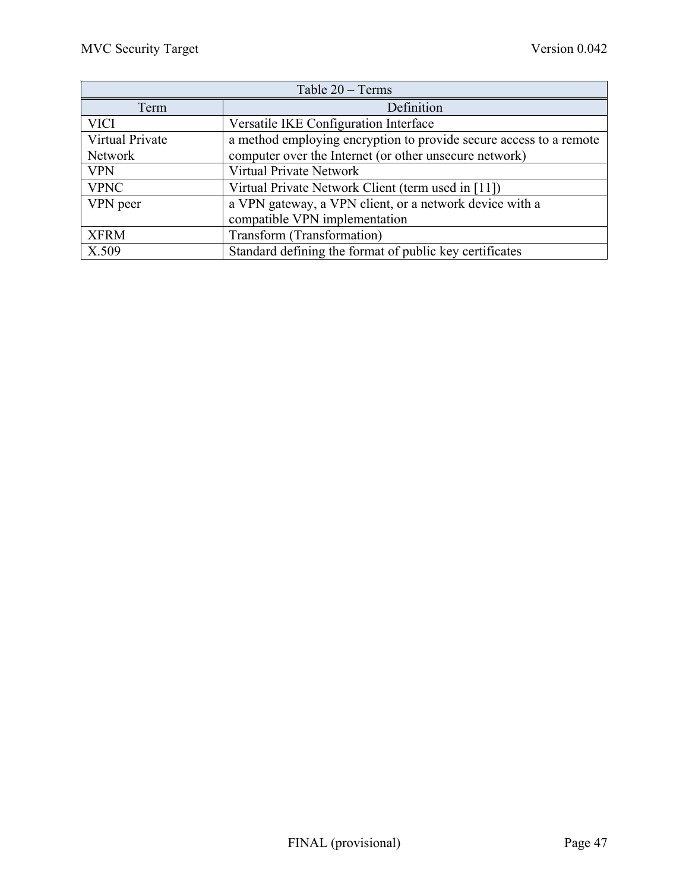| Table 20 – Terms | |
|---|---|
| Term | Definition |
| VICI | Versatile IKE Configuration Interface |
| Virtual Private Network | a method employing encryption to provide secure access to a remote computer over the Internet (or other unsecure network) |
| VPN | Virtual Private Network |
| VPNC | Virtual Private Network Client (term used in [11]) |
| VPN peer | a VPN gateway, a VPN client, or a network device with a compatible VPN implementation |
| XFRM | Transform (Transformation) |
| X.509 | Standard defining the format of public key certificates |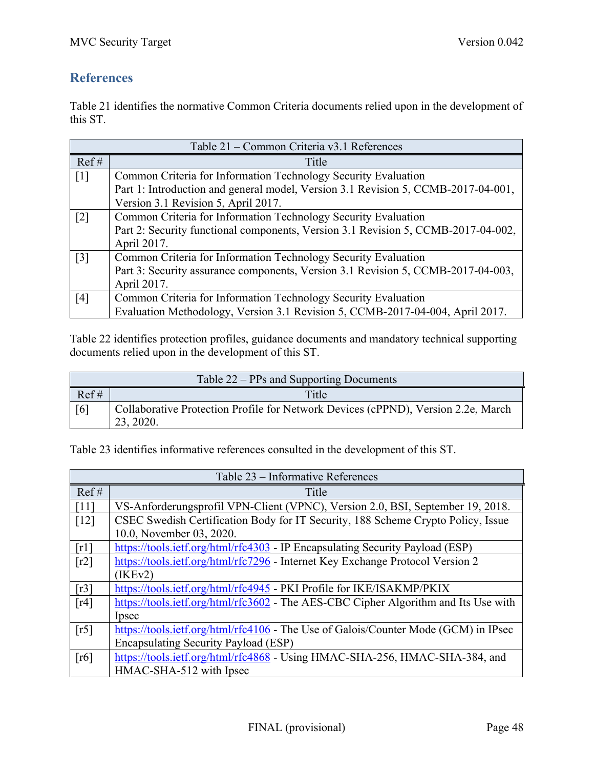## References

Table 21 identifies the normative Common Criteria documents relied upon in the development of this ST.

| Table 21 – Common Criteria v3.1 References | |
|---|---|
| Ref # | Title |
| [1] | Common Criteria for Information Technology Security Evaluation<br>Part 1: Introduction and general model, Version 3.1 Revision 5, CCMB-2017-04-001, Version 3.1 Revision 5, April 2017. |
| [2] | Common Criteria for Information Technology Security Evaluation<br>Part 2: Security functional components, Version 3.1 Revision 5, CCMB-2017-04-002, April 2017. |
| [3] | Common Criteria for Information Technology Security Evaluation<br>Part 3: Security assurance components, Version 3.1 Revision 5, CCMB-2017-04-003, April 2017. |
| [4] | Common Criteria for Information Technology Security Evaluation<br>Evaluation Methodology, Version 3.1 Revision 5, CCMB-2017-04-004, April 2017. |

Table 22 identifies protection profiles, guidance documents and mandatory technical supporting documents relied upon in the development of this ST.

| Table 22 – PPs and Supporting Documents | |
|---|---|
| Ref # | Title |
| [6] | Collaborative Protection Profile for Network Devices (cPPND), Version 2.2e, March 23, 2020. |

Table 23 identifies informative references consulted in the development of this ST.

| Table 23 – Informative References | |
|---|---|
| Ref # | Title |
| [11] | VS-Anforderungsprofil VPN-Client (VPNC), Version 2.0, BSI, September 19, 2018. |
| [12] | CSEC Swedish Certification Body for IT Security, 188 Scheme Crypto Policy, Issue 10.0, November 03, 2020. |
| [r1] | https://tools.ietf.org/html/rfc4303 - IP Encapsulating Security Payload (ESP) |
| [r2] | https://tools.ietf.org/html/rfc7296 - Internet Key Exchange Protocol Version 2 (IKEv2) |
| [r3] | https://tools.ietf.org/html/rfc4945 - PKI Profile for IKE/ISAKMP/PKIX |
| [r4] | https://tools.ietf.org/html/rfc3602 - The AES-CBC Cipher Algorithm and Its Use with Ipsec |
| [r5] | https://tools.ietf.org/html/rfc4106 - The Use of Galois/Counter Mode (GCM) in IPsec Encapsulating Security Payload (ESP) |
| [r6] | https://tools.ietf.org/html/rfc4868 - Using HMAC-SHA-256, HMAC-SHA-384, and HMAC-SHA-512 with Ipsec |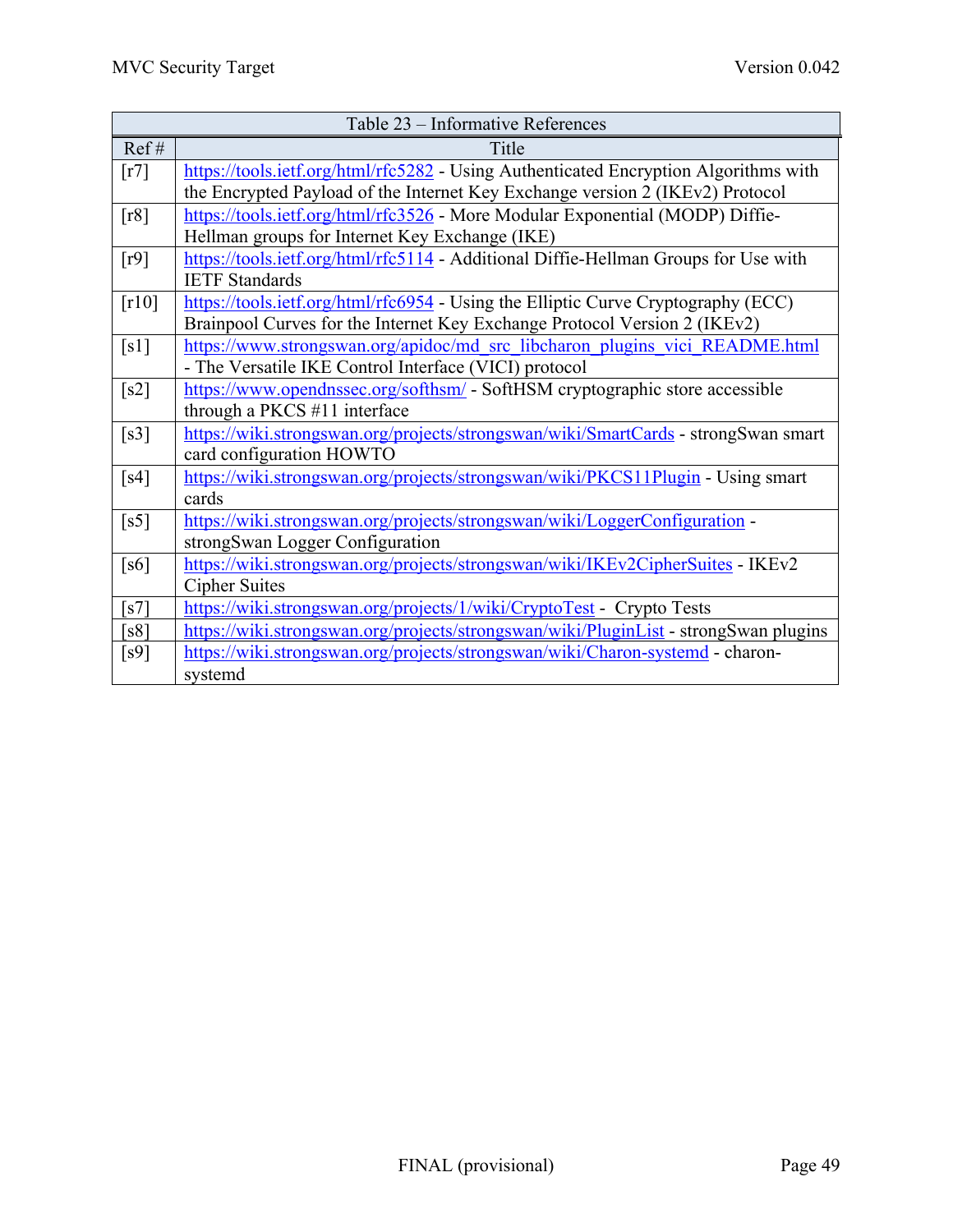| Table 23 – Informative References | |
|---|---|
| Ref # | Title |
| [r7] | https://tools.ietf.org/html/rfc5282 - Using Authenticated Encryption Algorithms with the Encrypted Payload of the Internet Key Exchange version 2 (IKEv2) Protocol |
| [r8] | https://tools.ietf.org/html/rfc3526 - More Modular Exponential (MODP) Diffie-Hellman groups for Internet Key Exchange (IKE) |
| [r9] | https://tools.ietf.org/html/rfc5114 - Additional Diffie-Hellman Groups for Use with IETF Standards |
| [r10] | https://tools.ietf.org/html/rfc6954 - Using the Elliptic Curve Cryptography (ECC) Brainpool Curves for the Internet Key Exchange Protocol Version 2 (IKEv2) |
| [s1] | https://www.strongswan.org/apidoc/md_src_libcharon_plugins_vici_README.html - The Versatile IKE Control Interface (VICI) protocol |
| [s2] | https://www.opendnssec.org/softhsm/ - SoftHSM cryptographic store accessible through a PKCS #11 interface |
| [s3] | https://wiki.strongswan.org/projects/strongswan/wiki/SmartCards - strongSwan smart card configuration HOWTO |
| [s4] | https://wiki.strongswan.org/projects/strongswan/wiki/PKCS11Plugin - Using smart cards |
| [s5] | https://wiki.strongswan.org/projects/strongswan/wiki/LoggerConfiguration - strongSwan Logger Configuration |
| [s6] | https://wiki.strongswan.org/projects/strongswan/wiki/IKEv2CipherSuites - IKEv2 Cipher Suites |
| [s7] | https://wiki.strongswan.org/projects/1/wiki/CryptoTest - Crypto Tests |
| [s8] | https://wiki.strongswan.org/projects/strongswan/wiki/PluginList - strongSwan plugins |
| [s9] | https://wiki.strongswan.org/projects/strongswan/wiki/Charon-systemd - charon-systemd |